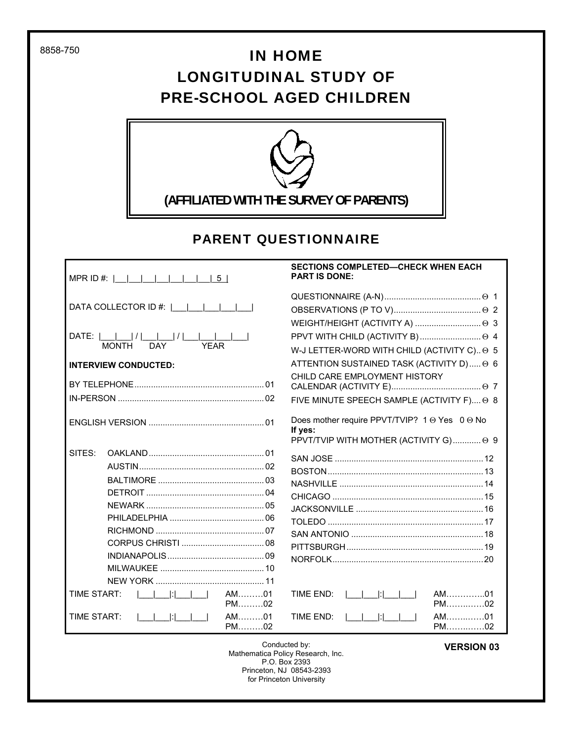8858-750

# IN HOME
# LONGITUDINAL STUDY OF
# PRE-SCHOOL AGED CHILDREN

**(AFFILIATED WITH THE SURVEY OF PARENTS)**

## PARENT QUESTIONNAIRE

MPR ID #: |___|___|___|___|___|___|___|_5_|

DATA COLLECTOR ID #: |___|___|___|___|___|

DATE: |___|___| / |___|___| / |___|___|___|___|
MONTH DAY YEAR

**INTERVIEW CONDUCTED:**

BY TELEPHONE....................................................... 01
IN-PERSON ............................................................. 02

ENGLISH VERSION ................................................ 01

SITES:
- OAKLAND................................................ 01
- AUSTIN.................................................... 02
- BALTIMORE ............................................ 03
- DETROIT ................................................. 04
- NEWARK ................................................. 05
- PHILADELPHIA ....................................... 06
- RICHMOND ............................................. 07
- CORPUS CHRISTI .................................. 08
- INDIANAPOLIS........................................ 09
- MILWAUKEE ........................................... 10
- NEW YORK ............................................. 11
- SAN JOSE .............................................. 12
- BOSTON.................................................. 13
- NASHVILLE ............................................ 14
- CHICAGO ............................................... 15
- JACKSONVILLE ..................................... 16
- TOLEDO ................................................. 17
- SAN ANTONIO ....................................... 18
- PITTSBURGH......................................... 19
- NORFOLK............................................... 20

**SECTIONS COMPLETED—CHECK WHEN EACH PART IS DONE:**

QUESTIONNAIRE (A-N)......................................... Θ 1
OBSERVATIONS (P TO V)..................................... Θ 2
WEIGHT/HEIGHT (ACTIVITY A) ............................ Θ 3
PPVT WITH CHILD (ACTIVITY B).......................... Θ 4
W-J LETTER-WORD WITH CHILD (ACTIVITY C).. Θ 5
ATTENTION SUSTAINED TASK (ACTIVITY D)..... Θ 6
CHILD CARE EMPLOYMENT HISTORY CALENDAR (ACTIVITY E)...................................... Θ 7
FIVE MINUTE SPEECH SAMPLE (ACTIVITY F).... Θ 8

Does mother require PPVT/TVIP? 1 Θ Yes 0 Θ No
**If yes:**
PPVT/TVIP WITH MOTHER (ACTIVITY G)............ Θ 9

TIME START: |___|___|:|___|___| AM.........01 PM.........02 TIME END: |___|___|:|___|___| AM..............01 PM..............02

TIME START: |___|___|:|___|___| AM.........01 PM.........02 TIME END: |___|___|:|___|___| AM..............01 PM..............02

Conducted by:
Mathematica Policy Research, Inc.
P.O. Box 2393
Princeton, NJ 08543-2393
for Princeton University

**VERSION 03**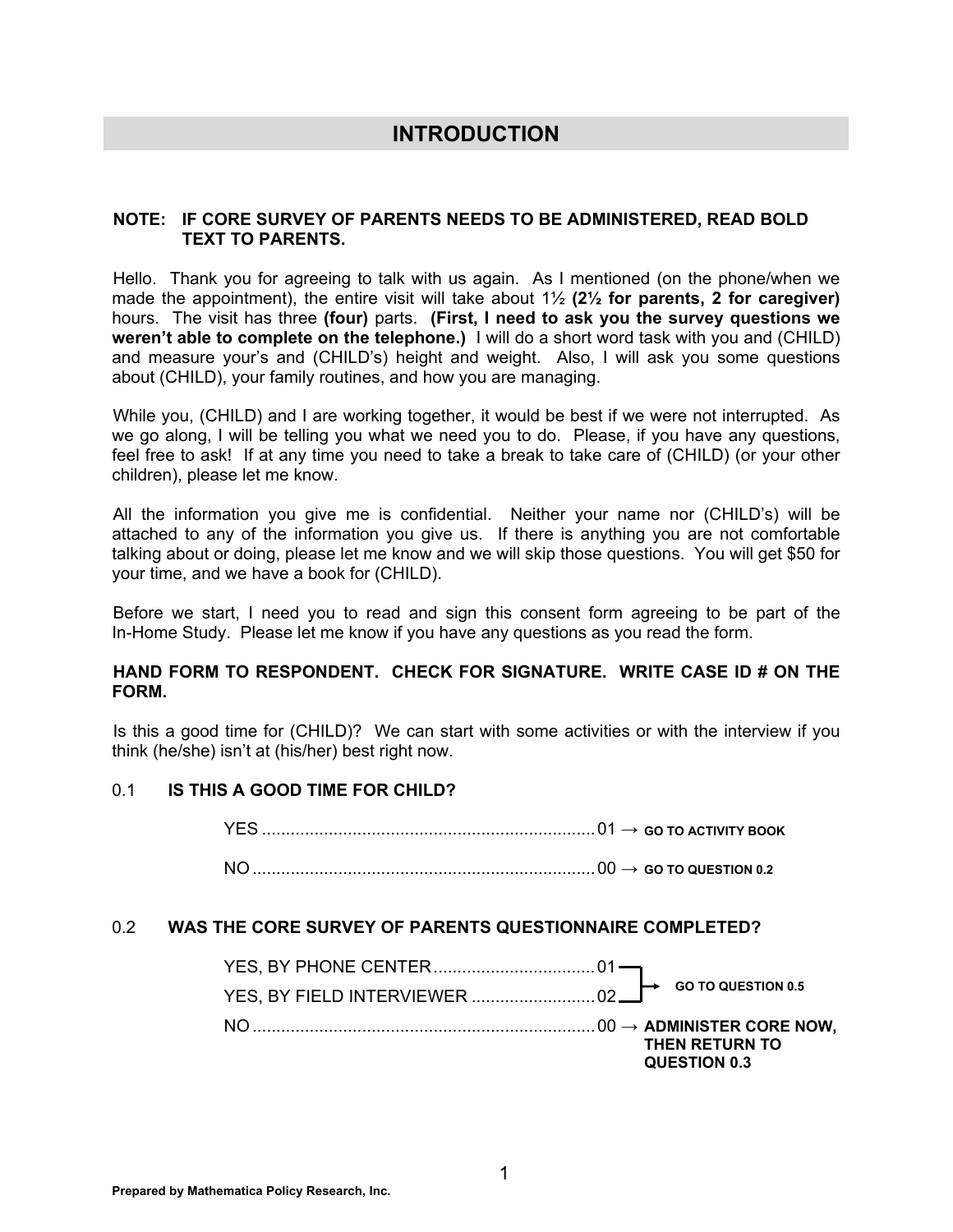# INTRODUCTION

**NOTE: IF CORE SURVEY OF PARENTS NEEDS TO BE ADMINISTERED, READ BOLD TEXT TO PARENTS.**

Hello. Thank you for agreeing to talk with us again. As I mentioned (on the phone/when we made the appointment), the entire visit will take about 1½ **(2½ for parents, 2 for caregiver)** hours. The visit has three **(four)** parts. **(First, I need to ask you the survey questions we weren't able to complete on the telephone.)** I will do a short word task with you and (CHILD) and measure your's and (CHILD's) height and weight. Also, I will ask you some questions about (CHILD), your family routines, and how you are managing.

While you, (CHILD) and I are working together, it would be best if we were not interrupted. As we go along, I will be telling you what we need you to do. Please, if you have any questions, feel free to ask! If at any time you need to take a break to take care of (CHILD) (or your other children), please let me know.

All the information you give me is confidential. Neither your name nor (CHILD's) will be attached to any of the information you give us. If there is anything you are not comfortable talking about or doing, please let me know and we will skip those questions. You will get $50 for your time, and we have a book for (CHILD).

Before we start, I need you to read and sign this consent form agreeing to be part of the In-Home Study. Please let me know if you have any questions as you read the form.

**HAND FORM TO RESPONDENT. CHECK FOR SIGNATURE. WRITE CASE ID # ON THE FORM.**

Is this a good time for (CHILD)? We can start with some activities or with the interview if you think (he/she) isn't at (his/her) best right now.

0.1 **IS THIS A GOOD TIME FOR CHILD?**

- YES .......... 01 → **GO TO ACTIVITY BOOK**
- NO .......... 00 → **GO TO QUESTION 0.2**

0.2 **WAS THE CORE SURVEY OF PARENTS QUESTIONNAIRE COMPLETED?**

- YES, BY PHONE CENTER .......... 01 → **GO TO QUESTION 0.5**
- YES, BY FIELD INTERVIEWER .......... 02 → **GO TO QUESTION 0.5**
- NO .......... 00 → **ADMINISTER CORE NOW, THEN RETURN TO QUESTION 0.3**

**Prepared by Mathematica Policy Research, Inc.**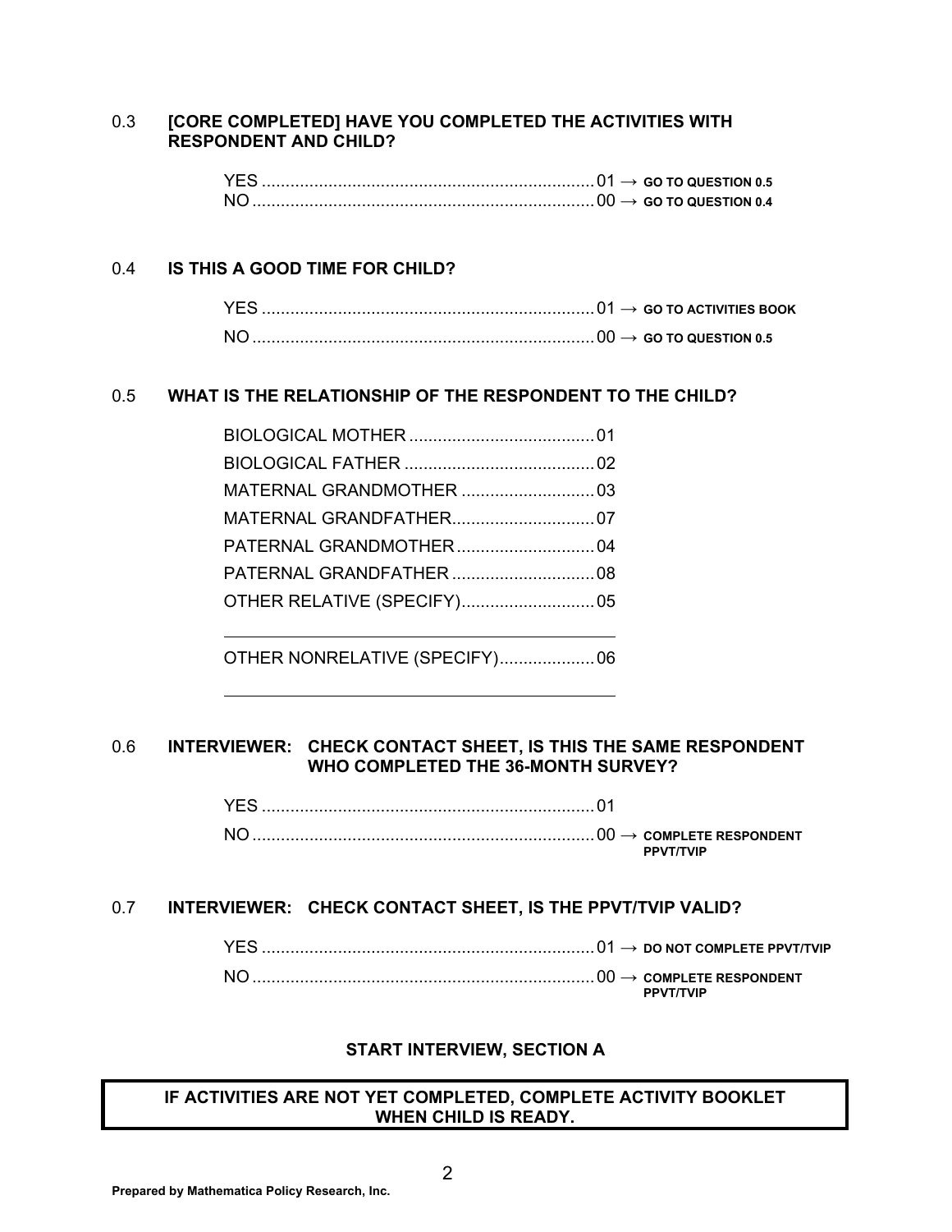0.3 **[CORE COMPLETED] HAVE YOU COMPLETED THE ACTIVITIES WITH RESPONDENT AND CHILD?**

YES ........................................................................ 01 → **GO TO QUESTION 0.5**
NO .......................................................................... 00 → **GO TO QUESTION 0.4**

0.4 **IS THIS A GOOD TIME FOR CHILD?**

YES ........................................................................ 01 → **GO TO ACTIVITIES BOOK**
NO .......................................................................... 00 → **GO TO QUESTION 0.5**

0.5 **WHAT IS THE RELATIONSHIP OF THE RESPONDENT TO THE CHILD?**

BIOLOGICAL MOTHER ....................................... 01
BIOLOGICAL FATHER ........................................ 02
MATERNAL GRANDMOTHER ............................ 03
MATERNAL GRANDFATHER.............................. 07
PATERNAL GRANDMOTHER ............................. 04
PATERNAL GRANDFATHER .............................. 08
OTHER RELATIVE (SPECIFY)............................ 05

\_\_\_\_\_\_\_\_\_\_\_\_\_\_\_\_\_\_\_\_\_\_\_\_\_\_\_\_\_\_\_\_\_\_\_\_\_\_\_\_

OTHER NONRELATIVE (SPECIFY).................... 06

\_\_\_\_\_\_\_\_\_\_\_\_\_\_\_\_\_\_\_\_\_\_\_\_\_\_\_\_\_\_\_\_\_\_\_\_\_\_\_\_

0.6 **INTERVIEWER: CHECK CONTACT SHEET, IS THIS THE SAME RESPONDENT WHO COMPLETED THE 36-MONTH SURVEY?**

YES ........................................................................ 01
NO .......................................................................... 00 → **COMPLETE RESPONDENT PPVT/TVIP**

0.7 **INTERVIEWER: CHECK CONTACT SHEET, IS THE PPVT/TVIP VALID?**

YES ........................................................................ 01 → **DO NOT COMPLETE PPVT/TVIP**
NO .......................................................................... 00 → **COMPLETE RESPONDENT PPVT/TVIP**

**START INTERVIEW, SECTION A**

**IF ACTIVITIES ARE NOT YET COMPLETED, COMPLETE ACTIVITY BOOKLET WHEN CHILD IS READY.**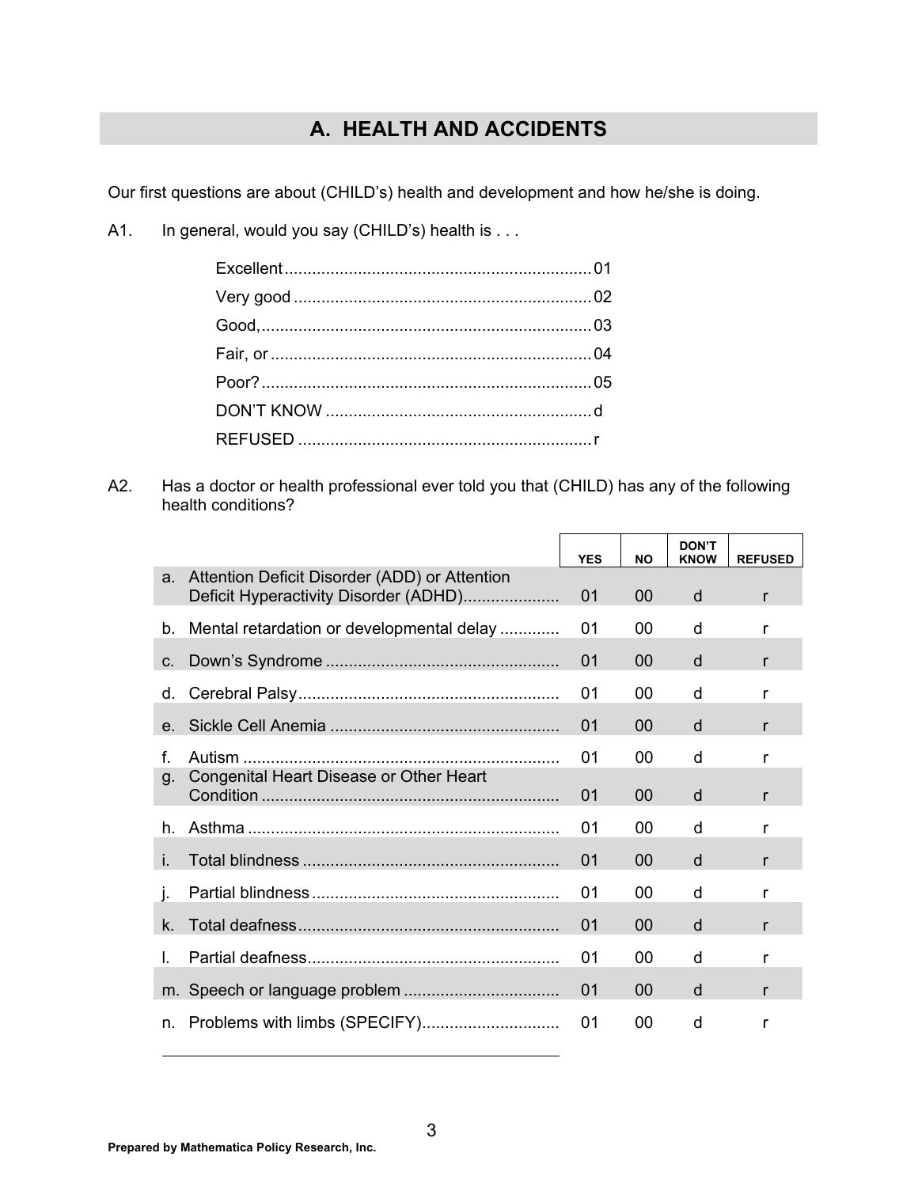## A. HEALTH AND ACCIDENTS

Our first questions are about (CHILD's) health and development and how he/she is doing.

A1. In general, would you say (CHILD's) health is . . .

- Excellent .......... 01
- Very good .......... 02
- Good, .......... 03
- Fair, or .......... 04
- Poor? .......... 05
- DON'T KNOW .......... d
- REFUSED .......... r

A2. Has a doctor or health professional ever told you that (CHILD) has any of the following health conditions?

| | YES | NO | DON'T KNOW | REFUSED |
|---|---|---|---|---|
| a. Attention Deficit Disorder (ADD) or Attention Deficit Hyperactivity Disorder (ADHD) | 01 | 00 | d | r |
| b. Mental retardation or developmental delay | 01 | 00 | d | r |
| c. Down's Syndrome | 01 | 00 | d | r |
| d. Cerebral Palsy | 01 | 00 | d | r |
| e. Sickle Cell Anemia | 01 | 00 | d | r |
| f. Autism | 01 | 00 | d | r |
| g. Congenital Heart Disease or Other Heart Condition | 01 | 00 | d | r |
| h. Asthma | 01 | 00 | d | r |
| i. Total blindness | 01 | 00 | d | r |
| j. Partial blindness | 01 | 00 | d | r |
| k. Total deafness | 01 | 00 | d | r |
| l. Partial deafness | 01 | 00 | d | r |
| m. Speech or language problem | 01 | 00 | d | r |
| n. Problems with limbs (SPECIFY) | 01 | 00 | d | r |

______________________________

Prepared by Mathematica Policy Research, Inc.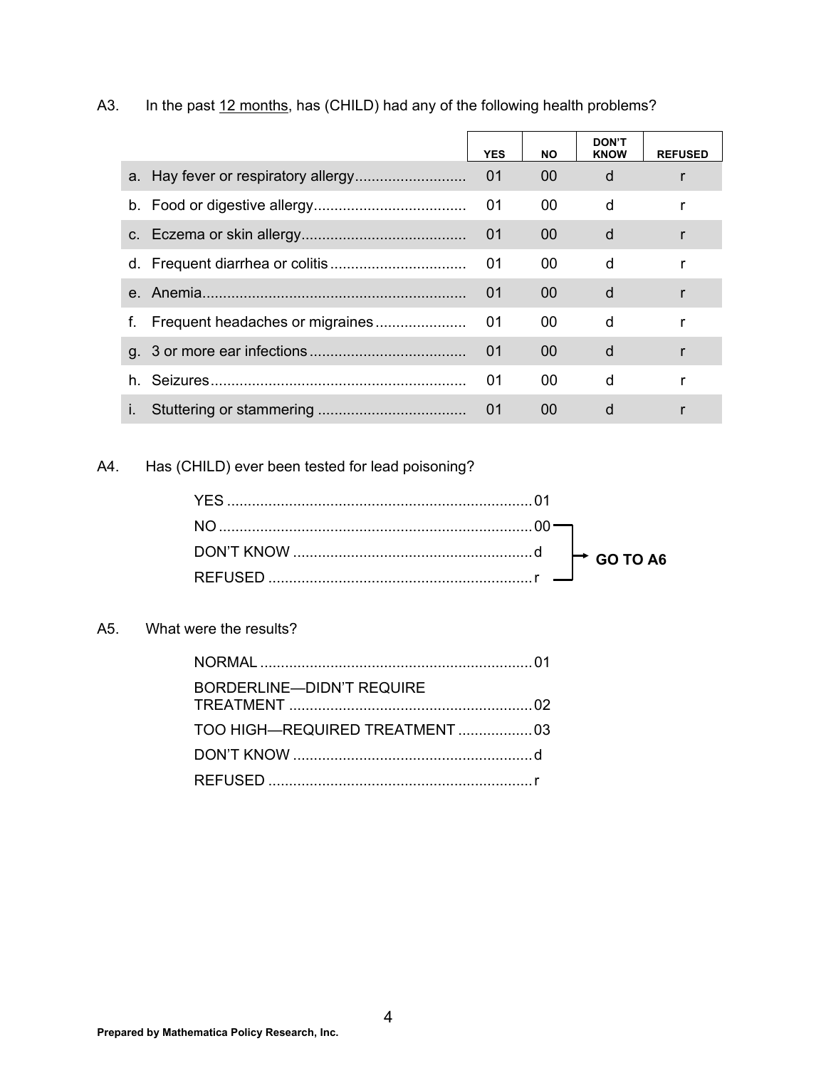A3. In the past 12 months, has (CHILD) had any of the following health problems?

| | YES | NO | DON'T KNOW | REFUSED |
|---|---|---|---|---|
| a. Hay fever or respiratory allergy | 01 | 00 | d | r |
| b. Food or digestive allergy | 01 | 00 | d | r |
| c. Eczema or skin allergy | 01 | 00 | d | r |
| d. Frequent diarrhea or colitis | 01 | 00 | d | r |
| e. Anemia | 01 | 00 | d | r |
| f. Frequent headaches or migraines | 01 | 00 | d | r |
| g. 3 or more ear infections | 01 | 00 | d | r |
| h. Seizures | 01 | 00 | d | r |
| i. Stuttering or stammering | 01 | 00 | d | r |

A4. Has (CHILD) ever been tested for lead poisoning?

- YES .......... 01
- NO .......... 00 → **GO TO A6**
- DON'T KNOW .......... d → **GO TO A6**
- REFUSED .......... r → **GO TO A6**

A5. What were the results?

- NORMAL .......... 01
- BORDERLINE—DIDN'T REQUIRE TREATMENT .......... 02
- TOO HIGH—REQUIRED TREATMENT .......... 03
- DON'T KNOW .......... d
- REFUSED .......... r

**Prepared by Mathematica Policy Research, Inc.**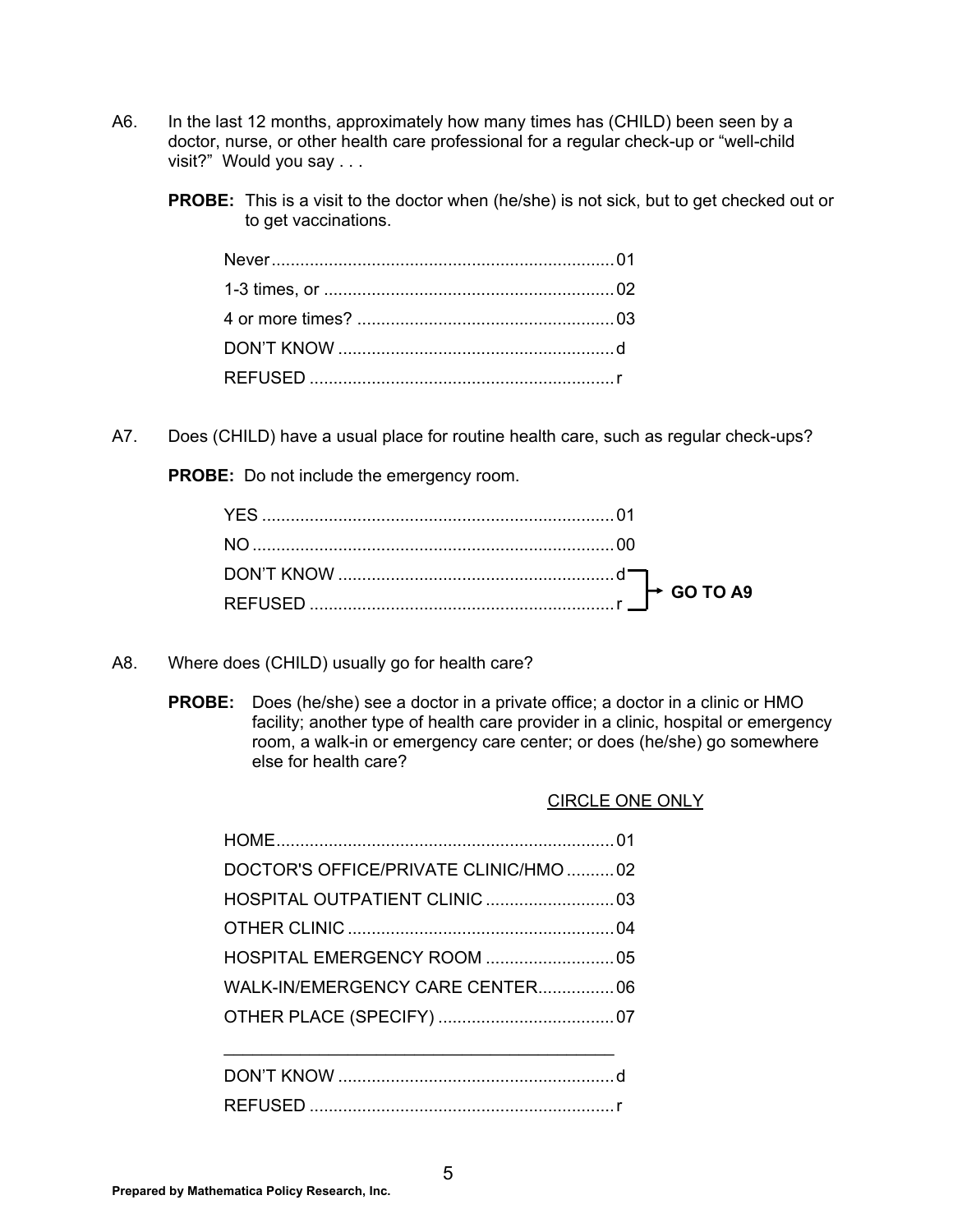A6. In the last 12 months, approximately how many times has (CHILD) been seen by a doctor, nurse, or other health care professional for a regular check-up or "well-child visit?" Would you say . . .

**PROBE:** This is a visit to the doctor when (he/she) is not sick, but to get checked out or to get vaccinations.

| | |
|---|---|
| Never | 01 |
| 1-3 times, or | 02 |
| 4 or more times? | 03 |
| DON'T KNOW | d |
| REFUSED | r |

A7. Does (CHILD) have a usual place for routine health care, such as regular check-ups?

**PROBE:** Do not include the emergency room.

| | | |
|---|---|---|
| YES | 01 | |
| NO | 00 | |
| DON'T KNOW | d | **GO TO A9** |
| REFUSED | r | **GO TO A9** |

A8. Where does (CHILD) usually go for health care?

**PROBE:** Does (he/she) see a doctor in a private office; a doctor in a clinic or HMO facility; another type of health care provider in a clinic, hospital or emergency room, a walk-in or emergency care center; or does (he/she) go somewhere else for health care?

CIRCLE ONE ONLY

| | |
|---|---|
| HOME | 01 |
| DOCTOR'S OFFICE/PRIVATE CLINIC/HMO | 02 |
| HOSPITAL OUTPATIENT CLINIC | 03 |
| OTHER CLINIC | 04 |
| HOSPITAL EMERGENCY ROOM | 05 |
| WALK-IN/EMERGENCY CARE CENTER | 06 |
| OTHER PLACE (SPECIFY) | 07 |

______________________________________

| | |
|---|---|
| DON'T KNOW | d |
| REFUSED | r |

**Prepared by Mathematica Policy Research, Inc.**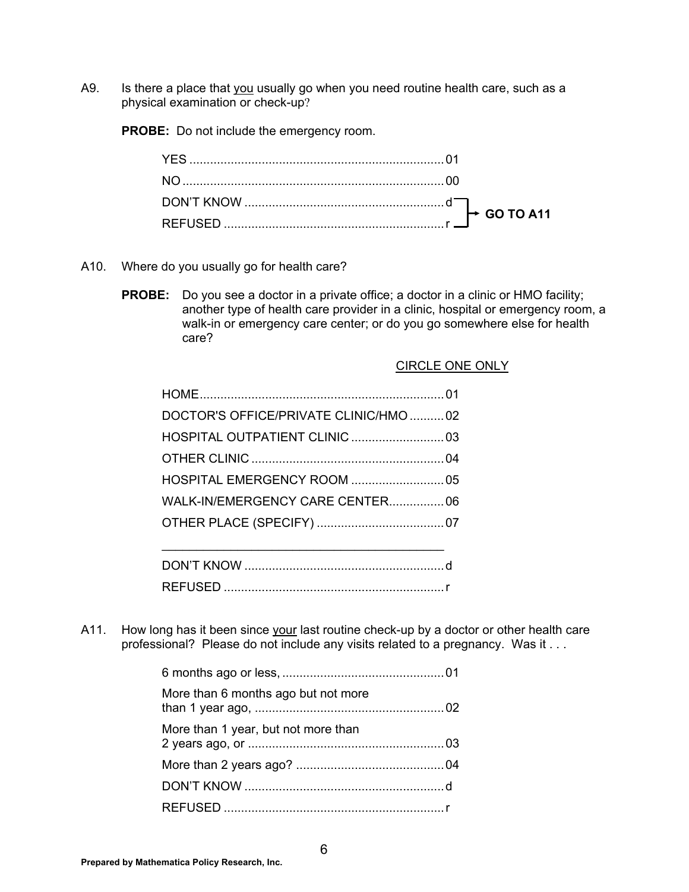A9. Is there a place that <u>you</u> usually go when you need routine health care, such as a physical examination or check-up?

**PROBE:** Do not include the emergency room.

YES .......... 01
NO .......... 00
DON'T KNOW .......... d
REFUSED .......... r

(NO, DON'T KNOW, REFUSED) → **GO TO A11**

A10. Where do you usually go for health care?

**PROBE:** Do you see a doctor in a private office; a doctor in a clinic or HMO facility; another type of health care provider in a clinic, hospital or emergency room, a walk-in or emergency care center; or do you go somewhere else for health care?

<u>CIRCLE ONE ONLY</u>

HOME .......... 01
DOCTOR'S OFFICE/PRIVATE CLINIC/HMO .......... 02
HOSPITAL OUTPATIENT CLINIC .......... 03
OTHER CLINIC .......... 04
HOSPITAL EMERGENCY ROOM .......... 05
WALK-IN/EMERGENCY CARE CENTER .......... 06
OTHER PLACE (SPECIFY) .......... 07

______________________________________

DON'T KNOW .......... d
REFUSED .......... r

A11. How long has it been since <u>your</u> last routine check-up by a doctor or other health care professional? Please do not include any visits related to a pregnancy. Was it . . .

6 months ago or less, .......... 01
More than 6 months ago but not more than 1 year ago, .......... 02
More than 1 year, but not more than 2 years ago, or .......... 03
More than 2 years ago? .......... 04
DON'T KNOW .......... d
REFUSED .......... r

**Prepared by Mathematica Policy Research, Inc.**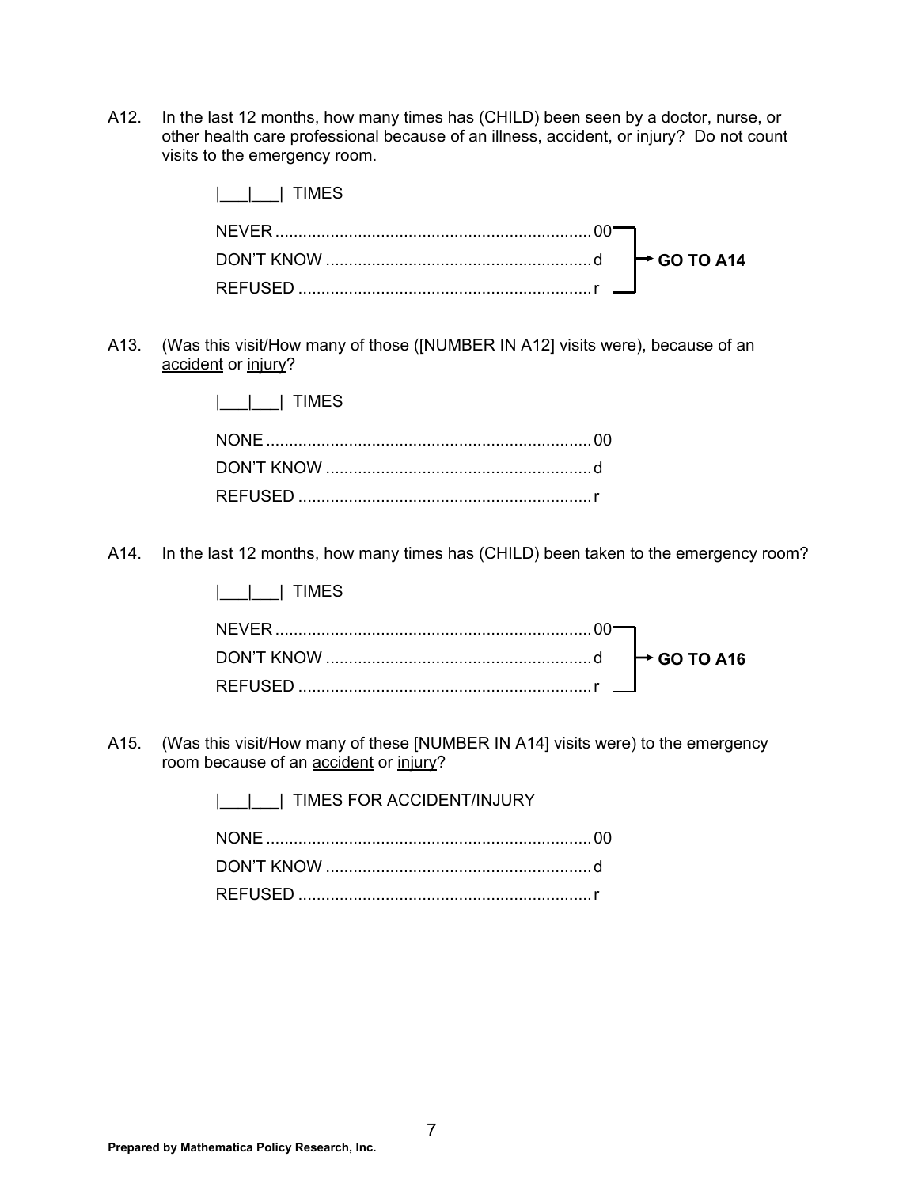A12. In the last 12 months, how many times has (CHILD) been seen by a doctor, nurse, or other health care professional because of an illness, accident, or injury? Do not count visits to the emergency room.

|___|___| TIMES

| | | |
|---|---|---|
| NEVER | 00 | → GO TO A14 |
| DON'T KNOW | d | |
| REFUSED | r | |

A13. (Was this visit/How many of those ([NUMBER IN A12] visits were), because of an <u>accident</u> or <u>injury</u>?

|___|___| TIMES

| | |
|---|---|
| NONE | 00 |
| DON'T KNOW | d |
| REFUSED | r |

A14. In the last 12 months, how many times has (CHILD) been taken to the emergency room?

|___|___| TIMES

| | | |
|---|---|---|
| NEVER | 00 | → GO TO A16 |
| DON'T KNOW | d | |
| REFUSED | r | |

A15. (Was this visit/How many of these [NUMBER IN A14] visits were) to the emergency room because of an <u>accident</u> or <u>injury</u>?

|___|___| TIMES FOR ACCIDENT/INJURY

| | |
|---|---|
| NONE | 00 |
| DON'T KNOW | d |
| REFUSED | r |

**Prepared by Mathematica Policy Research, Inc.**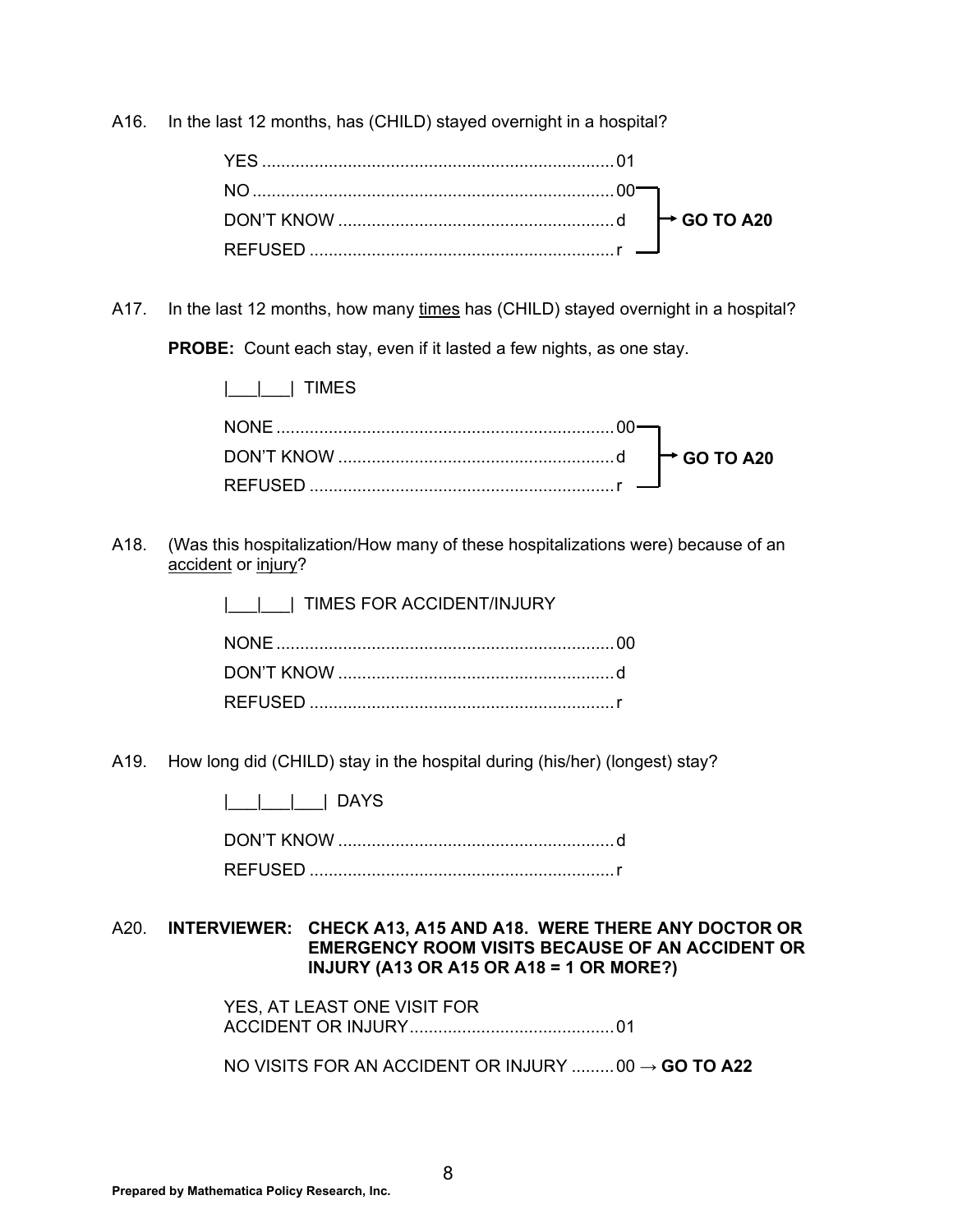A16. In the last 12 months, has (CHILD) stayed overnight in a hospital?

| | | |
|---|---|---|
| YES | 01 | |
| NO | 00 | → **GO TO A20** |
| DON'T KNOW | d | → **GO TO A20** |
| REFUSED | r | → **GO TO A20** |

A17. In the last 12 months, how many <u>times</u> has (CHILD) stayed overnight in a hospital?

**PROBE:** Count each stay, even if it lasted a few nights, as one stay.

|___|___| TIMES

| | | |
|---|---|---|
| NONE | 00 | → **GO TO A20** |
| DON'T KNOW | d | → **GO TO A20** |
| REFUSED | r | → **GO TO A20** |

A18. (Was this hospitalization/How many of these hospitalizations were) because of an <u>accident</u> or <u>injury</u>?

|___|___| TIMES FOR ACCIDENT/INJURY

| | |
|---|---|
| NONE | 00 |
| DON'T KNOW | d |
| REFUSED | r |

A19. How long did (CHILD) stay in the hospital during (his/her) (longest) stay?

|___|___|___| DAYS

| | |
|---|---|
| DON'T KNOW | d |
| REFUSED | r |

A20. **INTERVIEWER: CHECK A13, A15 AND A18. WERE THERE ANY DOCTOR OR EMERGENCY ROOM VISITS BECAUSE OF AN ACCIDENT OR INJURY (A13 OR A15 OR A18 = 1 OR MORE?)**

| | | |
|---|---|---|
| YES, AT LEAST ONE VISIT FOR ACCIDENT OR INJURY | 01 | |
| NO VISITS FOR AN ACCIDENT OR INJURY | 00 | → **GO TO A22** |

**Prepared by Mathematica Policy Research, Inc.**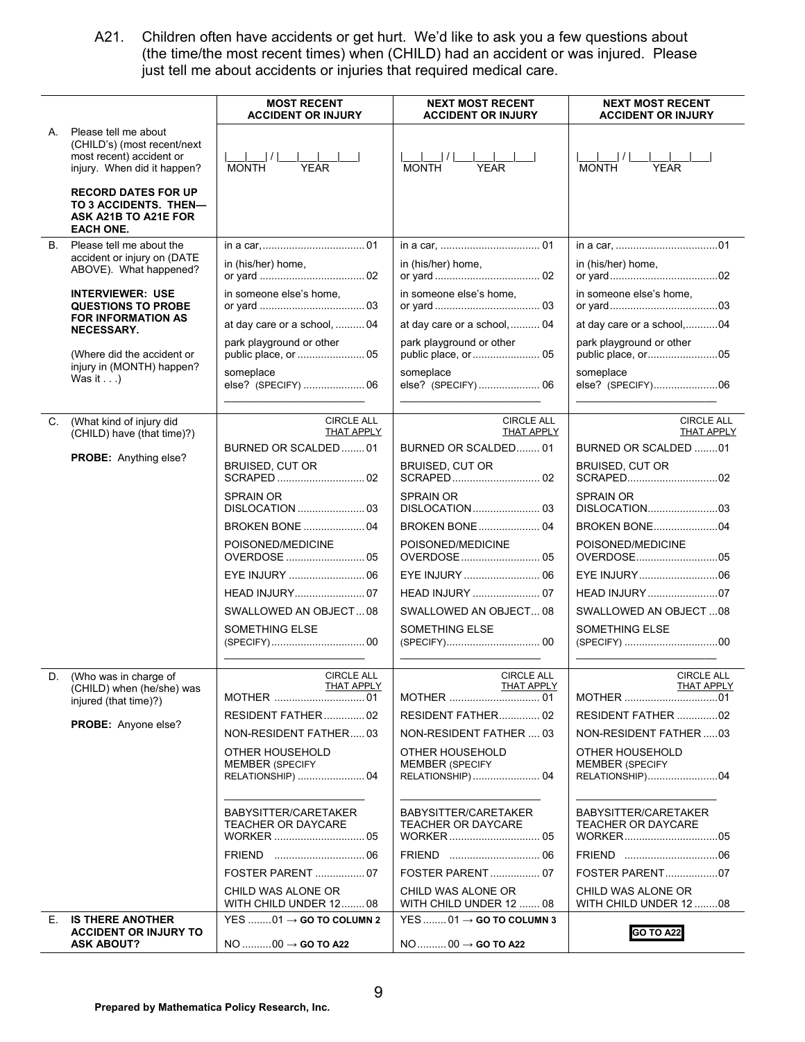A21. Children often have accidents or get hurt. We'd like to ask you a few questions about (the time/the most recent times) when (CHILD) had an accident or was injured. Please just tell me about accidents or injuries that required medical care.

| | MOST RECENT ACCIDENT OR INJURY | NEXT MOST RECENT ACCIDENT OR INJURY | NEXT MOST RECENT ACCIDENT OR INJURY |
|---|---|---|---|
| A. Please tell me about (CHILD's) (most recent/next most recent) accident or injury. When did it happen?<br><br>**RECORD DATES FOR UP TO 3 ACCIDENTS. THEN—ASK A21B TO A21E FOR EACH ONE.** | \|\_\_\_\|\_\_\_\| / \|\_\_\_\|\_\_\_\|\_\_\_\|\_\_\_\|<br>MONTH YEAR | \|\_\_\_\|\_\_\_\| / \|\_\_\_\|\_\_\_\|\_\_\_\|\_\_\_\|<br>MONTH YEAR | \|\_\_\_\|\_\_\_\| / \|\_\_\_\|\_\_\_\|\_\_\_\|\_\_\_\|<br>MONTH YEAR |
| B. Please tell me about the accident or injury on (DATE ABOVE). What happened?<br><br>**INTERVIEWER: USE QUESTIONS TO PROBE FOR INFORMATION AS NECESSARY.**<br><br>(Where did the accident or injury in (MONTH) happen? Was it . . .) | in a car, .......... 01<br>in (his/her) home, or yard .......... 02<br>in someone else's home, or yard .......... 03<br>at day care or a school, .......... 04<br>park playground or other public place, or .......... 05<br>someplace else? (SPECIFY) .......... 06<br>\_\_\_\_\_\_\_\_\_\_\_\_\_\_\_\_ | in a car, .......... 01<br>in (his/her) home, or yard .......... 02<br>in someone else's home, or yard .......... 03<br>at day care or a school, .......... 04<br>park playground or other public place, or .......... 05<br>someplace else? (SPECIFY) .......... 06<br>\_\_\_\_\_\_\_\_\_\_\_\_\_\_\_\_ | in a car, .......... 01<br>in (his/her) home, or yard .......... 02<br>in someone else's home, or yard .......... 03<br>at day care or a school, .......... 04<br>park playground or other public place, or .......... 05<br>someplace else? (SPECIFY) .......... 06<br>\_\_\_\_\_\_\_\_\_\_\_\_\_\_\_\_ |
| C. (What kind of injury did (CHILD) have (that time)?)<br><br>**PROBE:** Anything else? | CIRCLE ALL THAT APPLY<br>BURNED OR SCALDED .......... 01<br>BRUISED, CUT OR SCRAPED .......... 02<br>SPRAIN OR DISLOCATION .......... 03<br>BROKEN BONE .......... 04<br>POISONED/MEDICINE OVERDOSE .......... 05<br>EYE INJURY .......... 06<br>HEAD INJURY .......... 07<br>SWALLOWED AN OBJECT .......... 08<br>SOMETHING ELSE (SPECIFY) .......... 00<br>\_\_\_\_\_\_\_\_\_\_\_\_\_\_\_\_ | CIRCLE ALL THAT APPLY<br>BURNED OR SCALDED .......... 01<br>BRUISED, CUT OR SCRAPED .......... 02<br>SPRAIN OR DISLOCATION .......... 03<br>BROKEN BONE .......... 04<br>POISONED/MEDICINE OVERDOSE .......... 05<br>EYE INJURY .......... 06<br>HEAD INJURY .......... 07<br>SWALLOWED AN OBJECT .......... 08<br>SOMETHING ELSE (SPECIFY) .......... 00<br>\_\_\_\_\_\_\_\_\_\_\_\_\_\_\_\_ | CIRCLE ALL THAT APPLY<br>BURNED OR SCALDED .......... 01<br>BRUISED, CUT OR SCRAPED .......... 02<br>SPRAIN OR DISLOCATION .......... 03<br>BROKEN BONE .......... 04<br>POISONED/MEDICINE OVERDOSE .......... 05<br>EYE INJURY .......... 06<br>HEAD INJURY .......... 07<br>SWALLOWED AN OBJECT .......... 08<br>SOMETHING ELSE (SPECIFY) .......... 00<br>\_\_\_\_\_\_\_\_\_\_\_\_\_\_\_\_ |
| D. (Who was in charge of (CHILD) when (he/she) was injured (that time)?)<br><br>**PROBE:** Anyone else? | CIRCLE ALL THAT APPLY<br>MOTHER .......... 01<br>RESIDENT FATHER .......... 02<br>NON-RESIDENT FATHER .......... 03<br>OTHER HOUSEHOLD MEMBER (SPECIFY RELATIONSHIP) .......... 04<br>\_\_\_\_\_\_\_\_\_\_\_\_\_\_\_\_<br>BABYSITTER/CARETAKER TEACHER OR DAYCARE WORKER .......... 05<br>FRIEND .......... 06<br>FOSTER PARENT .......... 07<br>CHILD WAS ALONE OR WITH CHILD UNDER 12 .......... 08 | CIRCLE ALL THAT APPLY<br>MOTHER .......... 01<br>RESIDENT FATHER .......... 02<br>NON-RESIDENT FATHER .......... 03<br>OTHER HOUSEHOLD MEMBER (SPECIFY RELATIONSHIP) .......... 04<br>\_\_\_\_\_\_\_\_\_\_\_\_\_\_\_\_<br>BABYSITTER/CARETAKER TEACHER OR DAYCARE WORKER .......... 05<br>FRIEND .......... 06<br>FOSTER PARENT .......... 07<br>CHILD WAS ALONE OR WITH CHILD UNDER 12 .......... 08 | CIRCLE ALL THAT APPLY<br>MOTHER .......... 01<br>RESIDENT FATHER .......... 02<br>NON-RESIDENT FATHER .......... 03<br>OTHER HOUSEHOLD MEMBER (SPECIFY RELATIONSHIP) .......... 04<br>\_\_\_\_\_\_\_\_\_\_\_\_\_\_\_\_<br>BABYSITTER/CARETAKER TEACHER OR DAYCARE WORKER .......... 05<br>FRIEND .......... 06<br>FOSTER PARENT .......... 07<br>CHILD WAS ALONE OR WITH CHILD UNDER 12 .......... 08 |
| E. **IS THERE ANOTHER ACCIDENT OR INJURY TO ASK ABOUT?** | YES .......... 01 → **GO TO COLUMN 2**<br>NO .......... 00 → **GO TO A22** | YES .......... 01 → **GO TO COLUMN 3**<br>NO .......... 00 → **GO TO A22** | **GO TO A22** |

Prepared by Mathematica Policy Research, Inc.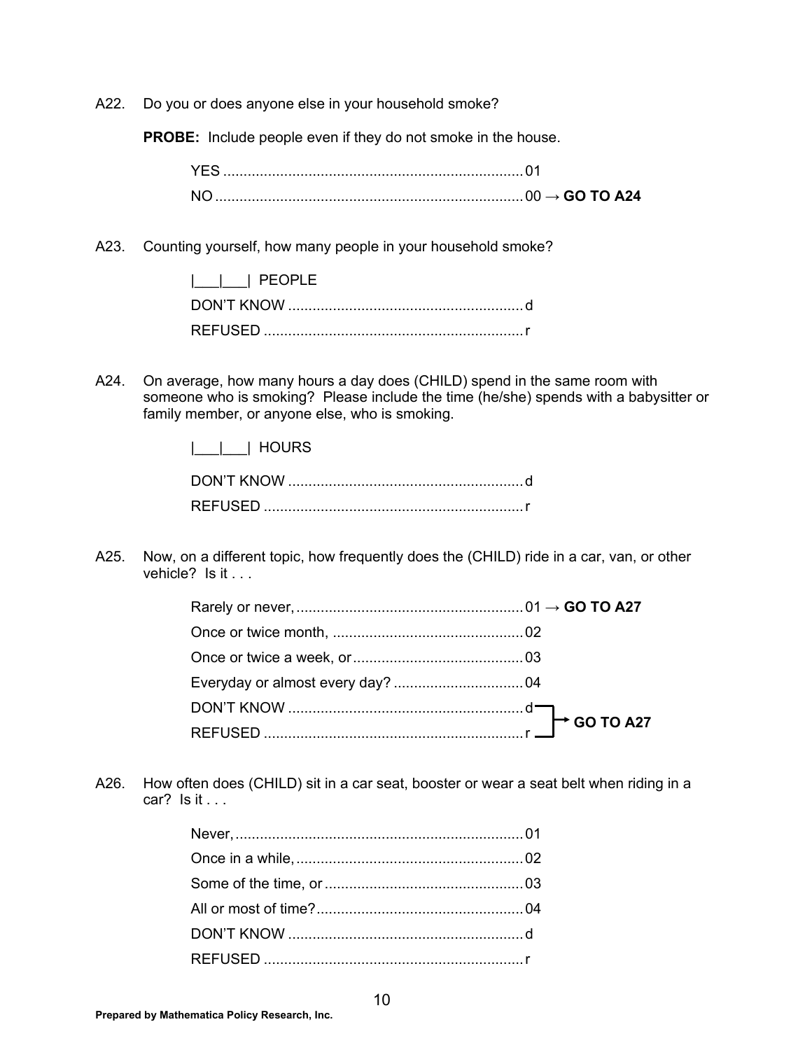A22. Do you or does anyone else in your household smoke?

**PROBE:** Include people even if they do not smoke in the house.

YES ........................................................................ 01
NO .......................................................................... 00 → **GO TO A24**

A23. Counting yourself, how many people in your household smoke?

|___|___| PEOPLE
DON'T KNOW ........................................................ d
REFUSED ............................................................... r

A24. On average, how many hours a day does (CHILD) spend in the same room with someone who is smoking? Please include the time (he/she) spends with a babysitter or family member, or anyone else, who is smoking.

|___|___| HOURS

DON'T KNOW ........................................................ d
REFUSED ............................................................... r

A25. Now, on a different topic, how frequently does the (CHILD) ride in a car, van, or other vehicle? Is it . . .

Rarely or never, ....................................................... 01 → **GO TO A27**
Once or twice month, .............................................. 02
Once or twice a week, or ......................................... 03
Everyday or almost every day? ............................... 04
DON'T KNOW ........................................................ d → **GO TO A27**
REFUSED ............................................................... r → **GO TO A27**

A26. How often does (CHILD) sit in a car seat, booster or wear a seat belt when riding in a car? Is it . . .

Never, ...................................................................... 01
Once in a while, ....................................................... 02
Some of the time, or ................................................ 03
All or most of time? .................................................. 04
DON'T KNOW ........................................................ d
REFUSED ............................................................... r

**Prepared by Mathematica Policy Research, Inc.**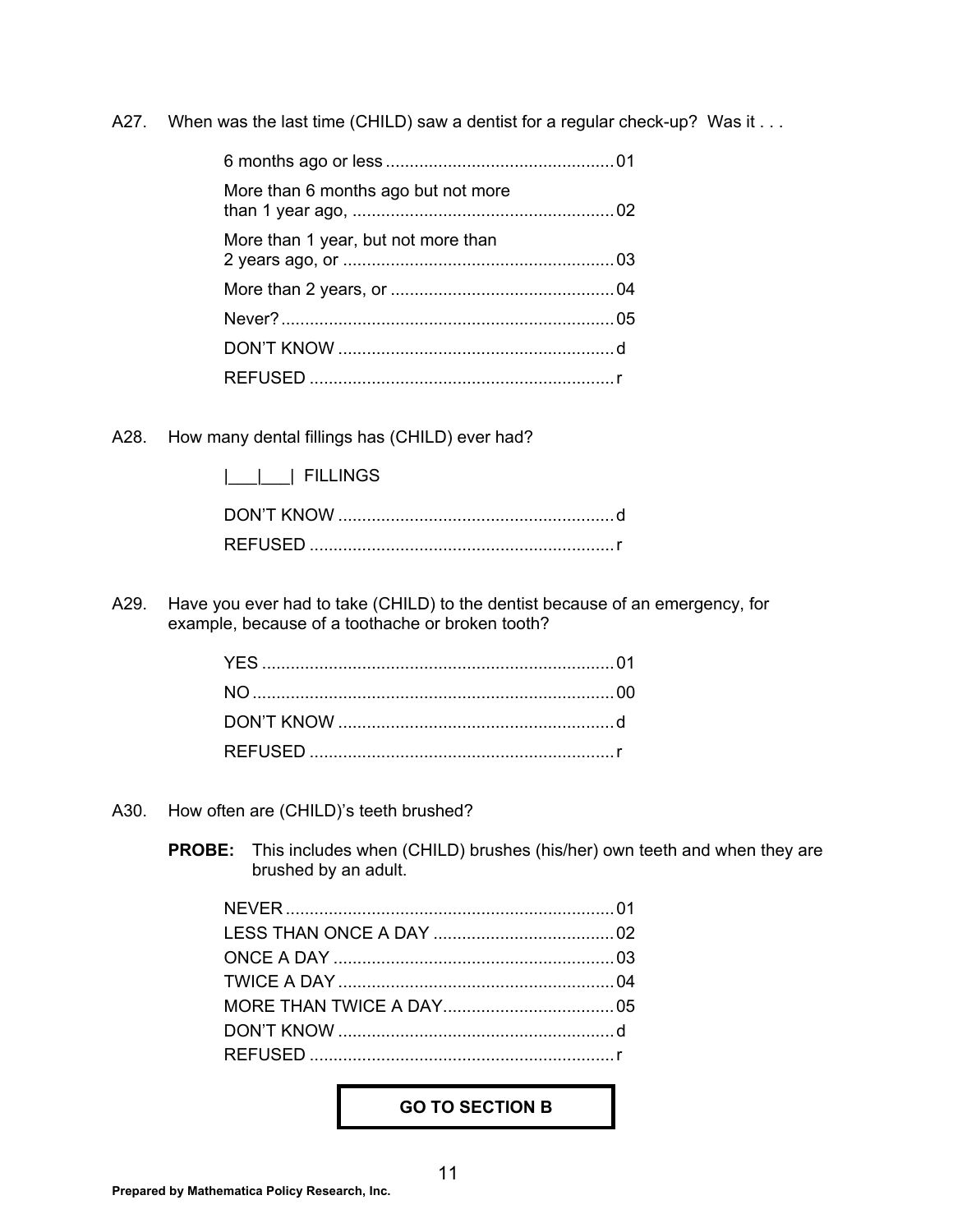A27. When was the last time (CHILD) saw a dentist for a regular check-up? Was it . . .

- 6 months ago or less ................................................ 01
- More than 6 months ago but not more than 1 year ago, ...................................................... 02
- More than 1 year, but not more than 2 years ago, or ......................................................... 03
- More than 2 years, or ............................................... 04
- Never? ..................................................................... 05
- DON'T KNOW .......................................................... d
- REFUSED ................................................................ r

A28. How many dental fillings has (CHILD) ever had?

|___|___| FILLINGS

- DON'T KNOW .......................................................... d
- REFUSED ................................................................ r

A29. Have you ever had to take (CHILD) to the dentist because of an emergency, for example, because of a toothache or broken tooth?

- YES .......................................................................... 01
- NO ............................................................................ 00
- DON'T KNOW .......................................................... d
- REFUSED ................................................................ r

A30. How often are (CHILD)'s teeth brushed?

**PROBE:** This includes when (CHILD) brushes (his/her) own teeth and when they are brushed by an adult.

- NEVER ..................................................................... 01
- LESS THAN ONCE A DAY ...................................... 02
- ONCE A DAY ........................................................... 03
- TWICE A DAY .......................................................... 04
- MORE THAN TWICE A DAY.................................... 05
- DON'T KNOW .......................................................... d
- REFUSED ................................................................ r

**GO TO SECTION B**

**Prepared by Mathematica Policy Research, Inc.**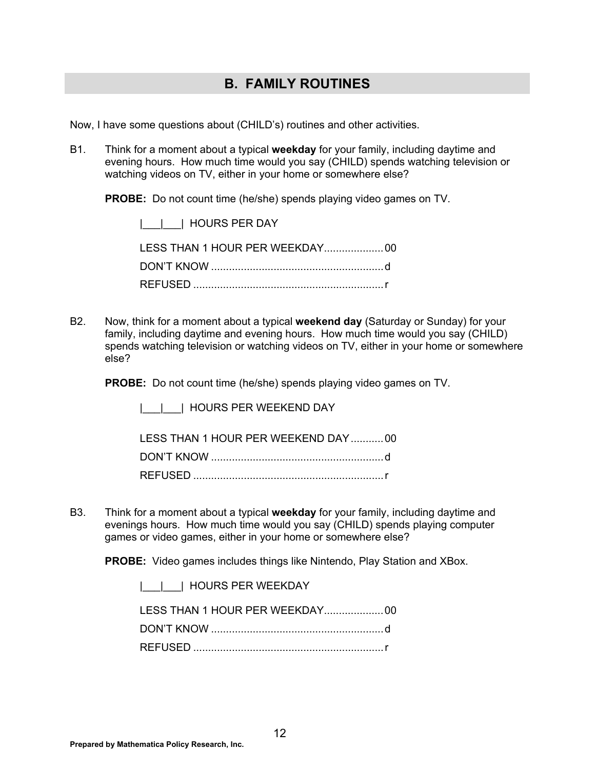## B. FAMILY ROUTINES

Now, I have some questions about (CHILD's) routines and other activities.

B1. Think for a moment about a typical **weekday** for your family, including daytime and evening hours. How much time would you say (CHILD) spends watching television or watching videos on TV, either in your home or somewhere else?

**PROBE:** Do not count time (he/she) spends playing video games on TV.

|___|___| HOURS PER DAY

LESS THAN 1 HOUR PER WEEKDAY.................... 00
DON'T KNOW .......................................................... d
REFUSED ................................................................ r

B2. Now, think for a moment about a typical **weekend day** (Saturday or Sunday) for your family, including daytime and evening hours. How much time would you say (CHILD) spends watching television or watching videos on TV, either in your home or somewhere else?

**PROBE:** Do not count time (he/she) spends playing video games on TV.

|___|___| HOURS PER WEEKEND DAY

LESS THAN 1 HOUR PER WEEKEND DAY........... 00
DON'T KNOW .......................................................... d
REFUSED ................................................................ r

B3. Think for a moment about a typical **weekday** for your family, including daytime and evenings hours. How much time would you say (CHILD) spends playing computer games or video games, either in your home or somewhere else?

**PROBE:** Video games includes things like Nintendo, Play Station and XBox.

|___|___| HOURS PER WEEKDAY

LESS THAN 1 HOUR PER WEEKDAY.................... 00
DON'T KNOW .......................................................... d
REFUSED ................................................................ r

**Prepared by Mathematica Policy Research, Inc.**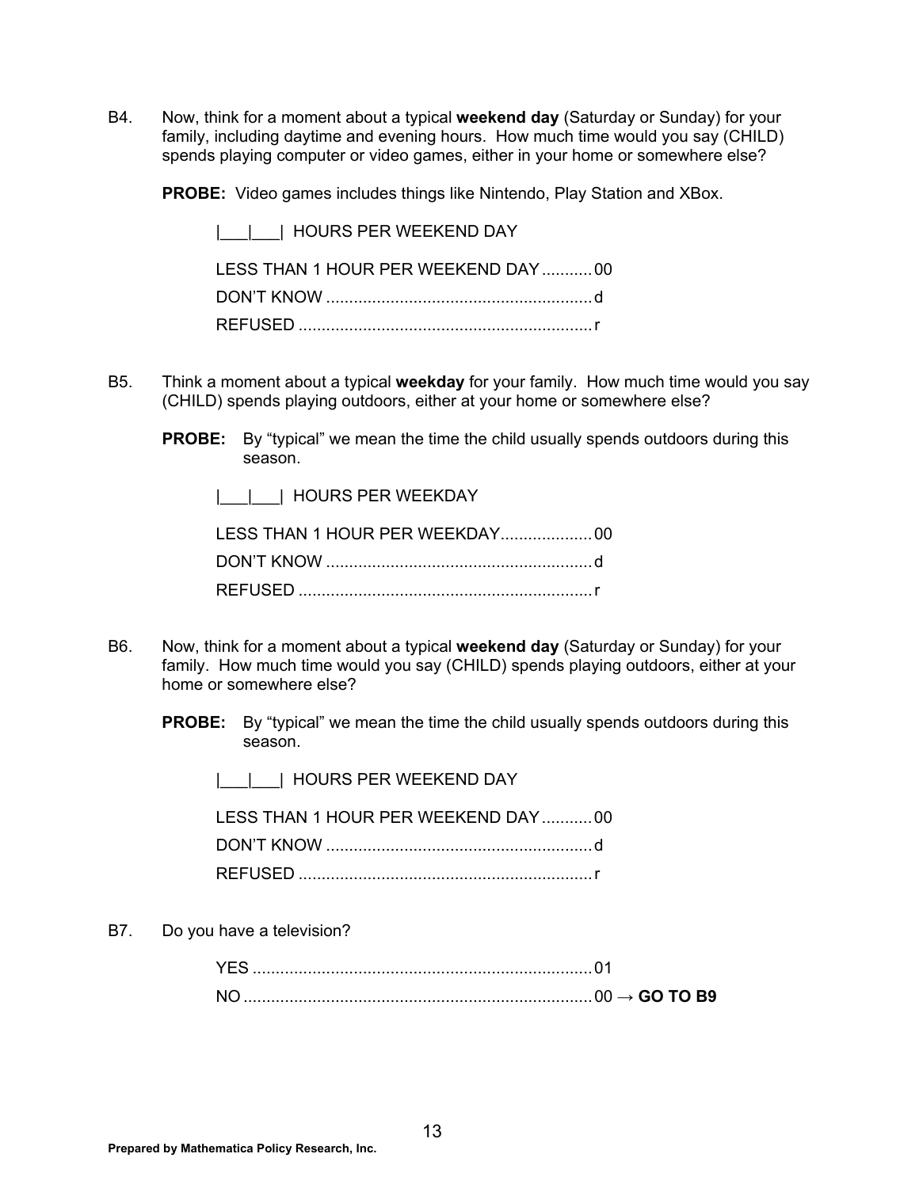B4. Now, think for a moment about a typical **weekend day** (Saturday or Sunday) for your family, including daytime and evening hours. How much time would you say (CHILD) spends playing computer or video games, either in your home or somewhere else?

**PROBE:** Video games includes things like Nintendo, Play Station and XBox.

|___|___| HOURS PER WEEKEND DAY

LESS THAN 1 HOUR PER WEEKEND DAY ........... 00
DON'T KNOW ........................................................ d
REFUSED .............................................................. r

B5. Think a moment about a typical **weekday** for your family. How much time would you say (CHILD) spends playing outdoors, either at your home or somewhere else?

**PROBE:** By "typical" we mean the time the child usually spends outdoors during this season.

|___|___| HOURS PER WEEKDAY

LESS THAN 1 HOUR PER WEEKDAY.................... 00
DON'T KNOW ........................................................ d
REFUSED .............................................................. r

B6. Now, think for a moment about a typical **weekend day** (Saturday or Sunday) for your family. How much time would you say (CHILD) spends playing outdoors, either at your home or somewhere else?

**PROBE:** By "typical" we mean the time the child usually spends outdoors during this season.

|___|___| HOURS PER WEEKEND DAY

LESS THAN 1 HOUR PER WEEKEND DAY ........... 00
DON'T KNOW ........................................................ d
REFUSED .............................................................. r

B7. Do you have a television?

YES ........................................................................ 01
NO .......................................................................... 00 → **GO TO B9**

Prepared by Mathematica Policy Research, Inc.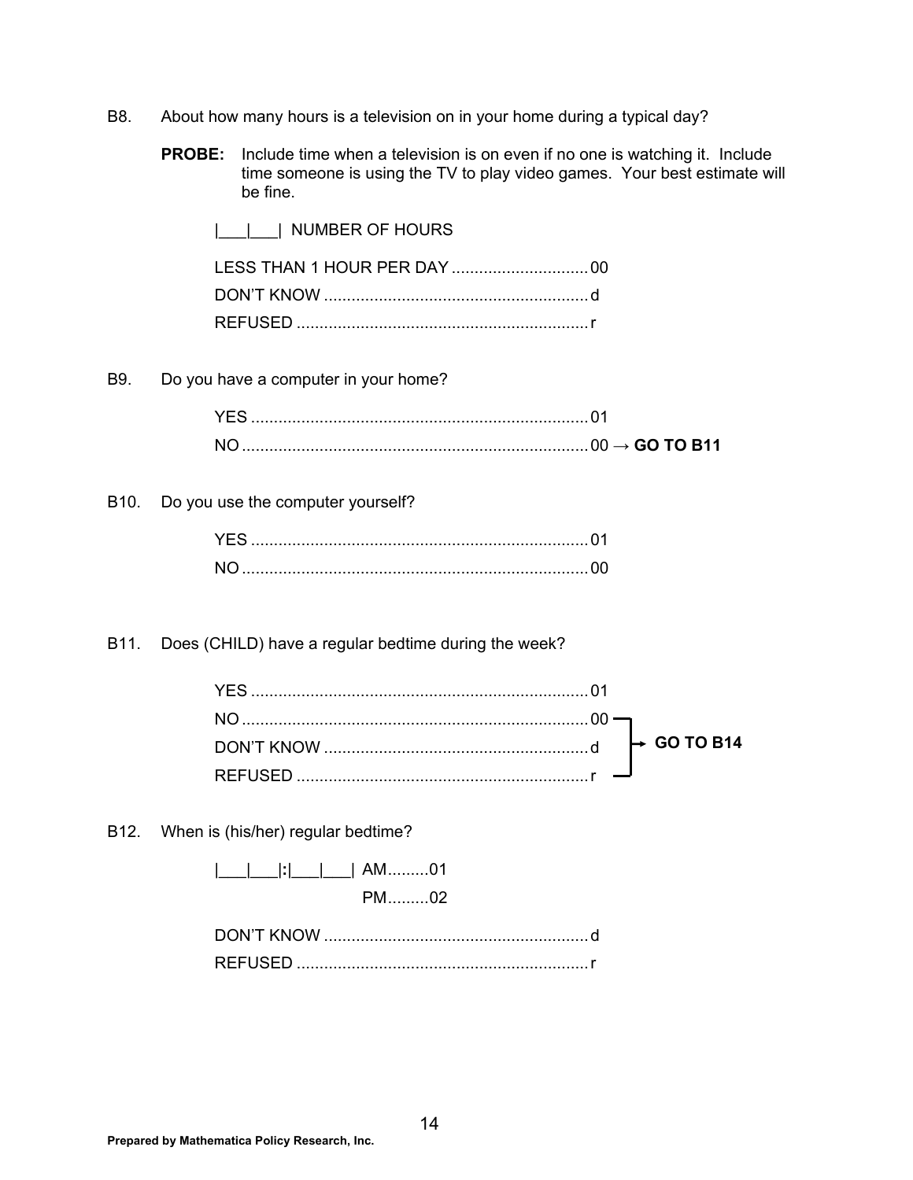B8. About how many hours is a television on in your home during a typical day?

**PROBE:** Include time when a television is on even if no one is watching it. Include time someone is using the TV to play video games. Your best estimate will be fine.

|___|___| NUMBER OF HOURS

LESS THAN 1 HOUR PER DAY .............................. 00
DON'T KNOW .......................................................... d
REFUSED ................................................................ r

B9. Do you have a computer in your home?

YES .......................................................................... 01
NO ............................................................................ 00 → **GO TO B11**

B10. Do you use the computer yourself?

YES .......................................................................... 01
NO ............................................................................ 00

B11. Does (CHILD) have a regular bedtime during the week?

YES .......................................................................... 01
NO ............................................................................ 00 ┐
DON'T KNOW .......................................................... d ├→ **GO TO B14**
REFUSED ................................................................ r ┘

B12. When is (his/her) regular bedtime?

|___|___|:|___|___| AM.........01
PM.........02

DON'T KNOW .......................................................... d
REFUSED ................................................................ r

**Prepared by Mathematica Policy Research, Inc.**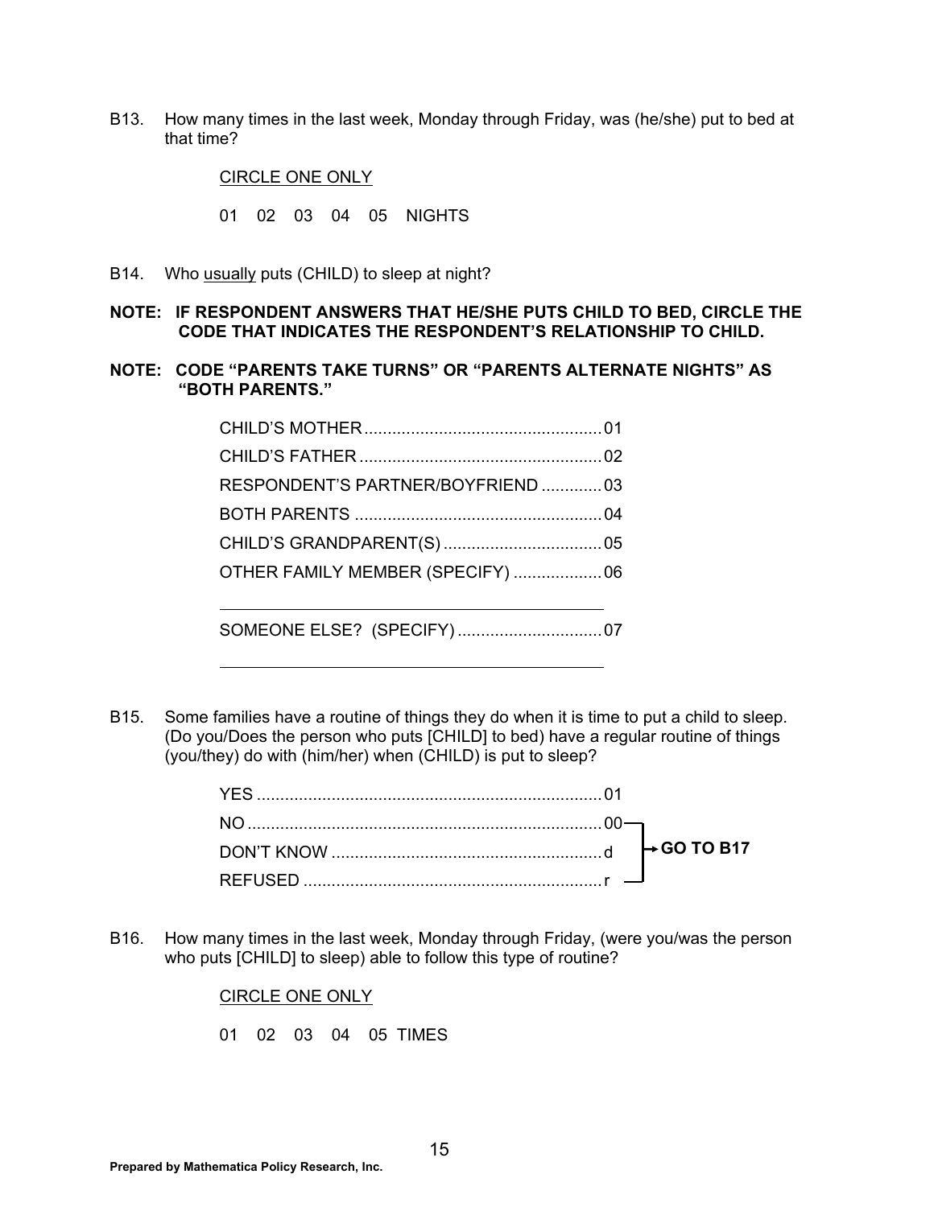B13. How many times in the last week, Monday through Friday, was (he/she) put to bed at that time?

CIRCLE ONE ONLY

01 02 03 04 05 NIGHTS

B14. Who usually puts (CHILD) to sleep at night?

**NOTE: IF RESPONDENT ANSWERS THAT HE/SHE PUTS CHILD TO BED, CIRCLE THE CODE THAT INDICATES THE RESPONDENT'S RELATIONSHIP TO CHILD.**

**NOTE: CODE "PARENTS TAKE TURNS" OR "PARENTS ALTERNATE NIGHTS" AS "BOTH PARENTS."**

CHILD'S MOTHER .................................................. 01
CHILD'S FATHER ................................................... 02
RESPONDENT'S PARTNER/BOYFRIEND ............ 03
BOTH PARENTS .................................................... 04
CHILD'S GRANDPARENT(S) .................................. 05
OTHER FAMILY MEMBER (SPECIFY) ................... 06

_____________________________________________

SOMEONE ELSE? (SPECIFY) ................................ 07

_____________________________________________

B15. Some families have a routine of things they do when it is time to put a child to sleep. (Do you/Does the person who puts [CHILD] to bed) have a regular routine of things (you/they) do with (him/her) when (CHILD) is put to sleep?

YES ........................................................................ 01
NO .......................................................................... 00 → **GO TO B17**
DON'T KNOW ......................................................... d → **GO TO B17**
REFUSED ............................................................... r → **GO TO B17**

B16. How many times in the last week, Monday through Friday, (were you/was the person who puts [CHILD] to sleep) able to follow this type of routine?

CIRCLE ONE ONLY

01 02 03 04 05 TIMES

**Prepared by Mathematica Policy Research, Inc.**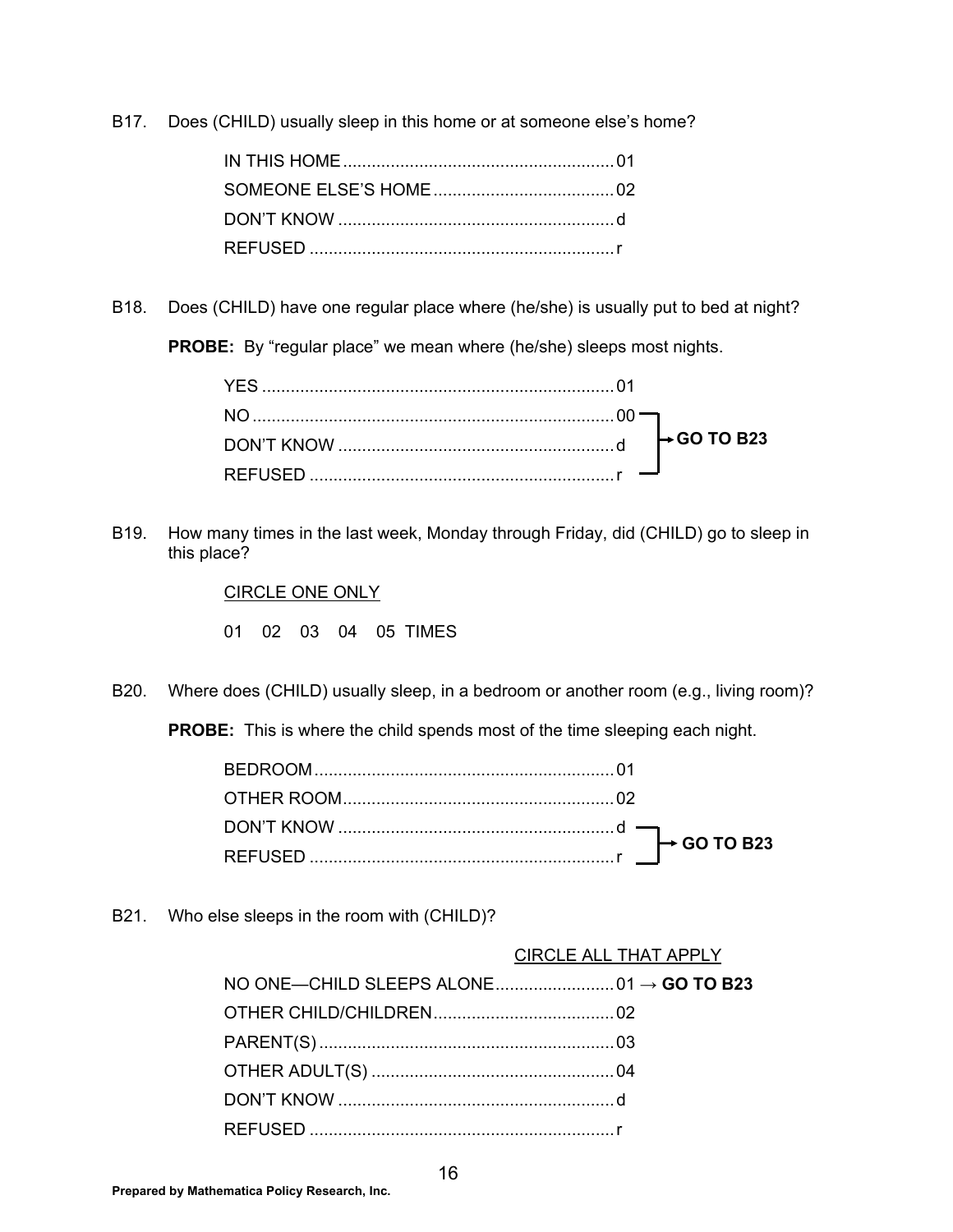B17. Does (CHILD) usually sleep in this home or at someone else's home?

IN THIS HOME ......................................................... 01
SOMEONE ELSE'S HOME ...................................... 02
DON'T KNOW .......................................................... d
REFUSED ................................................................ r

B18. Does (CHILD) have one regular place where (he/she) is usually put to bed at night?

**PROBE:** By "regular place" we mean where (he/she) sleeps most nights.

YES .......................................................................... 01
NO ............................................................................ 00 → **GO TO B23**
DON'T KNOW .......................................................... d → **GO TO B23**
REFUSED ................................................................ r → **GO TO B23**

B19. How many times in the last week, Monday through Friday, did (CHILD) go to sleep in this place?

CIRCLE ONE ONLY

01  02  03  04  05 TIMES

B20. Where does (CHILD) usually sleep, in a bedroom or another room (e.g., living room)?

**PROBE:** This is where the child spends most of the time sleeping each night.

BEDROOM ............................................................... 01
OTHER ROOM .......................................................... 02
DON'T KNOW .......................................................... d → **GO TO B23**
REFUSED ................................................................ r → **GO TO B23**

B21. Who else sleeps in the room with (CHILD)?

CIRCLE ALL THAT APPLY

NO ONE—CHILD SLEEPS ALONE ......................... 01 → **GO TO B23**
OTHER CHILD/CHILDREN ...................................... 02
PARENT(S) .............................................................. 03
OTHER ADULT(S) ................................................... 04
DON'T KNOW .......................................................... d
REFUSED ................................................................ r

**Prepared by Mathematica Policy Research, Inc.**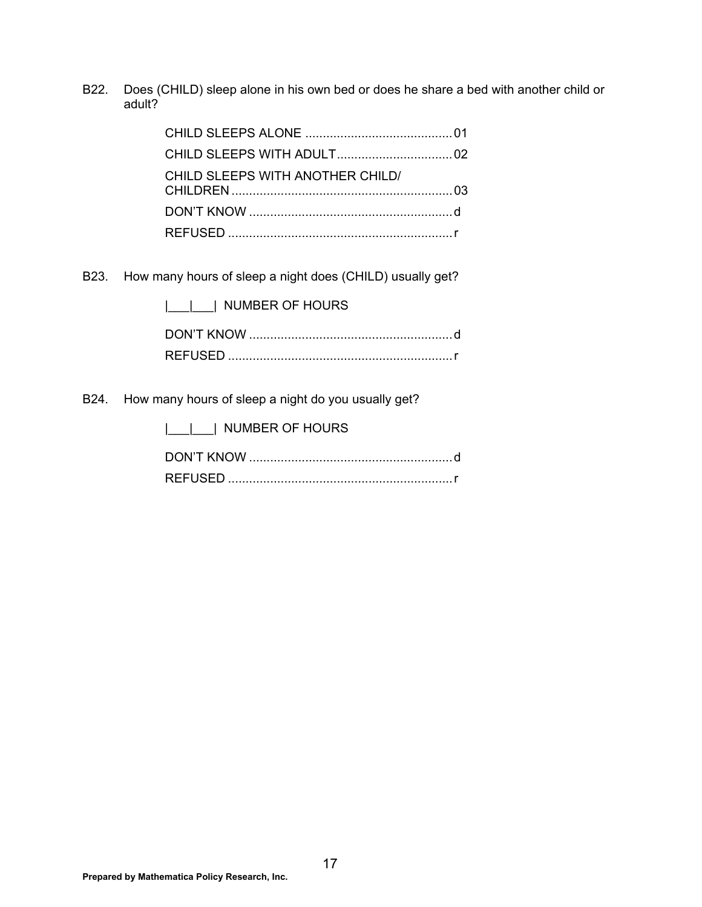B22. Does (CHILD) sleep alone in his own bed or does he share a bed with another child or adult?

CHILD SLEEPS ALONE .......................................... 01
CHILD SLEEPS WITH ADULT................................. 02
CHILD SLEEPS WITH ANOTHER CHILD/ CHILDREN .............................................................. 03
DON'T KNOW .......................................................... d
REFUSED ................................................................ r

B23. How many hours of sleep a night does (CHILD) usually get?

|___|___| NUMBER OF HOURS

DON'T KNOW .......................................................... d
REFUSED ................................................................ r

B24. How many hours of sleep a night do you usually get?

|___|___| NUMBER OF HOURS

DON'T KNOW .......................................................... d
REFUSED ................................................................ r

**Prepared by Mathematica Policy Research, Inc.**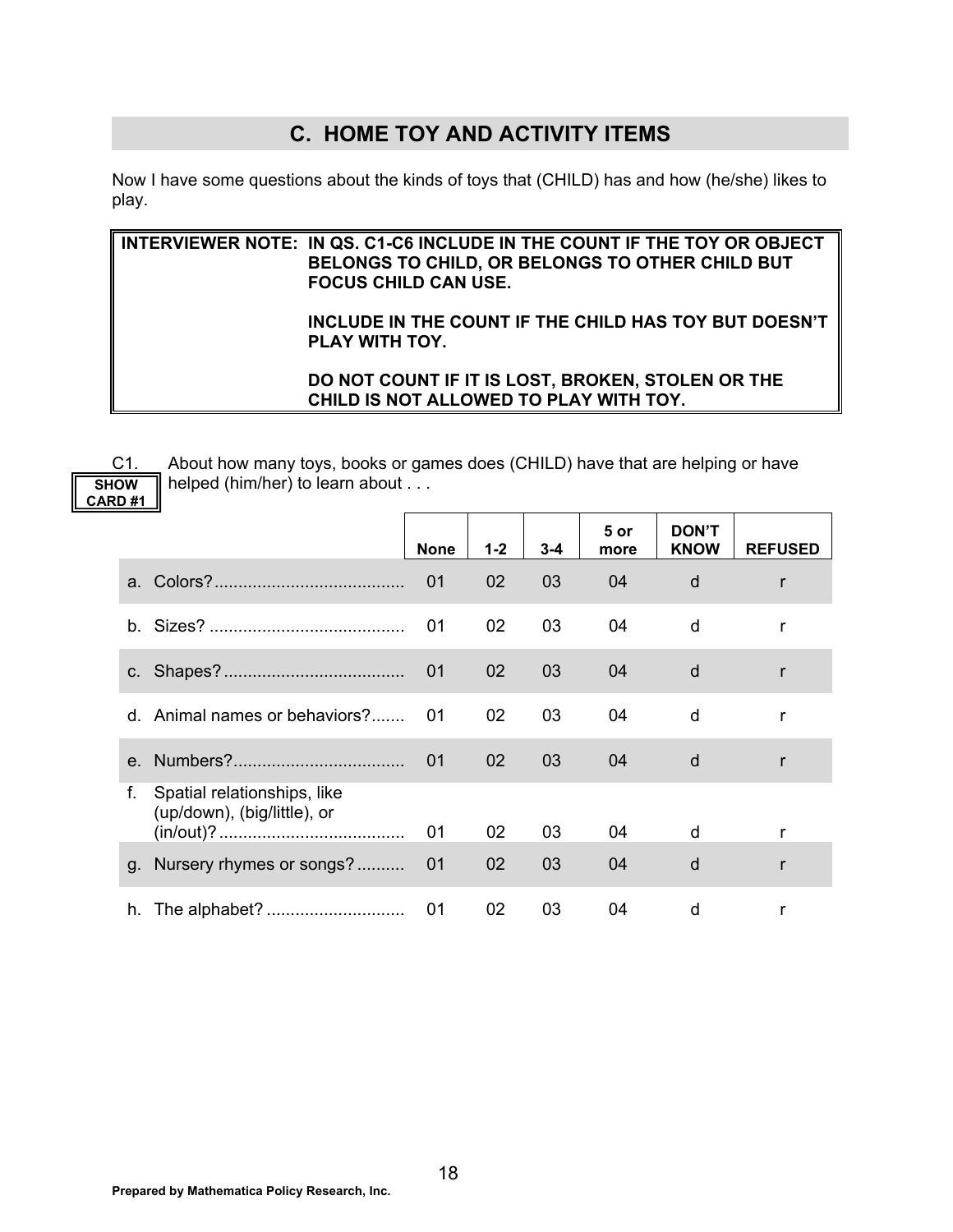## C. HOME TOY AND ACTIVITY ITEMS

Now I have some questions about the kinds of toys that (CHILD) has and how (he/she) likes to play.

| INTERVIEWER NOTE: | IN QS. C1-C6 INCLUDE IN THE COUNT IF THE TOY OR OBJECT BELONGS TO CHILD, OR BELONGS TO OTHER CHILD BUT FOCUS CHILD CAN USE. |
|---|---|
| | INCLUDE IN THE COUNT IF THE CHILD HAS TOY BUT DOESN'T PLAY WITH TOY. |
| | DO NOT COUNT IF IT IS LOST, BROKEN, STOLEN OR THE CHILD IS NOT ALLOWED TO PLAY WITH TOY. |

C1. About how many toys, books or games does (CHILD) have that are helping or have helped (him/her) to learn about . . .

**SHOW CARD #1**

| | None | 1-2 | 3-4 | 5 or more | DON'T KNOW | REFUSED |
|---|---|---|---|---|---|---|
| a. Colors?........................................ | 01 | 02 | 03 | 04 | d | r |
| b. Sizes? ......................................... | 01 | 02 | 03 | 04 | d | r |
| c. Shapes?...................................... | 01 | 02 | 03 | 04 | d | r |
| d. Animal names or behaviors?....... | 01 | 02 | 03 | 04 | d | r |
| e. Numbers?.................................... | 01 | 02 | 03 | 04 | d | r |
| f. Spatial relationships, like (up/down), (big/little), or (in/out)?....................................... | 01 | 02 | 03 | 04 | d | r |
| g. Nursery rhymes or songs?.......... | 01 | 02 | 03 | 04 | d | r |
| h. The alphabet? ............................. | 01 | 02 | 03 | 04 | d | r |

Prepared by Mathematica Policy Research, Inc.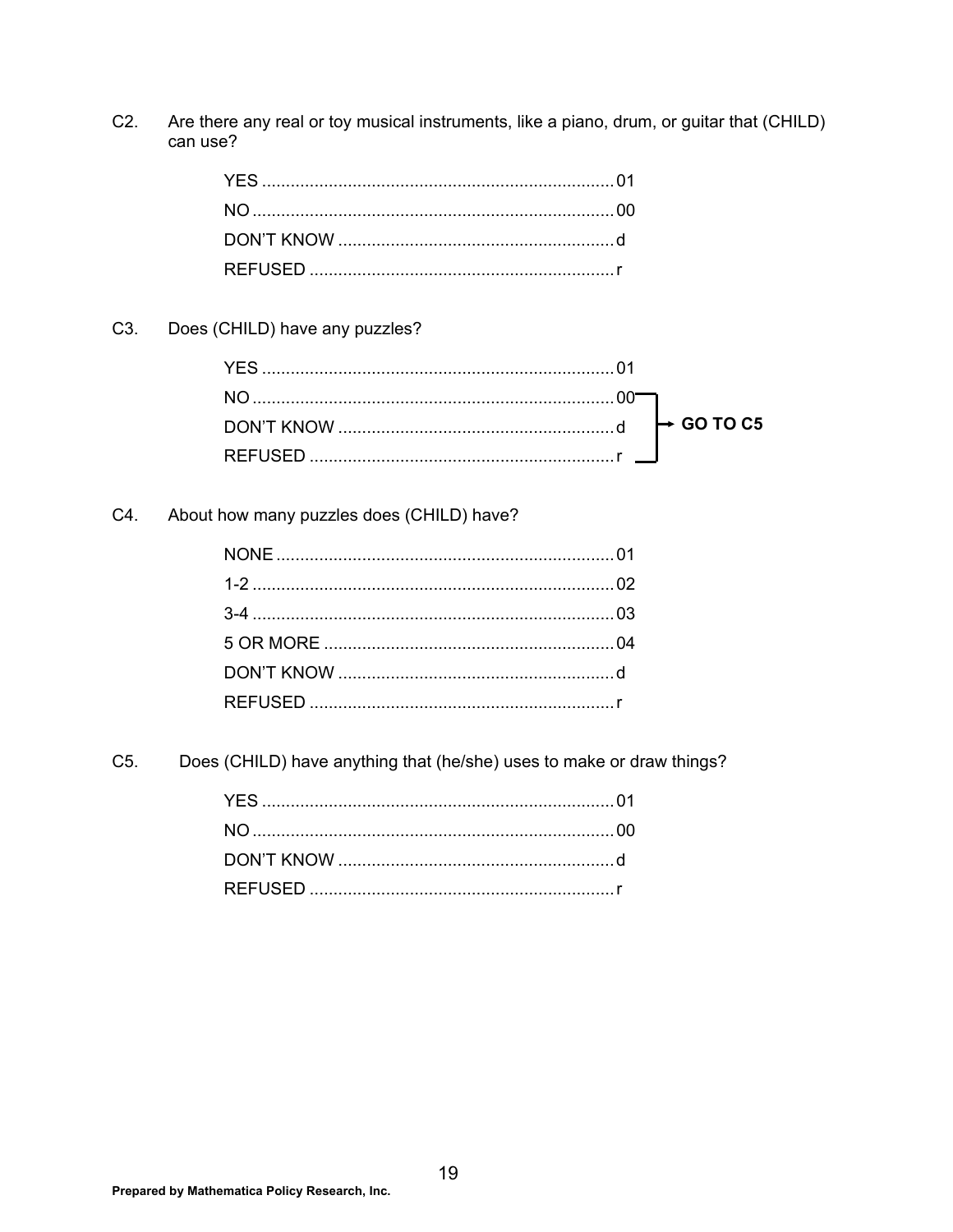C2. Are there any real or toy musical instruments, like a piano, drum, or guitar that (CHILD) can use?

| | |
|---|---|
| YES | 01 |
| NO | 00 |
| DON'T KNOW | d |
| REFUSED | r |

C3. Does (CHILD) have any puzzles?

| | | |
|---|---|---|
| YES | 01 | |
| NO | 00 | GO TO C5 |
| DON'T KNOW | d | GO TO C5 |
| REFUSED | r | GO TO C5 |

C4. About how many puzzles does (CHILD) have?

| | |
|---|---|
| NONE | 01 |
| 1-2 | 02 |
| 3-4 | 03 |
| 5 OR MORE | 04 |
| DON'T KNOW | d |
| REFUSED | r |

C5. Does (CHILD) have anything that (he/she) uses to make or draw things?

| | |
|---|---|
| YES | 01 |
| NO | 00 |
| DON'T KNOW | d |
| REFUSED | r |

**Prepared by Mathematica Policy Research, Inc.**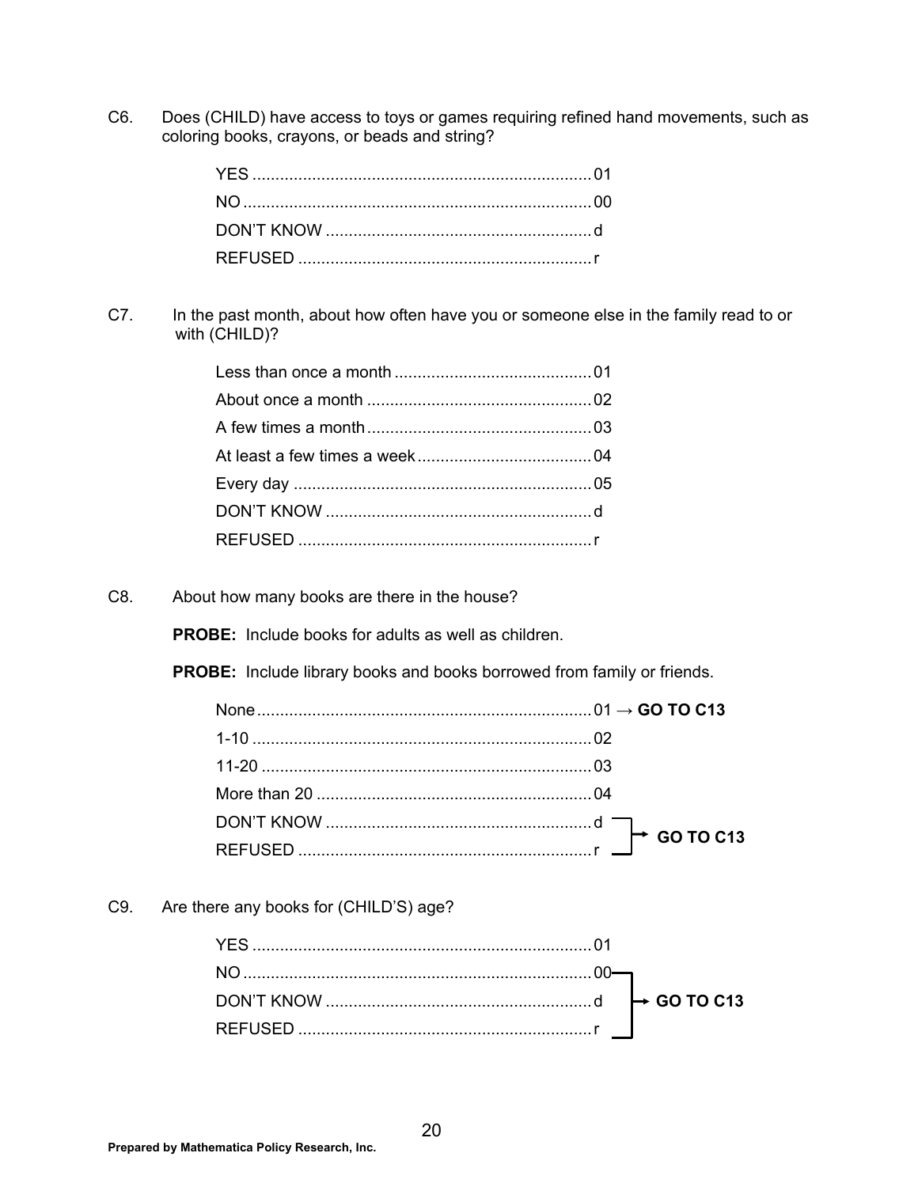C6. Does (CHILD) have access to toys or games requiring refined hand movements, such as coloring books, crayons, or beads and string?

| | |
|---|---|
| YES | 01 |
| NO | 00 |
| DON'T KNOW | d |
| REFUSED | r |

C7. In the past month, about how often have you or someone else in the family read to or with (CHILD)?

| | |
|---|---|
| Less than once a month | 01 |
| About once a month | 02 |
| A few times a month | 03 |
| At least a few times a week | 04 |
| Every day | 05 |
| DON'T KNOW | d |
| REFUSED | r |

C8. About how many books are there in the house?

**PROBE:** Include books for adults as well as children.

**PROBE:** Include library books and books borrowed from family or friends.

| | | |
|---|---|---|
| None | 01 | → **GO TO C13** |
| 1-10 | 02 | |
| 11-20 | 03 | |
| More than 20 | 04 | |
| DON'T KNOW | d | → **GO TO C13** |
| REFUSED | r | → **GO TO C13** |

C9. Are there any books for (CHILD'S) age?

| | | |
|---|---|---|
| YES | 01 | |
| NO | 00 | → **GO TO C13** |
| DON'T KNOW | d | → **GO TO C13** |
| REFUSED | r | → **GO TO C13** |

**Prepared by Mathematica Policy Research, Inc.**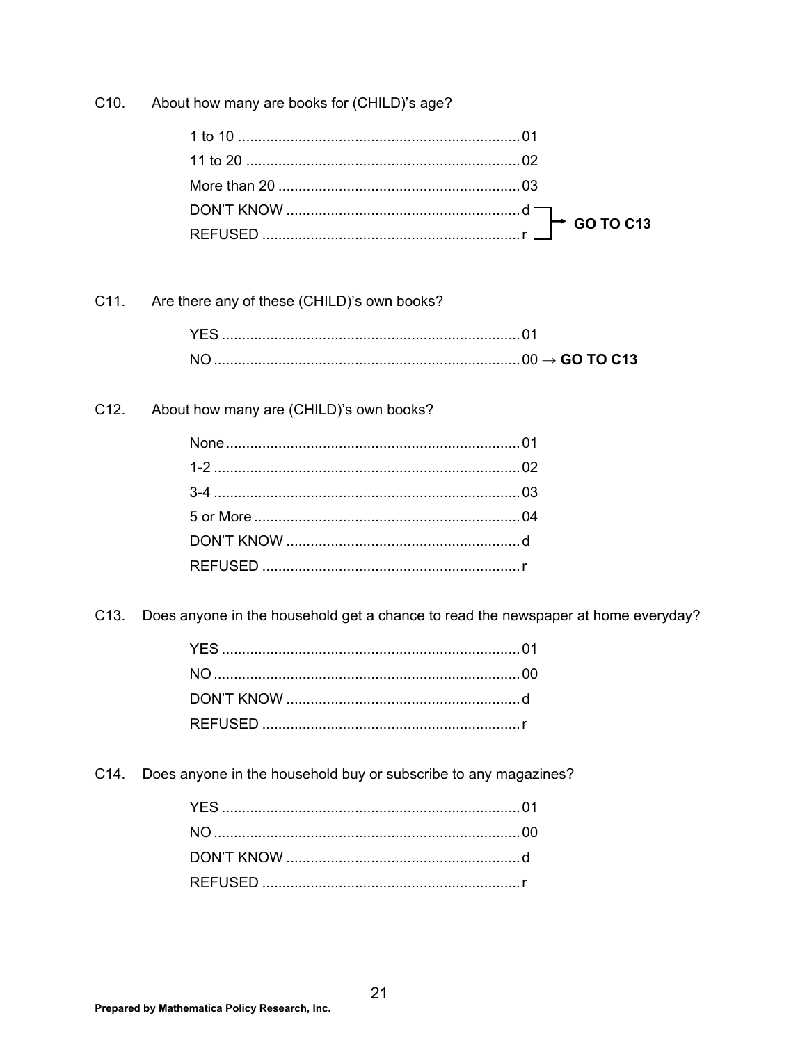C10. About how many are books for (CHILD)'s age?

1 to 10 .......................................................................... 01
11 to 20 ........................................................................ 02
More than 20 ................................................................ 03
DON'T KNOW ............................................................... d → GO TO C13
REFUSED ...................................................................... r → GO TO C13

C11. Are there any of these (CHILD)'s own books?

YES .............................................................................. 01
NO ................................................................................ 00 → **GO TO C13**

C12. About how many are (CHILD)'s own books?

None .............................................................................. 01
1-2 ................................................................................ 02
3-4 ................................................................................ 03
5 or More ...................................................................... 04
DON'T KNOW ............................................................... d
REFUSED ...................................................................... r

C13. Does anyone in the household get a chance to read the newspaper at home everyday?

YES .............................................................................. 01
NO ................................................................................ 00
DON'T KNOW ............................................................... d
REFUSED ...................................................................... r

C14. Does anyone in the household buy or subscribe to any magazines?

YES .............................................................................. 01
NO ................................................................................ 00
DON'T KNOW ............................................................... d
REFUSED ...................................................................... r

**Prepared by Mathematica Policy Research, Inc.**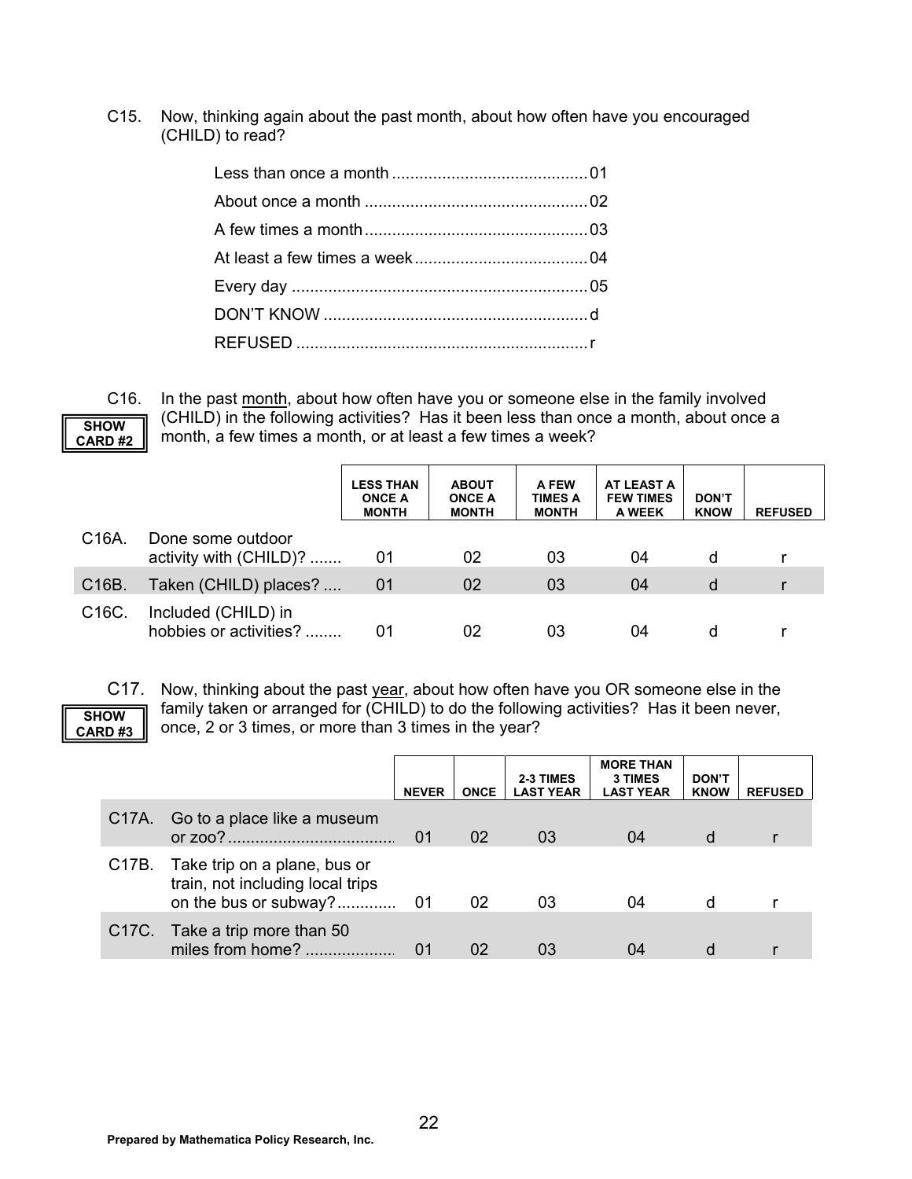C15. Now, thinking again about the past month, about how often have you encouraged (CHILD) to read?

- Less than once a month .......................................... 01
- About once a month ................................................ 02
- A few times a month ................................................ 03
- At least a few times a week ...................................... 04
- Every day ................................................................ 05
- DON'T KNOW .......................................................... d
- REFUSED ................................................................ r

**SHOW CARD #2**

C16. In the past <u>month</u>, about how often have you or someone else in the family involved (CHILD) in the following activities? Has it been less than once a month, about once a month, a few times a month, or at least a few times a week?

| | | LESS THAN ONCE A MONTH | ABOUT ONCE A MONTH | A FEW TIMES A MONTH | AT LEAST A FEW TIMES A WEEK | DON'T KNOW | REFUSED |
|---|---|---|---|---|---|---|---|
| C16A. | Done some outdoor activity with (CHILD)? ....... | 01 | 02 | 03 | 04 | d | r |
| C16B. | Taken (CHILD) places? .... | 01 | 02 | 03 | 04 | d | r |
| C16C. | Included (CHILD) in hobbies or activities? ........ | 01 | 02 | 03 | 04 | d | r |

**SHOW CARD #3**

C17. Now, thinking about the past <u>year</u>, about how often have you OR someone else in the family taken or arranged for (CHILD) to do the following activities? Has it been never, once, 2 or 3 times, or more than 3 times in the year?

| | | NEVER | ONCE | 2-3 TIMES LAST YEAR | MORE THAN 3 TIMES LAST YEAR | DON'T KNOW | REFUSED |
|---|---|---|---|---|---|---|---|
| C17A. | Go to a place like a museum or zoo? .................................... | 01 | 02 | 03 | 04 | d | r |
| C17B. | Take trip on a plane, bus or train, not including local trips on the bus or subway?............ | 01 | 02 | 03 | 04 | d | r |
| C17C. | Take a trip more than 50 miles from home? .................... | 01 | 02 | 03 | 04 | d | r |

Prepared by Mathematica Policy Research, Inc.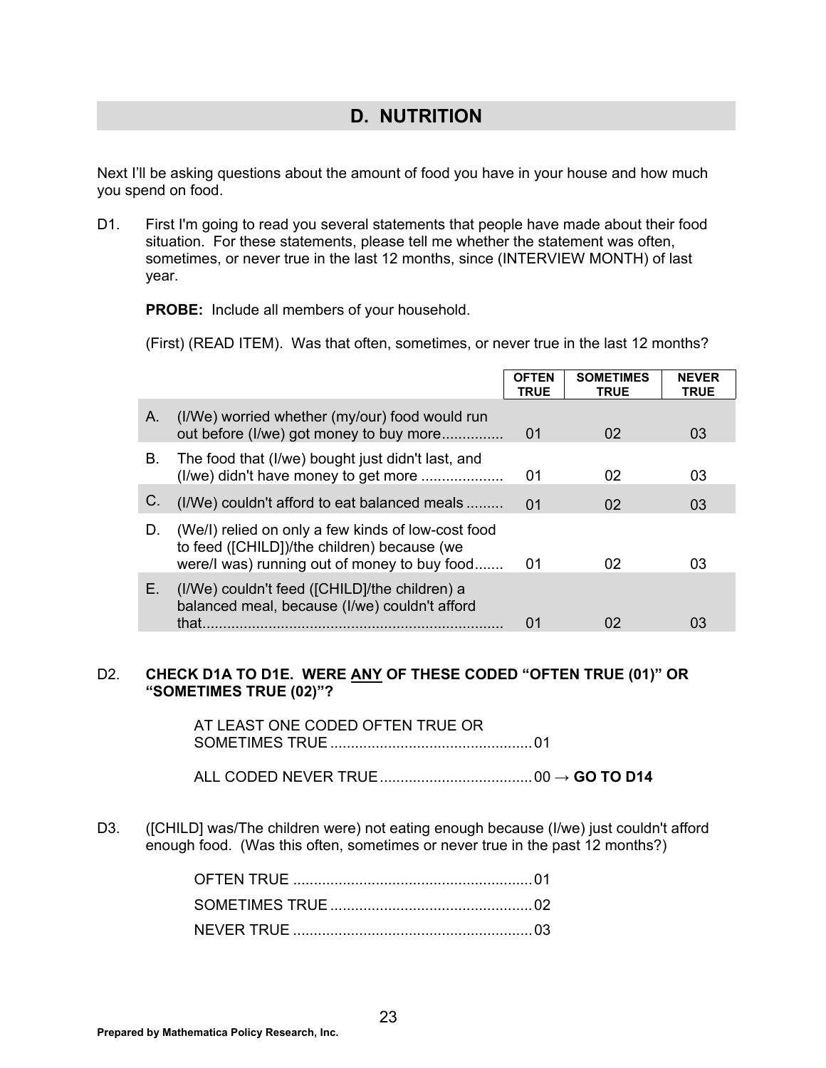## D. NUTRITION

Next I'll be asking questions about the amount of food you have in your house and how much you spend on food.

D1. First I'm going to read you several statements that people have made about their food situation. For these statements, please tell me whether the statement was often, sometimes, or never true in the last 12 months, since (INTERVIEW MONTH) of last year.

**PROBE:** Include all members of your household.

(First) (READ ITEM). Was that often, sometimes, or never true in the last 12 months?

| | | OFTEN TRUE | SOMETIMES TRUE | NEVER TRUE |
|---|---|---|---|---|
| A. | (I/We) worried whether (my/our) food would run out before (I/we) got money to buy more.............. | 01 | 02 | 03 |
| B. | The food that (I/we) bought just didn't last, and (I/we) didn't have money to get more .................... | 01 | 02 | 03 |
| C. | (I/We) couldn't afford to eat balanced meals ......... | 01 | 02 | 03 |
| D. | (We/I) relied on only a few kinds of low-cost food to feed ([CHILD])/the children) because (we were/I was) running out of money to buy food....... | 01 | 02 | 03 |
| E. | (I/We) couldn't feed ([CHILD]/the children) a balanced meal, because (I/we) couldn't afford that......................................................................... | 01 | 02 | 03 |

D2. **CHECK D1A TO D1E. WERE ANY OF THESE CODED "OFTEN TRUE (01)" OR "SOMETIMES TRUE (02)"?**

AT LEAST ONE CODED OFTEN TRUE OR SOMETIMES TRUE ................................................ 01

ALL CODED NEVER TRUE.................................... 00 → **GO TO D14**

D3. ([CHILD] was/The children were) not eating enough because (I/we) just couldn't afford enough food. (Was this often, sometimes or never true in the past 12 months?)

OFTEN TRUE .......................................................... 01

SOMETIMES TRUE ................................................ 02

NEVER TRUE .......................................................... 03

**Prepared by Mathematica Policy Research, Inc.**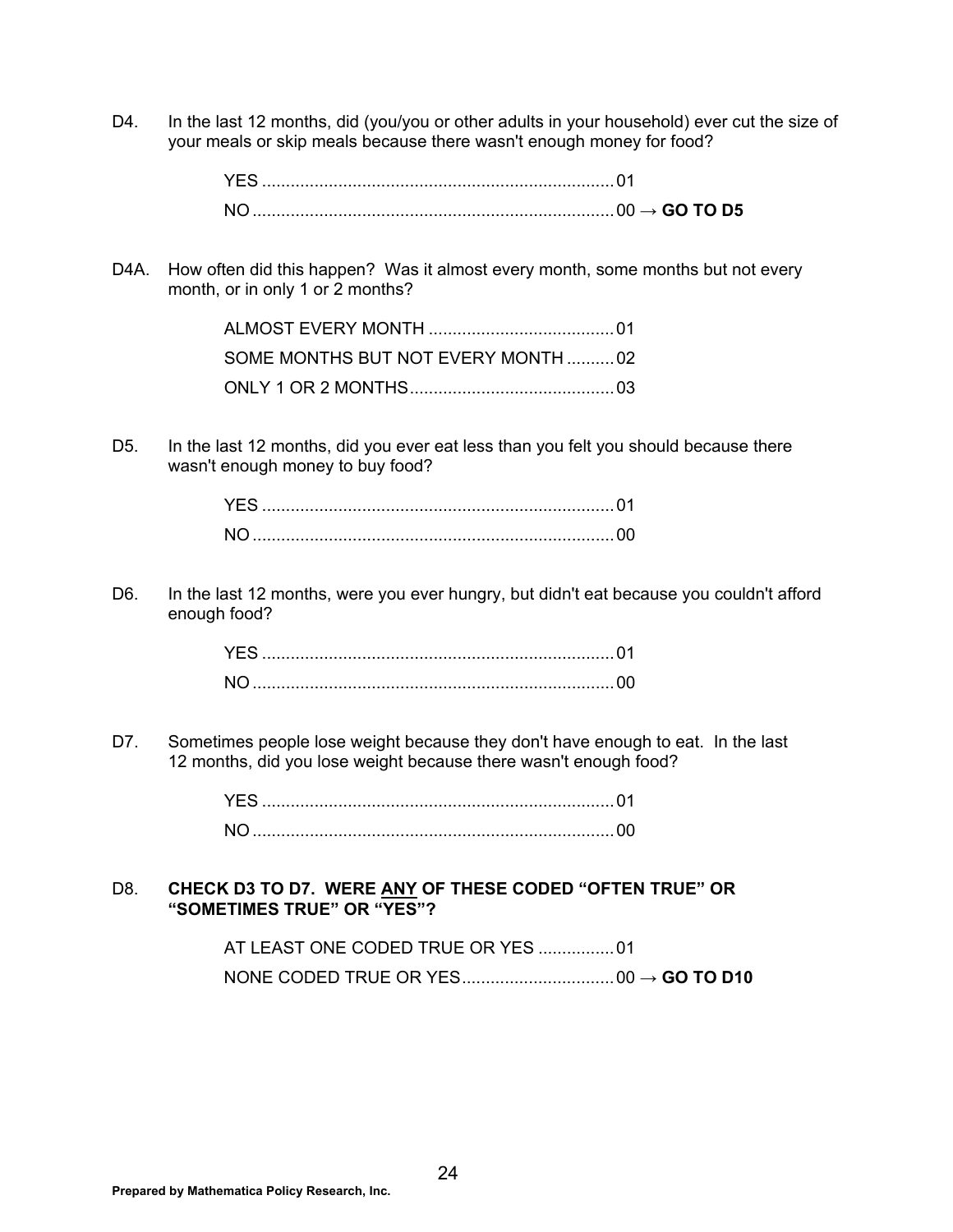D4. In the last 12 months, did (you/you or other adults in your household) ever cut the size of your meals or skip meals because there wasn't enough money for food?

YES .......................................................................... 01
NO ............................................................................ 00 → **GO TO D5**

D4A. How often did this happen? Was it almost every month, some months but not every month, or in only 1 or 2 months?

ALMOST EVERY MONTH ....................................... 01
SOME MONTHS BUT NOT EVERY MONTH .......... 02
ONLY 1 OR 2 MONTHS ........................................... 03

D5. In the last 12 months, did you ever eat less than you felt you should because there wasn't enough money to buy food?

YES .......................................................................... 01
NO ............................................................................ 00

D6. In the last 12 months, were you ever hungry, but didn't eat because you couldn't afford enough food?

YES .......................................................................... 01
NO ............................................................................ 00

D7. Sometimes people lose weight because they don't have enough to eat. In the last 12 months, did you lose weight because there wasn't enough food?

YES .......................................................................... 01
NO ............................................................................ 00

D8. **CHECK D3 TO D7. WERE ANY OF THESE CODED "OFTEN TRUE" OR "SOMETIMES TRUE" OR "YES"?**

AT LEAST ONE CODED TRUE OR YES ................ 01
NONE CODED TRUE OR YES ................................ 00 → **GO TO D10**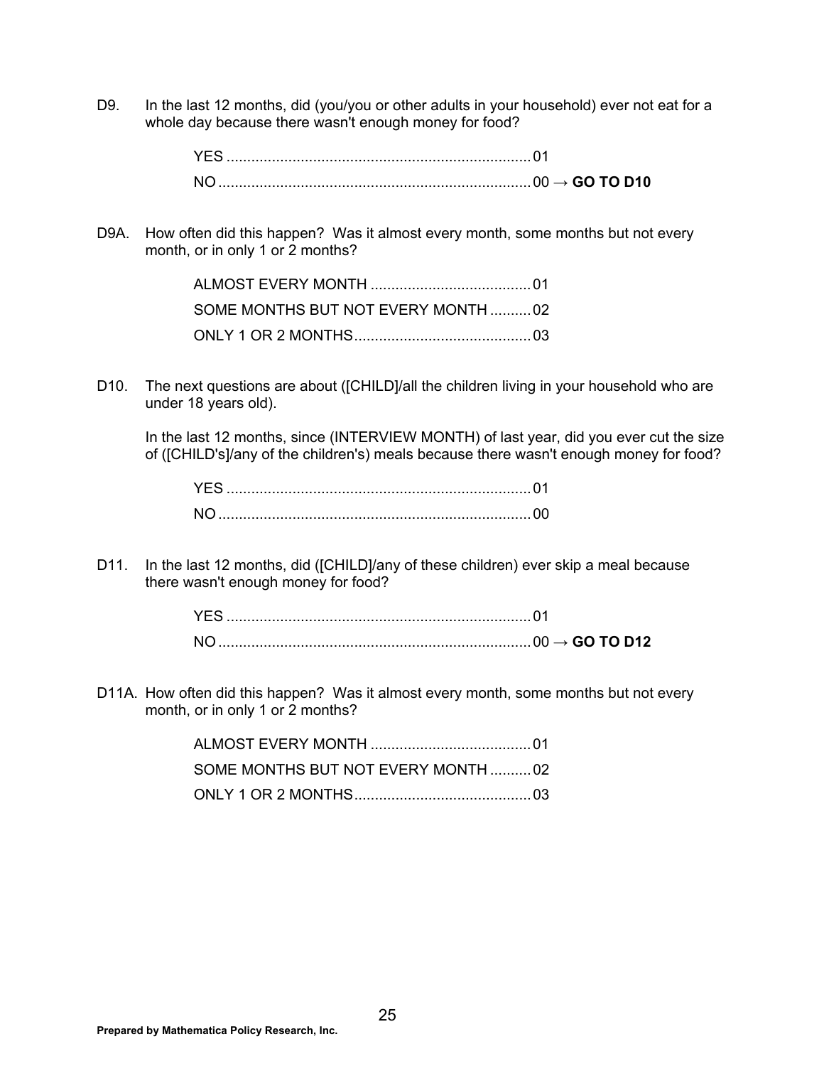D9. In the last 12 months, did (you/you or other adults in your household) ever not eat for a whole day because there wasn't enough money for food?

YES .......................................................................... 01
NO ............................................................................ 00 → **GO TO D10**

D9A. How often did this happen? Was it almost every month, some months but not every month, or in only 1 or 2 months?

ALMOST EVERY MONTH ....................................... 01
SOME MONTHS BUT NOT EVERY MONTH .......... 02
ONLY 1 OR 2 MONTHS........................................... 03

D10. The next questions are about ([CHILD]/all the children living in your household who are under 18 years old).

In the last 12 months, since (INTERVIEW MONTH) of last year, did you ever cut the size of ([CHILD's]/any of the children's) meals because there wasn't enough money for food?

YES .......................................................................... 01
NO ............................................................................ 00

D11. In the last 12 months, did ([CHILD]/any of these children) ever skip a meal because there wasn't enough money for food?

YES .......................................................................... 01
NO ............................................................................ 00 → **GO TO D12**

D11A. How often did this happen? Was it almost every month, some months but not every month, or in only 1 or 2 months?

ALMOST EVERY MONTH ....................................... 01
SOME MONTHS BUT NOT EVERY MONTH .......... 02
ONLY 1 OR 2 MONTHS........................................... 03

**Prepared by Mathematica Policy Research, Inc.**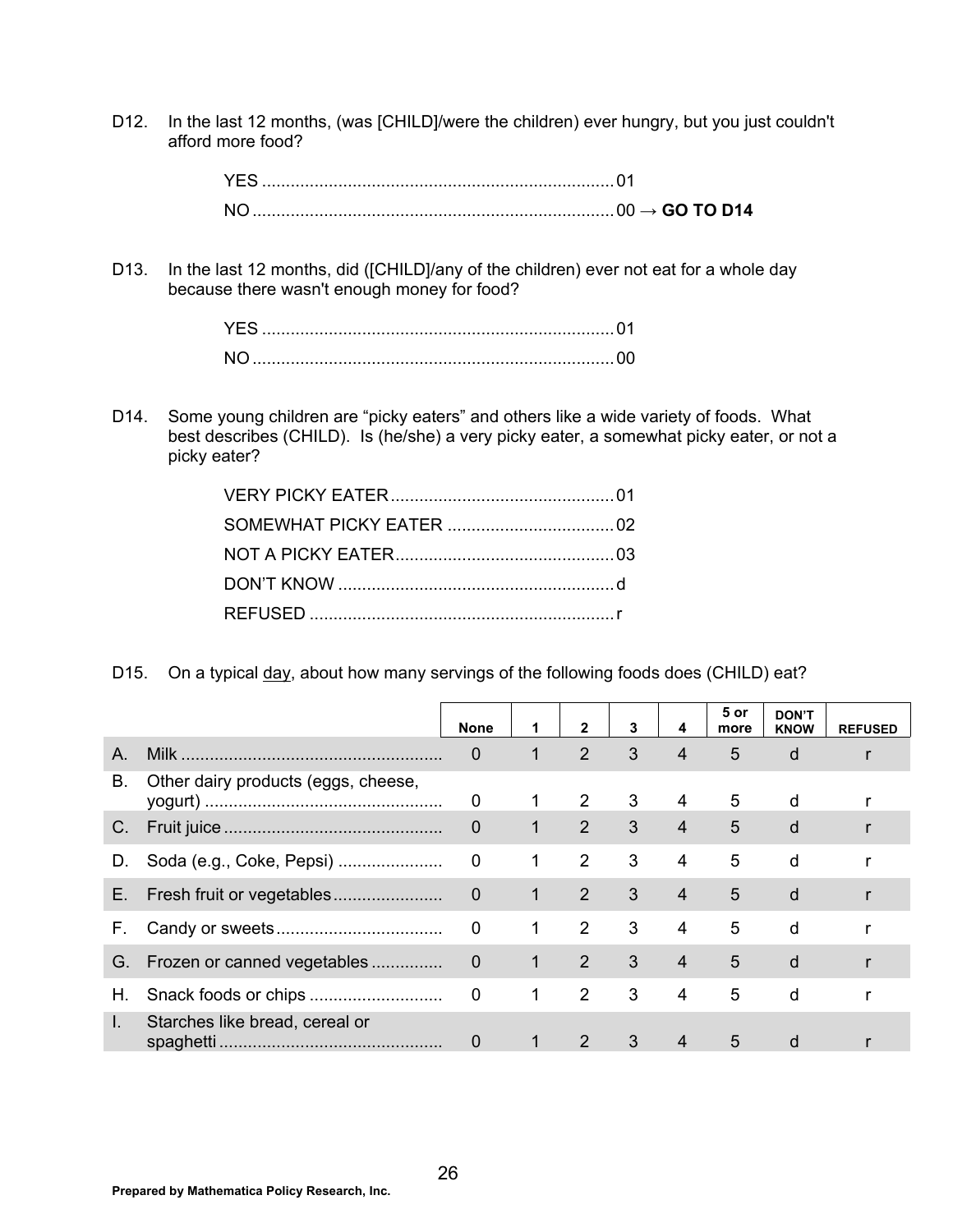D12. In the last 12 months, (was [CHILD]/were the children) ever hungry, but you just couldn't afford more food?

YES ........................................................................... 01
NO ............................................................................. 00 → **GO TO D14**

D13. In the last 12 months, did ([CHILD]/any of the children) ever not eat for a whole day because there wasn't enough money for food?

YES ........................................................................... 01
NO ............................................................................. 00

D14. Some young children are "picky eaters" and others like a wide variety of foods. What best describes (CHILD). Is (he/she) a very picky eater, a somewhat picky eater, or not a picky eater?

VERY PICKY EATER............................................... 01
SOMEWHAT PICKY EATER ................................... 02
NOT A PICKY EATER.............................................. 03
DON'T KNOW .......................................................... d
REFUSED ................................................................ r

D15. On a typical <u>day</u>, about how many servings of the following foods does (CHILD) eat?

| | | None | 1 | 2 | 3 | 4 | 5 or more | DON'T KNOW | REFUSED |
|---|---|---|---|---|---|---|---|---|---|
| A. | Milk ....................................................... | 0 | 1 | 2 | 3 | 4 | 5 | d | r |
| B. | Other dairy products (eggs, cheese, yogurt) .................................................. | 0 | 1 | 2 | 3 | 4 | 5 | d | r |
| C. | Fruit juice ............................................. | 0 | 1 | 2 | 3 | 4 | 5 | d | r |
| D. | Soda (e.g., Coke, Pepsi) ...................... | 0 | 1 | 2 | 3 | 4 | 5 | d | r |
| E. | Fresh fruit or vegetables....................... | 0 | 1 | 2 | 3 | 4 | 5 | d | r |
| F. | Candy or sweets................................... | 0 | 1 | 2 | 3 | 4 | 5 | d | r |
| G. | Frozen or canned vegetables ............... | 0 | 1 | 2 | 3 | 4 | 5 | d | r |
| H. | Snack foods or chips ............................ | 0 | 1 | 2 | 3 | 4 | 5 | d | r |
| I. | Starches like bread, cereal or spaghetti ............................................... | 0 | 1 | 2 | 3 | 4 | 5 | d | r |

**Prepared by Mathematica Policy Research, Inc.**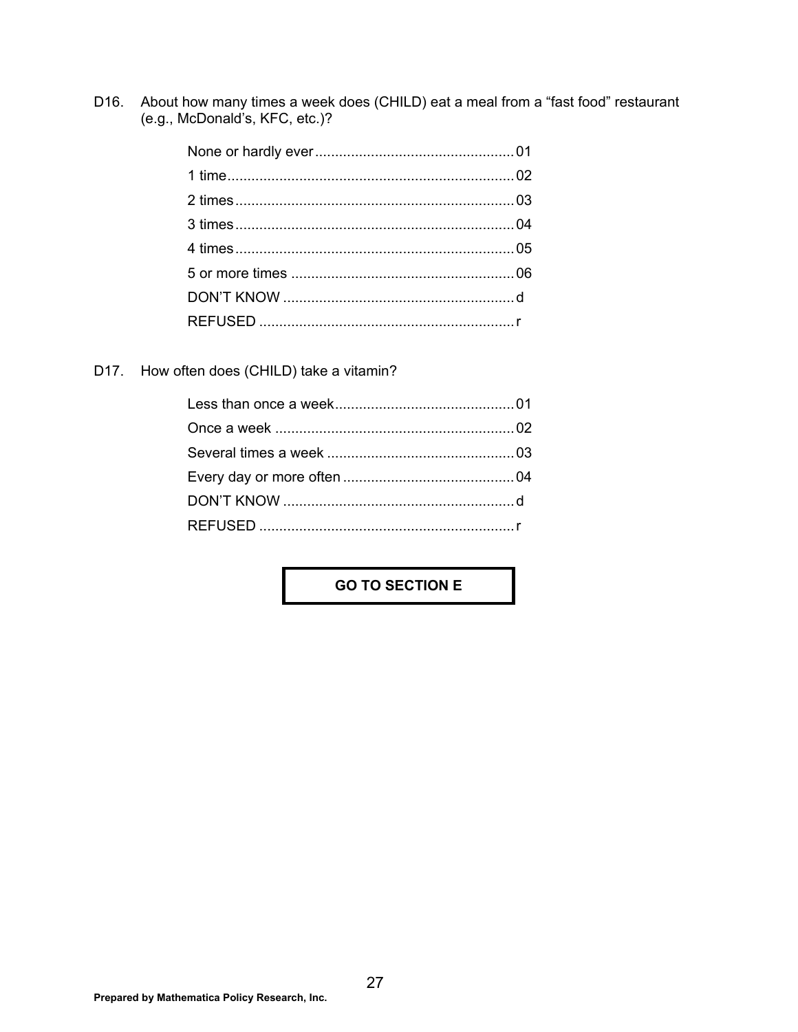D16. About how many times a week does (CHILD) eat a meal from a "fast food" restaurant (e.g., McDonald's, KFC, etc.)?

| | |
|---|---|
| None or hardly ever | 01 |
| 1 time | 02 |
| 2 times | 03 |
| 3 times | 04 |
| 4 times | 05 |
| 5 or more times | 06 |
| DON'T KNOW | d |
| REFUSED | r |

D17. How often does (CHILD) take a vitamin?

| | |
|---|---|
| Less than once a week | 01 |
| Once a week | 02 |
| Several times a week | 03 |
| Every day or more often | 04 |
| DON'T KNOW | d |
| REFUSED | r |

**GO TO SECTION E**

**Prepared by Mathematica Policy Research, Inc.**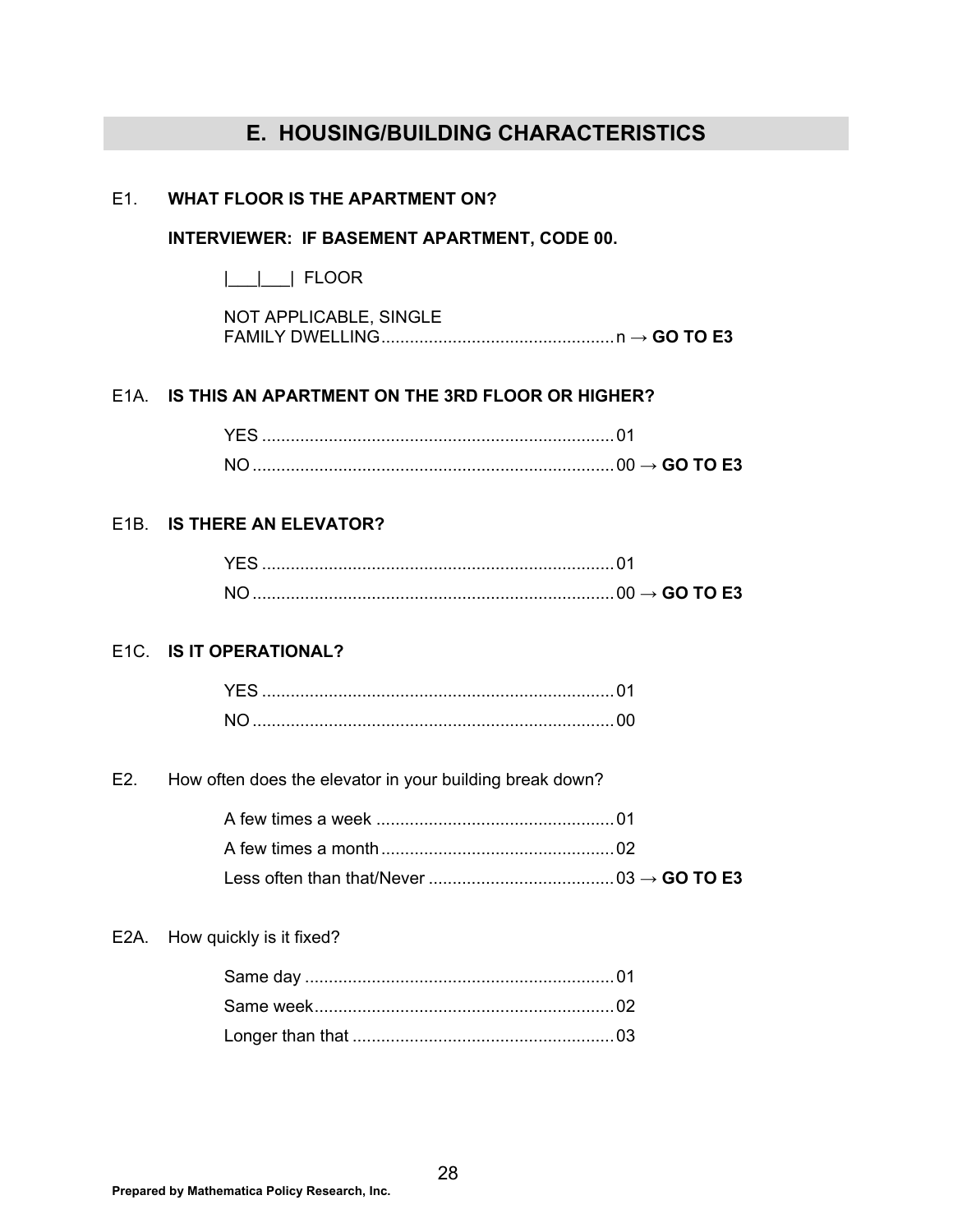## E. HOUSING/BUILDING CHARACTERISTICS

E1. **WHAT FLOOR IS THE APARTMENT ON?**

**INTERVIEWER: IF BASEMENT APARTMENT, CODE 00.**

|___|___| FLOOR

NOT APPLICABLE, SINGLE FAMILY DWELLING.................................................n → **GO TO E3**

E1A. **IS THIS AN APARTMENT ON THE 3RD FLOOR OR HIGHER?**

YES ..........................................................................01
NO ............................................................................00 → **GO TO E3**

E1B. **IS THERE AN ELEVATOR?**

YES ..........................................................................01
NO ............................................................................00 → **GO TO E3**

E1C. **IS IT OPERATIONAL?**

YES ..........................................................................01
NO ............................................................................00

E2. How often does the elevator in your building break down?

A few times a week ..................................................01
A few times a month .................................................02
Less often than that/Never .......................................03 → **GO TO E3**

E2A. How quickly is it fixed?

Same day .................................................................01
Same week...............................................................02
Longer than that .......................................................03

**Prepared by Mathematica Policy Research, Inc.**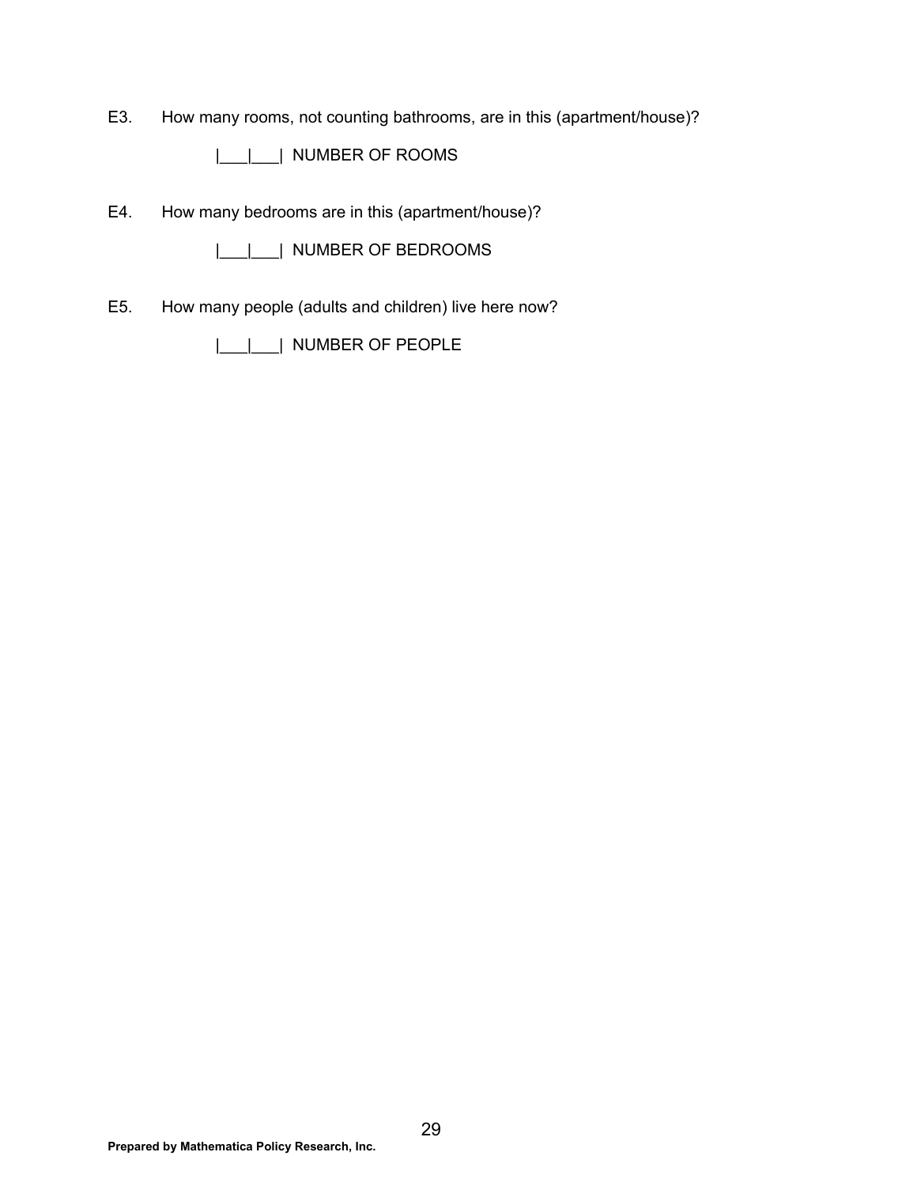E3. How many rooms, not counting bathrooms, are in this (apartment/house)?

|___|___| NUMBER OF ROOMS

E4. How many bedrooms are in this (apartment/house)?

|___|___| NUMBER OF BEDROOMS

E5. How many people (adults and children) live here now?

|___|___| NUMBER OF PEOPLE

**Prepared by Mathematica Policy Research, Inc.**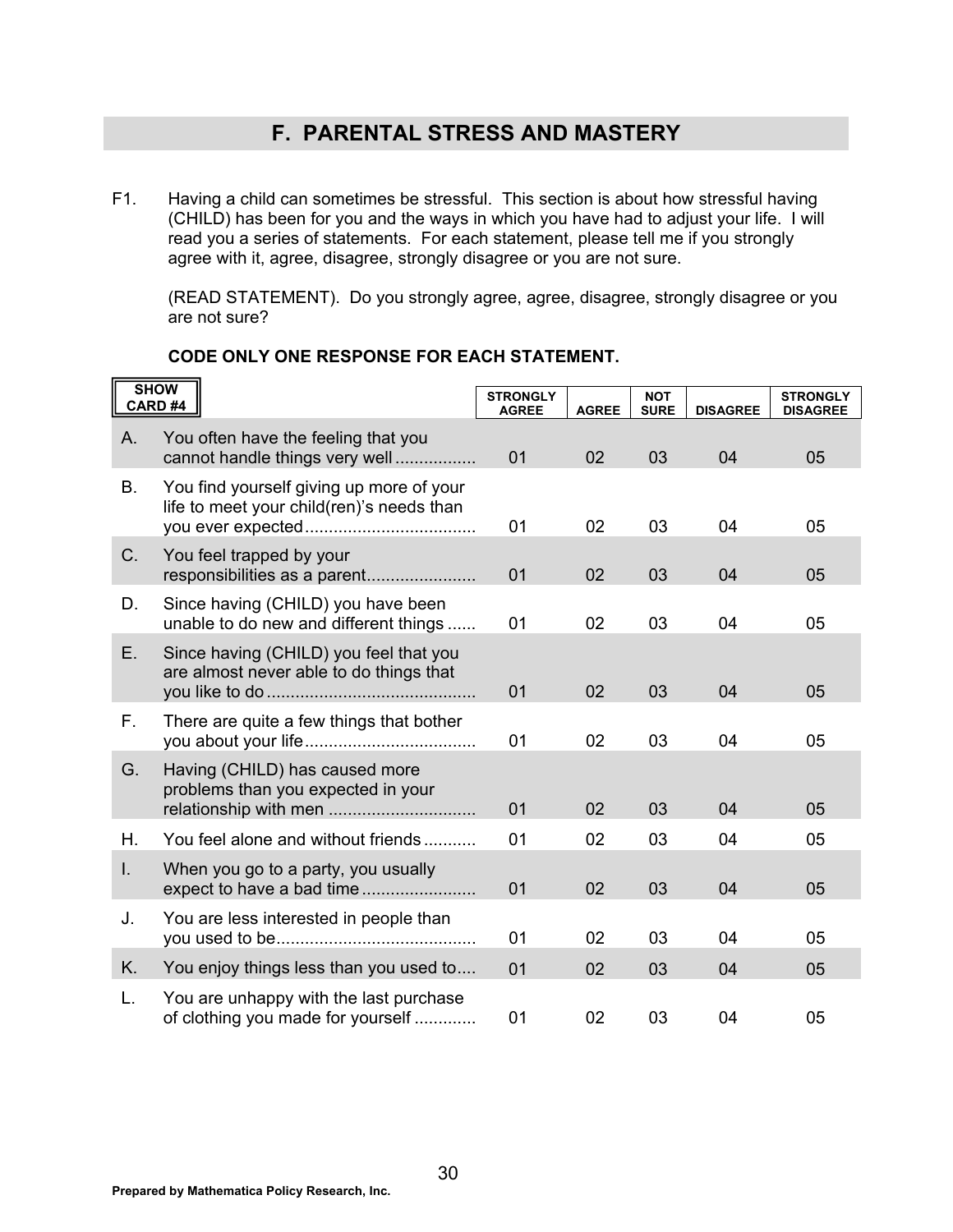## F. PARENTAL STRESS AND MASTERY

F1. Having a child can sometimes be stressful. This section is about how stressful having (CHILD) has been for you and the ways in which you have had to adjust your life. I will read you a series of statements. For each statement, please tell me if you strongly agree with it, agree, disagree, strongly disagree or you are not sure.

(READ STATEMENT). Do you strongly agree, agree, disagree, strongly disagree or you are not sure?

**CODE ONLY ONE RESPONSE FOR EACH STATEMENT.**

| SHOW CARD #4 | | STRONGLY AGREE | AGREE | NOT SURE | DISAGREE | STRONGLY DISAGREE |
|---|---|---|---|---|---|---|
| A. | You often have the feeling that you cannot handle things very well................. | 01 | 02 | 03 | 04 | 05 |
| B. | You find yourself giving up more of your life to meet your child(ren)'s needs than you ever expected.................................... | 01 | 02 | 03 | 04 | 05 |
| C. | You feel trapped by your responsibilities as a parent....................... | 01 | 02 | 03 | 04 | 05 |
| D. | Since having (CHILD) you have been unable to do new and different things ...... | 01 | 02 | 03 | 04 | 05 |
| E. | Since having (CHILD) you feel that you are almost never able to do things that you like to do ........................................... | 01 | 02 | 03 | 04 | 05 |
| F. | There are quite a few things that bother you about your life.................................... | 01 | 02 | 03 | 04 | 05 |
| G. | Having (CHILD) has caused more problems than you expected in your relationship with men .............................. | 01 | 02 | 03 | 04 | 05 |
| H. | You feel alone and without friends ........... | 01 | 02 | 03 | 04 | 05 |
| I. | When you go to a party, you usually expect to have a bad time........................ | 01 | 02 | 03 | 04 | 05 |
| J. | You are less interested in people than you used to be.......................................... | 01 | 02 | 03 | 04 | 05 |
| K. | You enjoy things less than you used to.... | 01 | 02 | 03 | 04 | 05 |
| L. | You are unhappy with the last purchase of clothing you made for yourself ............. | 01 | 02 | 03 | 04 | 05 |

**Prepared by Mathematica Policy Research, Inc.**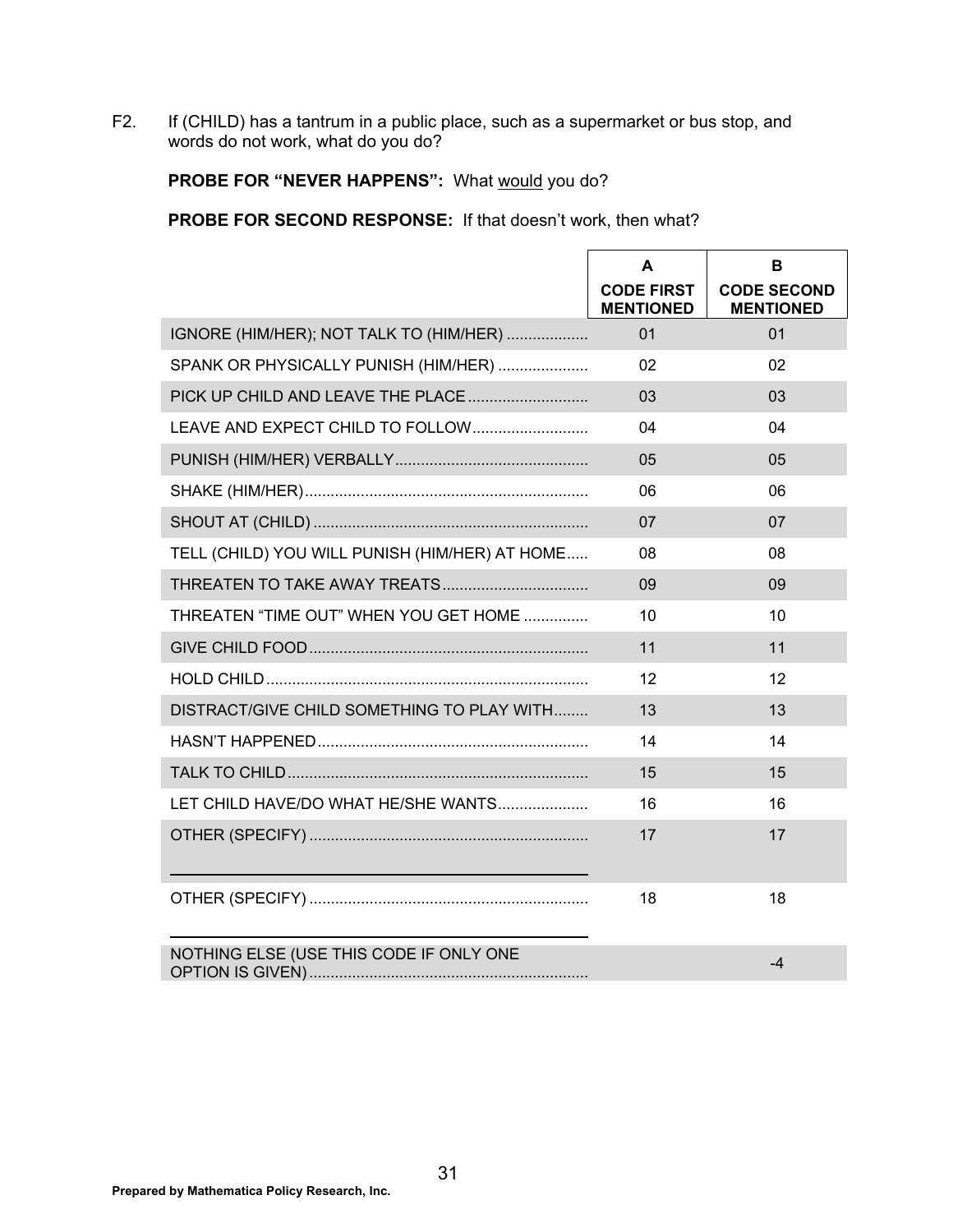F2. If (CHILD) has a tantrum in a public place, such as a supermarket or bus stop, and words do not work, what do you do?

**PROBE FOR "NEVER HAPPENS":** What would you do?

**PROBE FOR SECOND RESPONSE:** If that doesn't work, then what?

| | A<br>**CODE FIRST MENTIONED** | B<br>**CODE SECOND MENTIONED** |
|---|---|---|
| IGNORE (HIM/HER); NOT TALK TO (HIM/HER) | 01 | 01 |
| SPANK OR PHYSICALLY PUNISH (HIM/HER) | 02 | 02 |
| PICK UP CHILD AND LEAVE THE PLACE | 03 | 03 |
| LEAVE AND EXPECT CHILD TO FOLLOW | 04 | 04 |
| PUNISH (HIM/HER) VERBALLY | 05 | 05 |
| SHAKE (HIM/HER) | 06 | 06 |
| SHOUT AT (CHILD) | 07 | 07 |
| TELL (CHILD) YOU WILL PUNISH (HIM/HER) AT HOME | 08 | 08 |
| THREATEN TO TAKE AWAY TREATS | 09 | 09 |
| THREATEN "TIME OUT" WHEN YOU GET HOME | 10 | 10 |
| GIVE CHILD FOOD | 11 | 11 |
| HOLD CHILD | 12 | 12 |
| DISTRACT/GIVE CHILD SOMETHING TO PLAY WITH | 13 | 13 |
| HASN'T HAPPENED | 14 | 14 |
| TALK TO CHILD | 15 | 15 |
| LET CHILD HAVE/DO WHAT HE/SHE WANTS | 16 | 16 |
| OTHER (SPECIFY) ______________________ | 17 | 17 |
| OTHER (SPECIFY) ______________________ | 18 | 18 |
| NOTHING ELSE (USE THIS CODE IF ONLY ONE OPTION IS GIVEN) | | -4 |

**Prepared by Mathematica Policy Research, Inc.**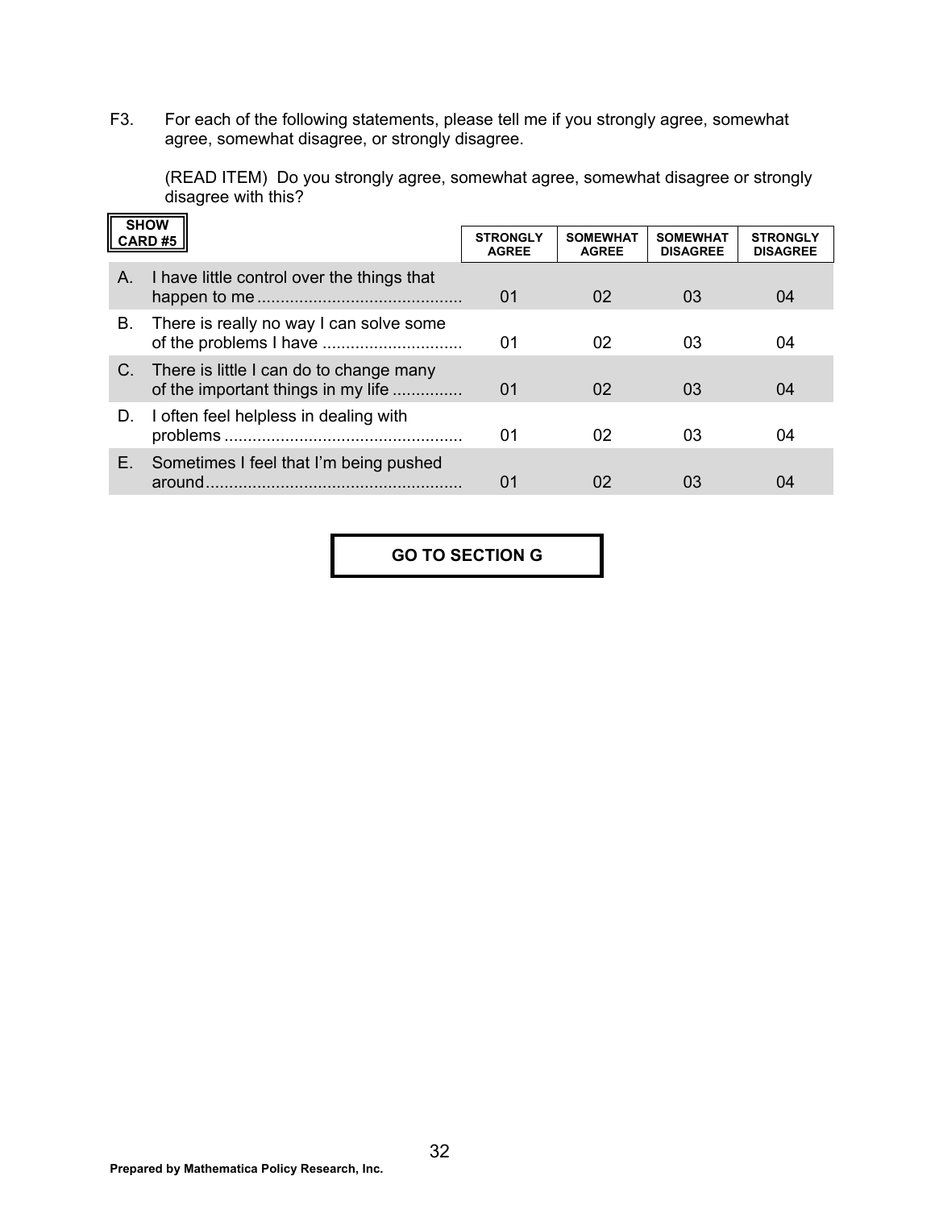F3. For each of the following statements, please tell me if you strongly agree, somewhat agree, somewhat disagree, or strongly disagree.

(READ ITEM) Do you strongly agree, somewhat agree, somewhat disagree or strongly disagree with this?

**SHOW CARD #5**

| | STRONGLY AGREE | SOMEWHAT AGREE | SOMEWHAT DISAGREE | STRONGLY DISAGREE |
|---|---|---|---|---|
| A. I have little control over the things that happen to me | 01 | 02 | 03 | 04 |
| B. There is really no way I can solve some of the problems I have | 01 | 02 | 03 | 04 |
| C. There is little I can do to change many of the important things in my life | 01 | 02 | 03 | 04 |
| D. I often feel helpless in dealing with problems | 01 | 02 | 03 | 04 |
| E. Sometimes I feel that I'm being pushed around | 01 | 02 | 03 | 04 |

**GO TO SECTION G**

**Prepared by Mathematica Policy Research, Inc.**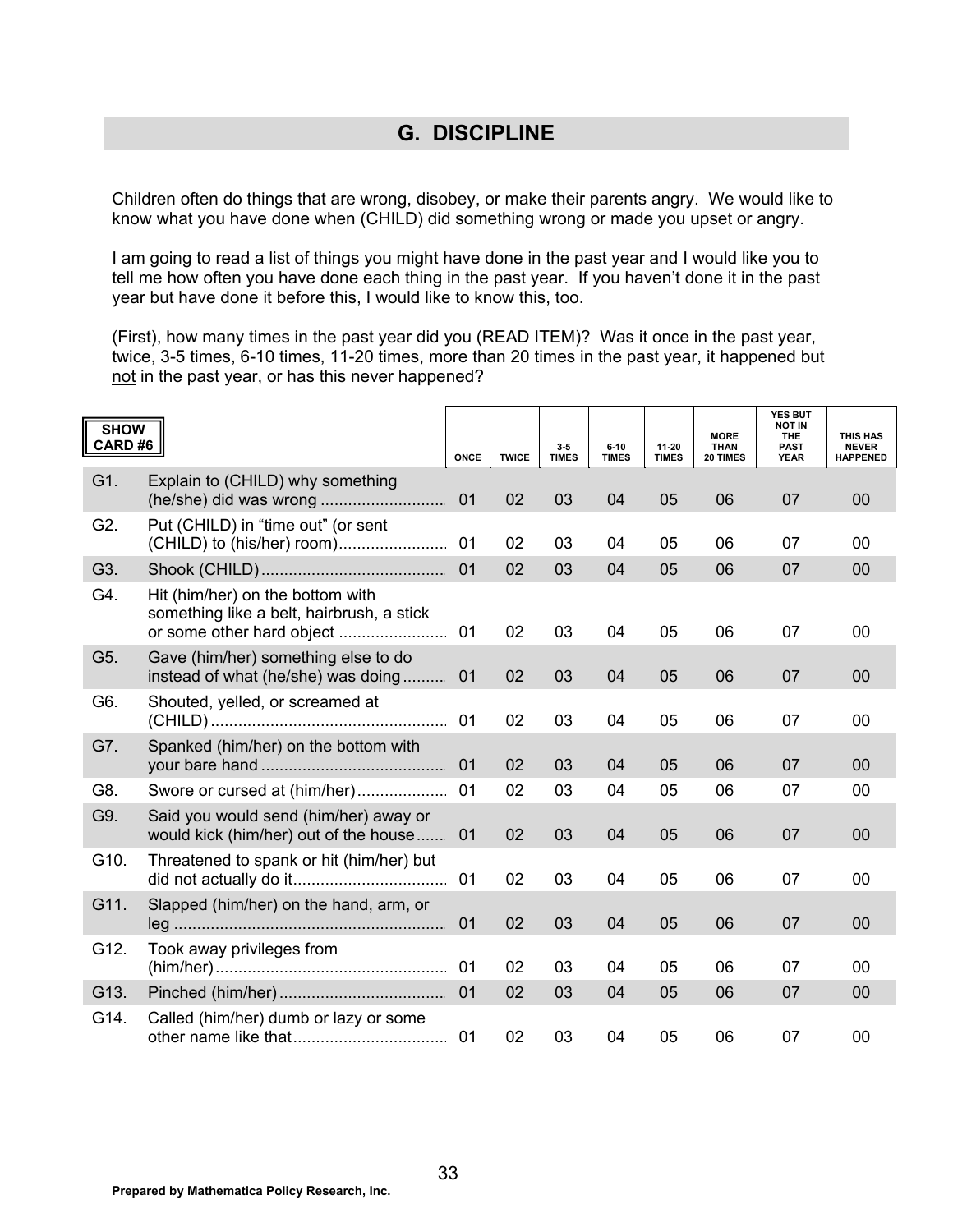## G. DISCIPLINE

Children often do things that are wrong, disobey, or make their parents angry. We would like to know what you have done when (CHILD) did something wrong or made you upset or angry.

I am going to read a list of things you might have done in the past year and I would like you to tell me how often you have done each thing in the past year. If you haven't done it in the past year but have done it before this, I would like to know this, too.

(First), how many times in the past year did you (READ ITEM)? Was it once in the past year, twice, 3-5 times, 6-10 times, 11-20 times, more than 20 times in the past year, it happened but not in the past year, or has this never happened?

| SHOW CARD #6 | | ONCE | TWICE | 3-5 TIMES | 6-10 TIMES | 11-20 TIMES | MORE THAN 20 TIMES | YES BUT NOT IN THE PAST YEAR | THIS HAS NEVER HAPPENED |
|---|---|---|---|---|---|---|---|---|---|
| G1. | Explain to (CHILD) why something (he/she) did was wrong | 01 | 02 | 03 | 04 | 05 | 06 | 07 | 00 |
| G2. | Put (CHILD) in "time out" (or sent (CHILD) to (his/her) room) | 01 | 02 | 03 | 04 | 05 | 06 | 07 | 00 |
| G3. | Shook (CHILD) | 01 | 02 | 03 | 04 | 05 | 06 | 07 | 00 |
| G4. | Hit (him/her) on the bottom with something like a belt, hairbrush, a stick or some other hard object | 01 | 02 | 03 | 04 | 05 | 06 | 07 | 00 |
| G5. | Gave (him/her) something else to do instead of what (he/she) was doing | 01 | 02 | 03 | 04 | 05 | 06 | 07 | 00 |
| G6. | Shouted, yelled, or screamed at (CHILD) | 01 | 02 | 03 | 04 | 05 | 06 | 07 | 00 |
| G7. | Spanked (him/her) on the bottom with your bare hand | 01 | 02 | 03 | 04 | 05 | 06 | 07 | 00 |
| G8. | Swore or cursed at (him/her) | 01 | 02 | 03 | 04 | 05 | 06 | 07 | 00 |
| G9. | Said you would send (him/her) away or would kick (him/her) out of the house | 01 | 02 | 03 | 04 | 05 | 06 | 07 | 00 |
| G10. | Threatened to spank or hit (him/her) but did not actually do it | 01 | 02 | 03 | 04 | 05 | 06 | 07 | 00 |
| G11. | Slapped (him/her) on the hand, arm, or leg | 01 | 02 | 03 | 04 | 05 | 06 | 07 | 00 |
| G12. | Took away privileges from (him/her) | 01 | 02 | 03 | 04 | 05 | 06 | 07 | 00 |
| G13. | Pinched (him/her) | 01 | 02 | 03 | 04 | 05 | 06 | 07 | 00 |
| G14. | Called (him/her) dumb or lazy or some other name like that | 01 | 02 | 03 | 04 | 05 | 06 | 07 | 00 |

Prepared by Mathematica Policy Research, Inc.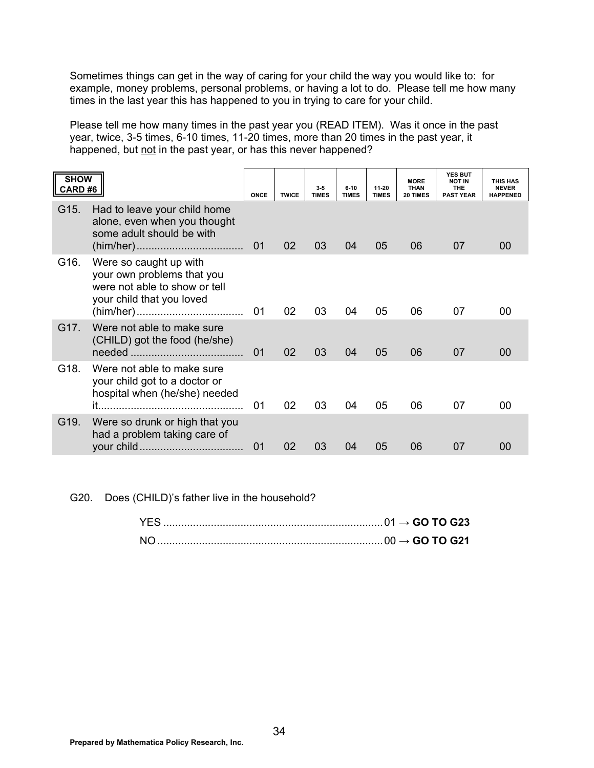Sometimes things can get in the way of caring for your child the way you would like to: for example, money problems, personal problems, or having a lot to do. Please tell me how many times in the last year this has happened to you in trying to care for your child.

Please tell me how many times in the past year you (READ ITEM). Was it once in the past year, twice, 3-5 times, 6-10 times, 11-20 times, more than 20 times in the past year, it happened, but not in the past year, or has this never happened?

| SHOW CARD #6 | ONCE | TWICE | 3-5 TIMES | 6-10 TIMES | 11-20 TIMES | MORE THAN 20 TIMES | YES BUT NOT IN THE PAST YEAR | THIS HAS NEVER HAPPENED |
|---|---|---|---|---|---|---|---|---|
| G15. Had to leave your child home alone, even when you thought some adult should be with (him/her)................................... | 01 | 02 | 03 | 04 | 05 | 06 | 07 | 00 |
| G16. Were so caught up with your own problems that you were not able to show or tell your child that you loved (him/her)................................... | 01 | 02 | 03 | 04 | 05 | 06 | 07 | 00 |
| G17. Were not able to make sure (CHILD) got the food (he/she) needed ..................................... | 01 | 02 | 03 | 04 | 05 | 06 | 07 | 00 |
| G18. Were not able to make sure your child got to a doctor or hospital when (he/she) needed it................................................ | 01 | 02 | 03 | 04 | 05 | 06 | 07 | 00 |
| G19. Were so drunk or high that you had a problem taking care of your child.................................. | 01 | 02 | 03 | 04 | 05 | 06 | 07 | 00 |

G20. Does (CHILD)'s father live in the household?

YES ......................................................................... 01 → **GO TO G23**
NO ........................................................................... 00 → **GO TO G21**

**Prepared by Mathematica Policy Research, Inc.**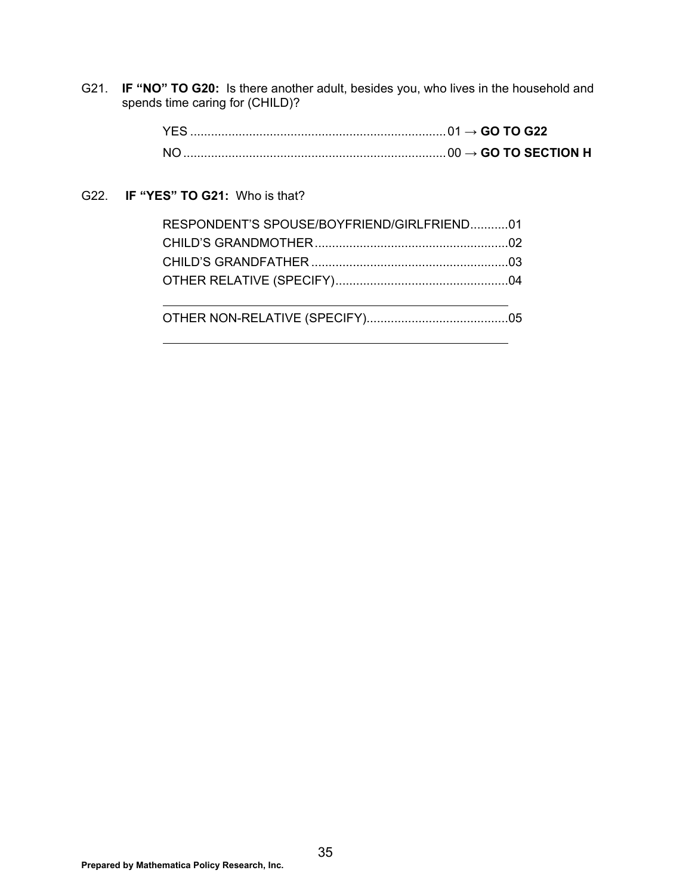G21. **IF "NO" TO G20:** Is there another adult, besides you, who lives in the household and spends time caring for (CHILD)?

YES .......................................................................... 01 → **GO TO G22**
NO ........................................................................... 00 → **GO TO SECTION H**

G22. **IF "YES" TO G21:** Who is that?

RESPONDENT'S SPOUSE/BOYFRIEND/GIRLFRIEND...........01
CHILD'S GRANDMOTHER........................................................02
CHILD'S GRANDFATHER.........................................................03
OTHER RELATIVE (SPECIFY)..................................................04

_______________________________________________

OTHER NON-RELATIVE (SPECIFY).........................................05

_______________________________________________

Prepared by Mathematica Policy Research, Inc.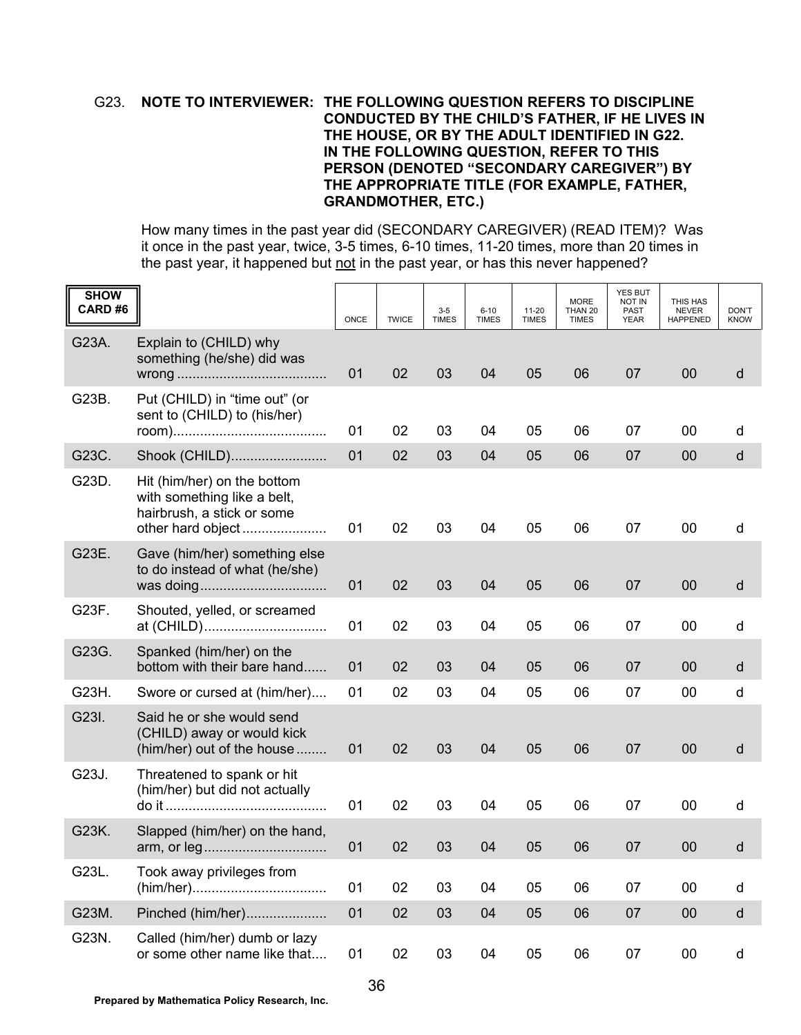G23. **NOTE TO INTERVIEWER: THE FOLLOWING QUESTION REFERS TO DISCIPLINE CONDUCTED BY THE CHILD'S FATHER, IF HE LIVES IN THE HOUSE, OR BY THE ADULT IDENTIFIED IN G22. IN THE FOLLOWING QUESTION, REFER TO THIS PERSON (DENOTED "SECONDARY CAREGIVER") BY THE APPROPRIATE TITLE (FOR EXAMPLE, FATHER, GRANDMOTHER, ETC.)**

How many times in the past year did (SECONDARY CAREGIVER) (READ ITEM)? Was it once in the past year, twice, 3-5 times, 6-10 times, 11-20 times, more than 20 times in the past year, it happened but not in the past year, or has this never happened?

| **SHOW CARD #6** | | ONCE | TWICE | 3-5 TIMES | 6-10 TIMES | 11-20 TIMES | MORE THAN 20 TIMES | YES BUT NOT IN PAST YEAR | THIS HAS NEVER HAPPENED | DON'T KNOW |
|---|---|---|---|---|---|---|---|---|---|---|
| G23A. | Explain to (CHILD) why something (he/she) did was wrong | 01 | 02 | 03 | 04 | 05 | 06 | 07 | 00 | d |
| G23B. | Put (CHILD) in "time out" (or sent to (CHILD) to (his/her) room) | 01 | 02 | 03 | 04 | 05 | 06 | 07 | 00 | d |
| G23C. | Shook (CHILD) | 01 | 02 | 03 | 04 | 05 | 06 | 07 | 00 | d |
| G23D. | Hit (him/her) on the bottom with something like a belt, hairbrush, a stick or some other hard object | 01 | 02 | 03 | 04 | 05 | 06 | 07 | 00 | d |
| G23E. | Gave (him/her) something else to do instead of what (he/she) was doing | 01 | 02 | 03 | 04 | 05 | 06 | 07 | 00 | d |
| G23F. | Shouted, yelled, or screamed at (CHILD) | 01 | 02 | 03 | 04 | 05 | 06 | 07 | 00 | d |
| G23G. | Spanked (him/her) on the bottom with their bare hand | 01 | 02 | 03 | 04 | 05 | 06 | 07 | 00 | d |
| G23H. | Swore or cursed at (him/her) | 01 | 02 | 03 | 04 | 05 | 06 | 07 | 00 | d |
| G23I. | Said he or she would send (CHILD) away or would kick (him/her) out of the house | 01 | 02 | 03 | 04 | 05 | 06 | 07 | 00 | d |
| G23J. | Threatened to spank or hit (him/her) but did not actually do it | 01 | 02 | 03 | 04 | 05 | 06 | 07 | 00 | d |
| G23K. | Slapped (him/her) on the hand, arm, or leg | 01 | 02 | 03 | 04 | 05 | 06 | 07 | 00 | d |
| G23L. | Took away privileges from (him/her) | 01 | 02 | 03 | 04 | 05 | 06 | 07 | 00 | d |
| G23M. | Pinched (him/her) | 01 | 02 | 03 | 04 | 05 | 06 | 07 | 00 | d |
| G23N. | Called (him/her) dumb or lazy or some other name like that | 01 | 02 | 03 | 04 | 05 | 06 | 07 | 00 | d |

**Prepared by Mathematica Policy Research, Inc.**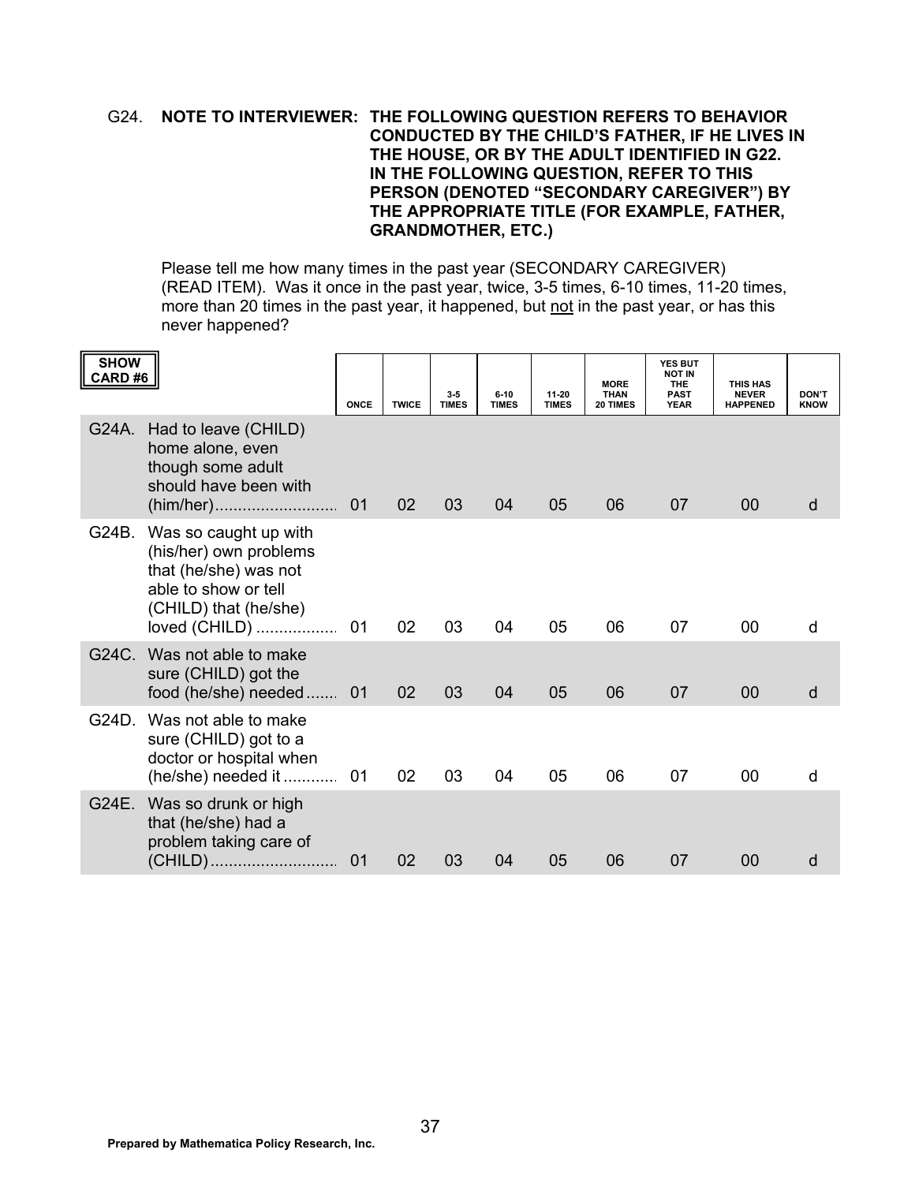G24. **NOTE TO INTERVIEWER: THE FOLLOWING QUESTION REFERS TO BEHAVIOR CONDUCTED BY THE CHILD'S FATHER, IF HE LIVES IN THE HOUSE, OR BY THE ADULT IDENTIFIED IN G22. IN THE FOLLOWING QUESTION, REFER TO THIS PERSON (DENOTED "SECONDARY CAREGIVER") BY THE APPROPRIATE TITLE (FOR EXAMPLE, FATHER, GRANDMOTHER, ETC.)**

Please tell me how many times in the past year (SECONDARY CAREGIVER) (READ ITEM). Was it once in the past year, twice, 3-5 times, 6-10 times, 11-20 times, more than 20 times in the past year, it happened, but not in the past year, or has this never happened?

| SHOW CARD #6 | ONCE | TWICE | 3-5 TIMES | 6-10 TIMES | 11-20 TIMES | MORE THAN 20 TIMES | YES BUT NOT IN THE PAST YEAR | THIS HAS NEVER HAPPENED | DON'T KNOW |
|---|---|---|---|---|---|---|---|---|---|
| G24A. Had to leave (CHILD) home alone, even though some adult should have been with (him/her) | 01 | 02 | 03 | 04 | 05 | 06 | 07 | 00 | d |
| G24B. Was so caught up with (his/her) own problems that (he/she) was not able to show or tell (CHILD) that (he/she) loved (CHILD) | 01 | 02 | 03 | 04 | 05 | 06 | 07 | 00 | d |
| G24C. Was not able to make sure (CHILD) got the food (he/she) needed | 01 | 02 | 03 | 04 | 05 | 06 | 07 | 00 | d |
| G24D. Was not able to make sure (CHILD) got to a doctor or hospital when (he/she) needed it | 01 | 02 | 03 | 04 | 05 | 06 | 07 | 00 | d |
| G24E. Was so drunk or high that (he/she) had a problem taking care of (CHILD) | 01 | 02 | 03 | 04 | 05 | 06 | 07 | 00 | d |

**Prepared by Mathematica Policy Research, Inc.**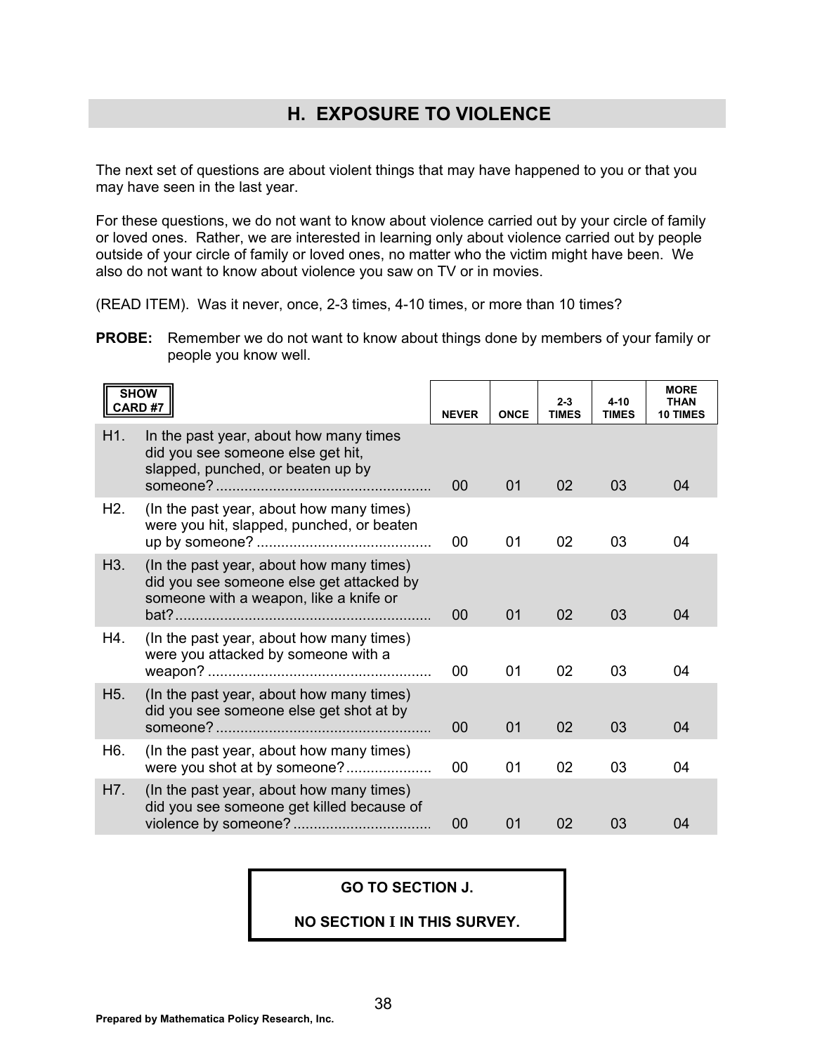## H. EXPOSURE TO VIOLENCE

The next set of questions are about violent things that may have happened to you or that you may have seen in the last year.

For these questions, we do not want to know about violence carried out by your circle of family or loved ones. Rather, we are interested in learning only about violence carried out by people outside of your circle of family or loved ones, no matter who the victim might have been. We also do not want to know about violence you saw on TV or in movies.

(READ ITEM). Was it never, once, 2-3 times, 4-10 times, or more than 10 times?

**PROBE:** Remember we do not want to know about things done by members of your family or people you know well.

| SHOW CARD #7 | | NEVER | ONCE | 2-3 TIMES | 4-10 TIMES | MORE THAN 10 TIMES |
|---|---|---|---|---|---|---|
| H1. | In the past year, about how many times did you see someone else get hit, slapped, punched, or beaten up by someone? | 00 | 01 | 02 | 03 | 04 |
| H2. | (In the past year, about how many times) were you hit, slapped, punched, or beaten up by someone? | 00 | 01 | 02 | 03 | 04 |
| H3. | (In the past year, about how many times) did you see someone else get attacked by someone with a weapon, like a knife or bat? | 00 | 01 | 02 | 03 | 04 |
| H4. | (In the past year, about how many times) were you attacked by someone with a weapon? | 00 | 01 | 02 | 03 | 04 |
| H5. | (In the past year, about how many times) did you see someone else get shot at by someone? | 00 | 01 | 02 | 03 | 04 |
| H6. | (In the past year, about how many times) were you shot at by someone? | 00 | 01 | 02 | 03 | 04 |
| H7. | (In the past year, about how many times) did you see someone get killed because of violence by someone? | 00 | 01 | 02 | 03 | 04 |

**GO TO SECTION J.**

**NO SECTION I IN THIS SURVEY.**

**Prepared by Mathematica Policy Research, Inc.**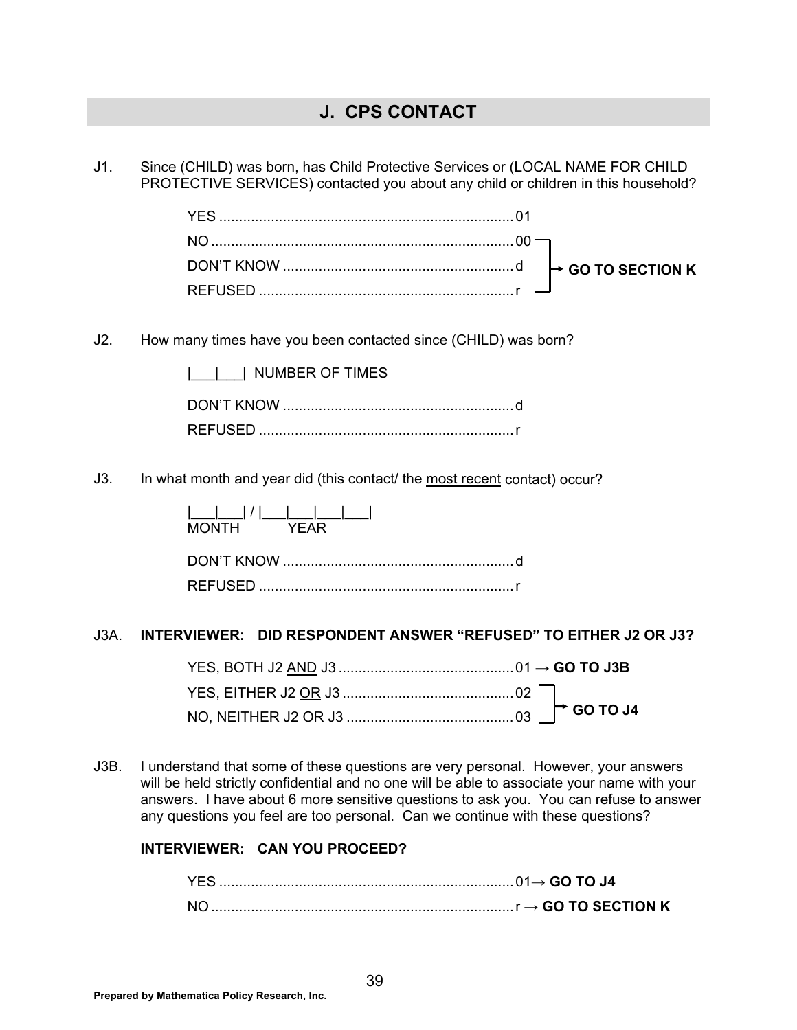## J. CPS CONTACT

J1. Since (CHILD) was born, has Child Protective Services or (LOCAL NAME FOR CHILD PROTECTIVE SERVICES) contacted you about any child or children in this household?

| | | |
|---|---|---|
| YES | 01 | |
| NO | 00 | → GO TO SECTION K |
| DON'T KNOW | d | → GO TO SECTION K |
| REFUSED | r | → GO TO SECTION K |

J2. How many times have you been contacted since (CHILD) was born?

|___|___| NUMBER OF TIMES

| | |
|---|---|
| DON'T KNOW | d |
| REFUSED | r |

J3. In what month and year did (this contact/ the most recent contact) occur?

|___|___| / |___|___|___|___|
MONTH YEAR

| | |
|---|---|
| DON'T KNOW | d |
| REFUSED | r |

J3A. **INTERVIEWER: DID RESPONDENT ANSWER "REFUSED" TO EITHER J2 OR J3?**

| | | |
|---|---|---|
| YES, BOTH J2 AND J3 | 01 | → **GO TO J3B** |
| YES, EITHER J2 OR J3 | 02 | → **GO TO J4** |
| NO, NEITHER J2 OR J3 | 03 | → **GO TO J4** |

J3B. I understand that some of these questions are very personal. However, your answers will be held strictly confidential and no one will be able to associate your name with your answers. I have about 6 more sensitive questions to ask you. You can refuse to answer any questions you feel are too personal. Can we continue with these questions?

**INTERVIEWER: CAN YOU PROCEED?**

| | | |
|---|---|---|
| YES | 01 | → **GO TO J4** |
| NO | r | → **GO TO SECTION K** |

**Prepared by Mathematica Policy Research, Inc.**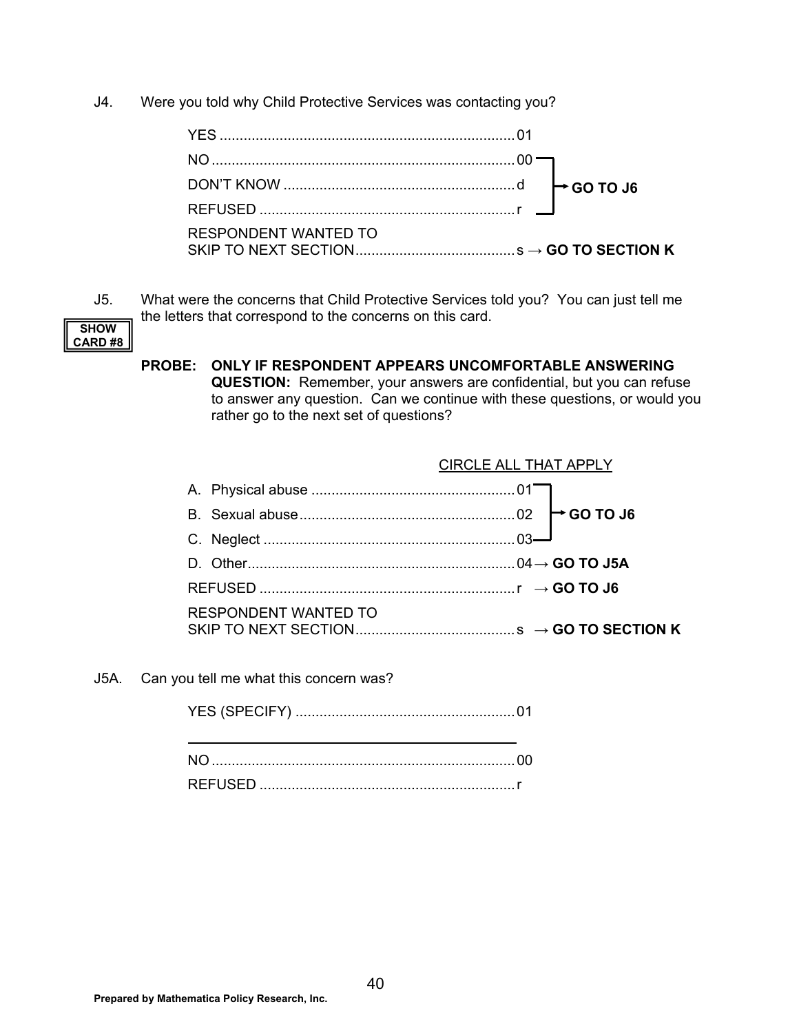J4. Were you told why Child Protective Services was contacting you?

| | | |
|---|---|---|
| YES | 01 | |
| NO | 00 | → GO TO J6 |
| DON'T KNOW | d | → GO TO J6 |
| REFUSED | r | → GO TO J6 |
| RESPONDENT WANTED TO SKIP TO NEXT SECTION | s | → **GO TO SECTION K** |

J5. What were the concerns that Child Protective Services told you? You can just tell me the letters that correspond to the concerns on this card.

**SHOW CARD #8**

**PROBE: ONLY IF RESPONDENT APPEARS UNCOMFORTABLE ANSWERING QUESTION:** Remember, your answers are confidential, but you can refuse to answer any question. Can we continue with these questions, or would you rather go to the next set of questions?

CIRCLE ALL THAT APPLY

| | | |
|---|---|---|
| A. Physical abuse | 01 | → **GO TO J6** |
| B. Sexual abuse | 02 | → **GO TO J6** |
| C. Neglect | 03 | → **GO TO J6** |
| D. Other | 04 | → **GO TO J5A** |
| REFUSED | r | → **GO TO J6** |
| RESPONDENT WANTED TO SKIP TO NEXT SECTION | s | → **GO TO SECTION K** |

J5A. Can you tell me what this concern was?

| | |
|---|---|
| YES (SPECIFY) | 01 |
| ______________________________ | |
| NO | 00 |
| REFUSED | r |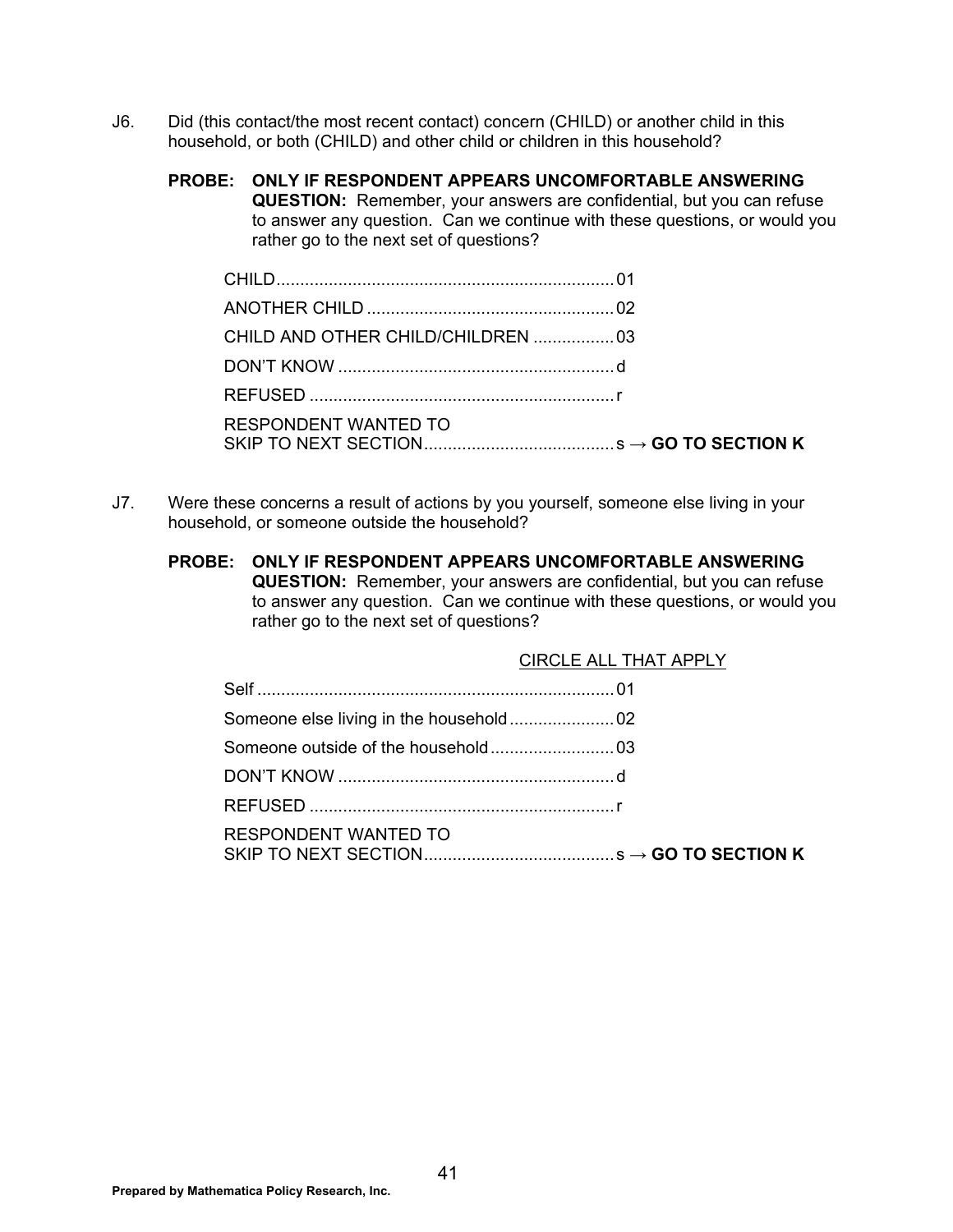J6. Did (this contact/the most recent contact) concern (CHILD) or another child in this household, or both (CHILD) and other child or children in this household?

**PROBE: ONLY IF RESPONDENT APPEARS UNCOMFORTABLE ANSWERING QUESTION:** Remember, your answers are confidential, but you can refuse to answer any question. Can we continue with these questions, or would you rather go to the next set of questions?

CHILD....................................................................... 01
ANOTHER CHILD .................................................... 02
CHILD AND OTHER CHILD/CHILDREN ................. 03
DON'T KNOW .......................................................... d
REFUSED ................................................................ r
RESPONDENT WANTED TO
SKIP TO NEXT SECTION........................................ s → **GO TO SECTION K**

J7. Were these concerns a result of actions by you yourself, someone else living in your household, or someone outside the household?

**PROBE: ONLY IF RESPONDENT APPEARS UNCOMFORTABLE ANSWERING QUESTION:** Remember, your answers are confidential, but you can refuse to answer any question. Can we continue with these questions, or would you rather go to the next set of questions?

CIRCLE ALL THAT APPLY

Self ........................................................................... 01
Someone else living in the household...................... 02
Someone outside of the household.......................... 03
DON'T KNOW .......................................................... d
REFUSED ................................................................ r
RESPONDENT WANTED TO
SKIP TO NEXT SECTION........................................ s → **GO TO SECTION K**

**Prepared by Mathematica Policy Research, Inc.**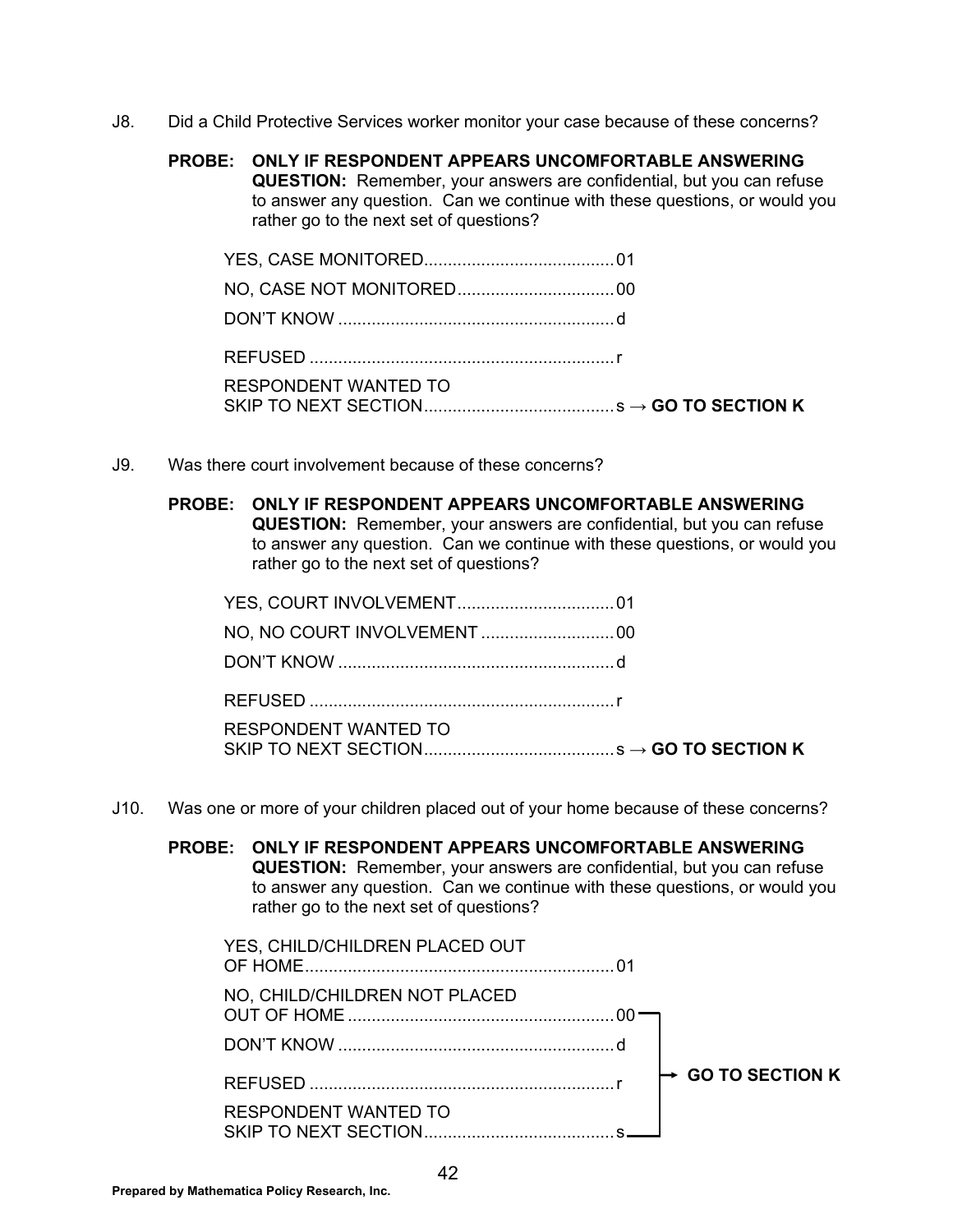J8. Did a Child Protective Services worker monitor your case because of these concerns?

**PROBE: ONLY IF RESPONDENT APPEARS UNCOMFORTABLE ANSWERING QUESTION:** Remember, your answers are confidential, but you can refuse to answer any question. Can we continue with these questions, or would you rather go to the next set of questions?

YES, CASE MONITORED........................................01
NO, CASE NOT MONITORED.................................00
DON'T KNOW ..........................................................d
REFUSED ................................................................r
RESPONDENT WANTED TO SKIP TO NEXT SECTION........................................s → **GO TO SECTION K**

J9. Was there court involvement because of these concerns?

**PROBE: ONLY IF RESPONDENT APPEARS UNCOMFORTABLE ANSWERING QUESTION:** Remember, your answers are confidential, but you can refuse to answer any question. Can we continue with these questions, or would you rather go to the next set of questions?

YES, COURT INVOLVEMENT.................................01
NO, NO COURT INVOLVEMENT ............................00
DON'T KNOW ..........................................................d
REFUSED ................................................................r
RESPONDENT WANTED TO SKIP TO NEXT SECTION........................................s → **GO TO SECTION K**

J10. Was one or more of your children placed out of your home because of these concerns?

**PROBE: ONLY IF RESPONDENT APPEARS UNCOMFORTABLE ANSWERING QUESTION:** Remember, your answers are confidential, but you can refuse to answer any question. Can we continue with these questions, or would you rather go to the next set of questions?

YES, CHILD/CHILDREN PLACED OUT OF HOME.................................................................01
NO, CHILD/CHILDREN NOT PLACED OUT OF HOME ........................................................00 → **GO TO SECTION K**
DON'T KNOW ..........................................................d → **GO TO SECTION K**
REFUSED ................................................................r → **GO TO SECTION K**
RESPONDENT WANTED TO SKIP TO NEXT SECTION........................................s → **GO TO SECTION K**

Prepared by Mathematica Policy Research, Inc.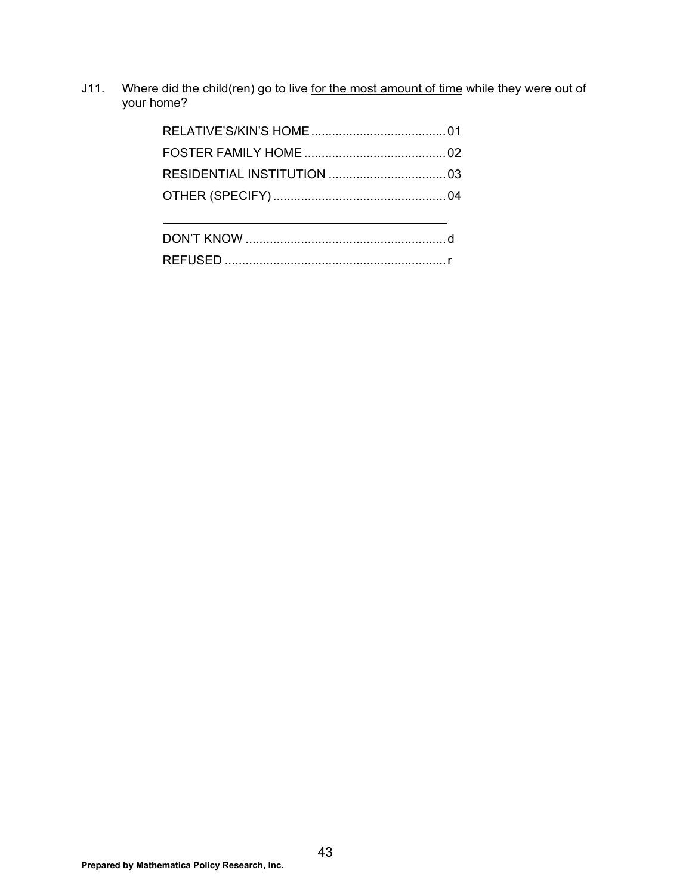J11. Where did the child(ren) go to live <u>for the most amount of time</u> while they were out of your home?

RELATIVE'S/KIN'S HOME....................................... 01
FOSTER FAMILY HOME ......................................... 02
RESIDENTIAL INSTITUTION .................................. 03
OTHER (SPECIFY) .................................................. 04

_____________________________________________

DON'T KNOW .......................................................... d
REFUSED ................................................................ r

**Prepared by Mathematica Policy Research, Inc.**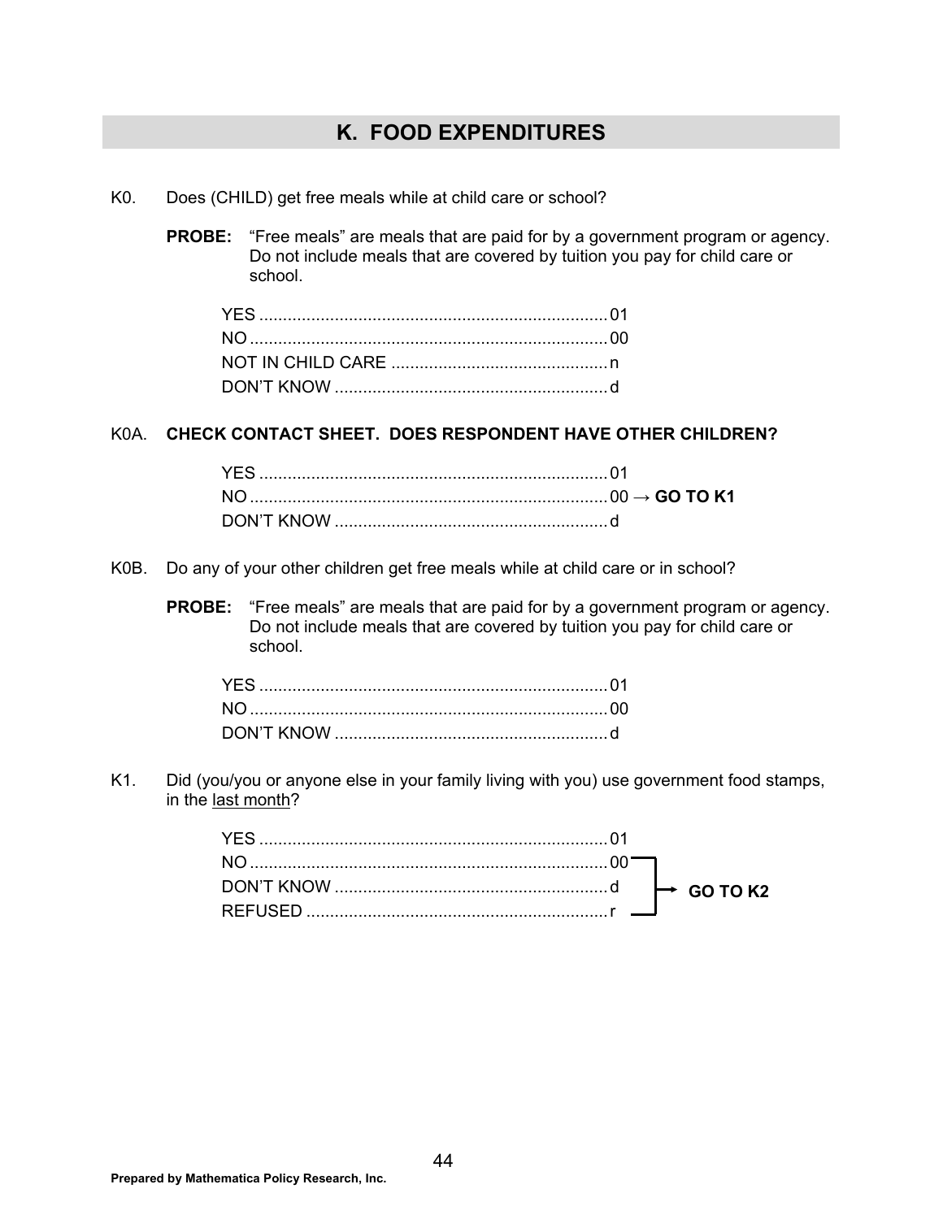## K. FOOD EXPENDITURES

K0. Does (CHILD) get free meals while at child care or school?

**PROBE:** "Free meals" are meals that are paid for by a government program or agency. Do not include meals that are covered by tuition you pay for child care or school.

YES ........................................................................ 01
NO .......................................................................... 00
NOT IN CHILD CARE ............................................ n
DON'T KNOW ......................................................... d

K0A. **CHECK CONTACT SHEET. DOES RESPONDENT HAVE OTHER CHILDREN?**

YES ........................................................................ 01
NO .......................................................................... 00 → **GO TO K1**
DON'T KNOW ......................................................... d

K0B. Do any of your other children get free meals while at child care or in school?

**PROBE:** "Free meals" are meals that are paid for by a government program or agency. Do not include meals that are covered by tuition you pay for child care or school.

YES ........................................................................ 01
NO .......................................................................... 00
DON'T KNOW ......................................................... d

K1. Did (you/you or anyone else in your family living with you) use government food stamps, in the last month?

YES ........................................................................ 01
NO .......................................................................... 00 ┐
DON'T KNOW ......................................................... d ├→ **GO TO K2**
REFUSED ............................................................... r ┘

Prepared by Mathematica Policy Research, Inc.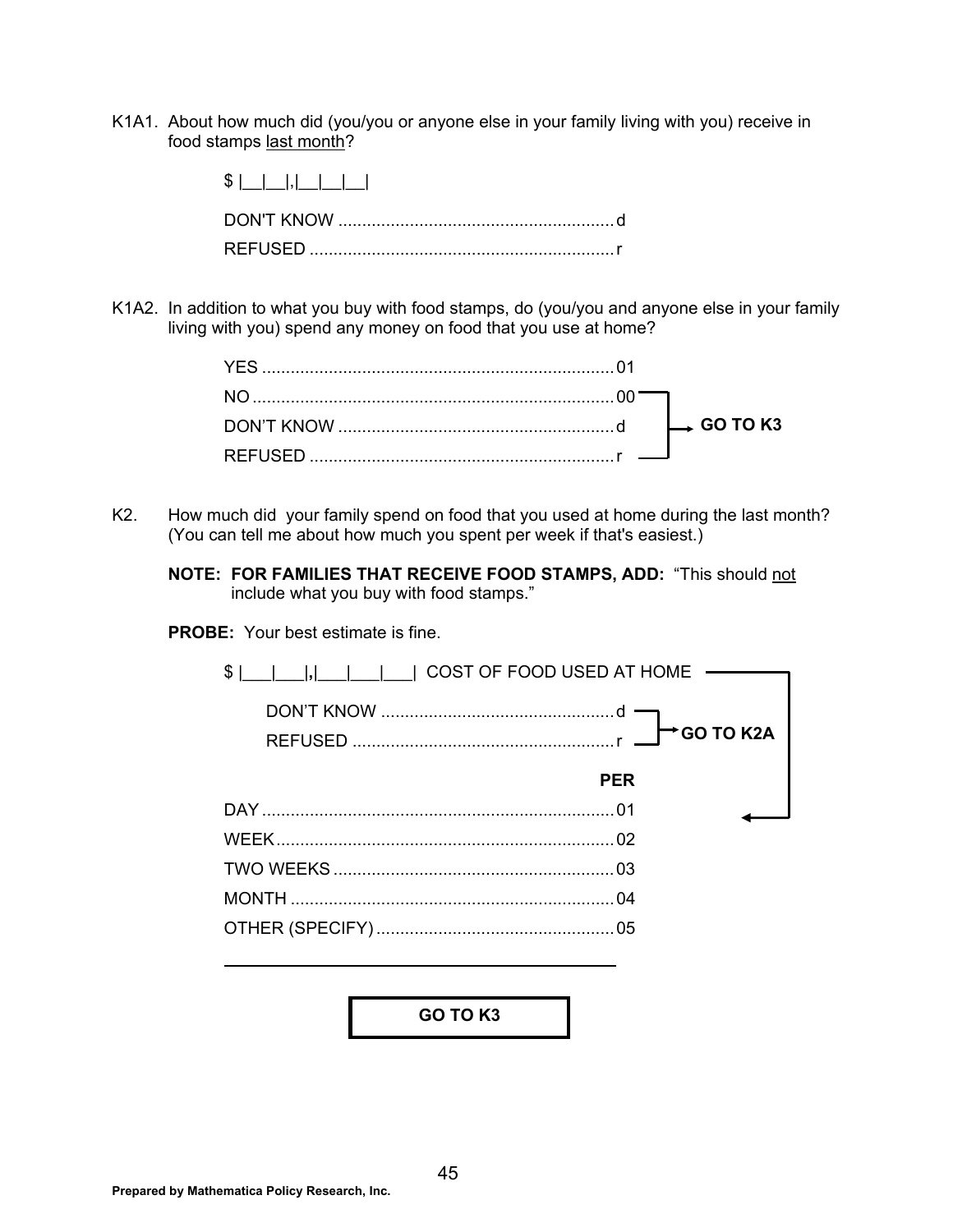K1A1. About how much did (you/you or anyone else in your family living with you) receive in food stamps <u>last month</u>?

$ |__|__|,|__|__|__|

DON'T KNOW .......................................................... d
REFUSED ................................................................ r

K1A2. In addition to what you buy with food stamps, do (you/you and anyone else in your family living with you) spend any money on food that you use at home?

YES .......................................................................... 01
NO ............................................................................ 00 → GO TO K3
DON'T KNOW .......................................................... d → GO TO K3
REFUSED ................................................................ r → GO TO K3

K2. How much did your family spend on food that you used at home during the last month? (You can tell me about how much you spent per week if that's easiest.)

**NOTE: FOR FAMILIES THAT RECEIVE FOOD STAMPS, ADD:** "This should <u>not</u> include what you buy with food stamps."

**PROBE:** Your best estimate is fine.

$ |___|___|,|___|___|___| COST OF FOOD USED AT HOME

DON'T KNOW ................................................. d → GO TO K2A
REFUSED ....................................................... r → GO TO K2A

**PER**

DAY .......................................................................... 01
WEEK ....................................................................... 02
TWO WEEKS ........................................................... 03
MONTH .................................................................... 04
OTHER (SPECIFY) .................................................. 05

______________________________________________

**GO TO K3**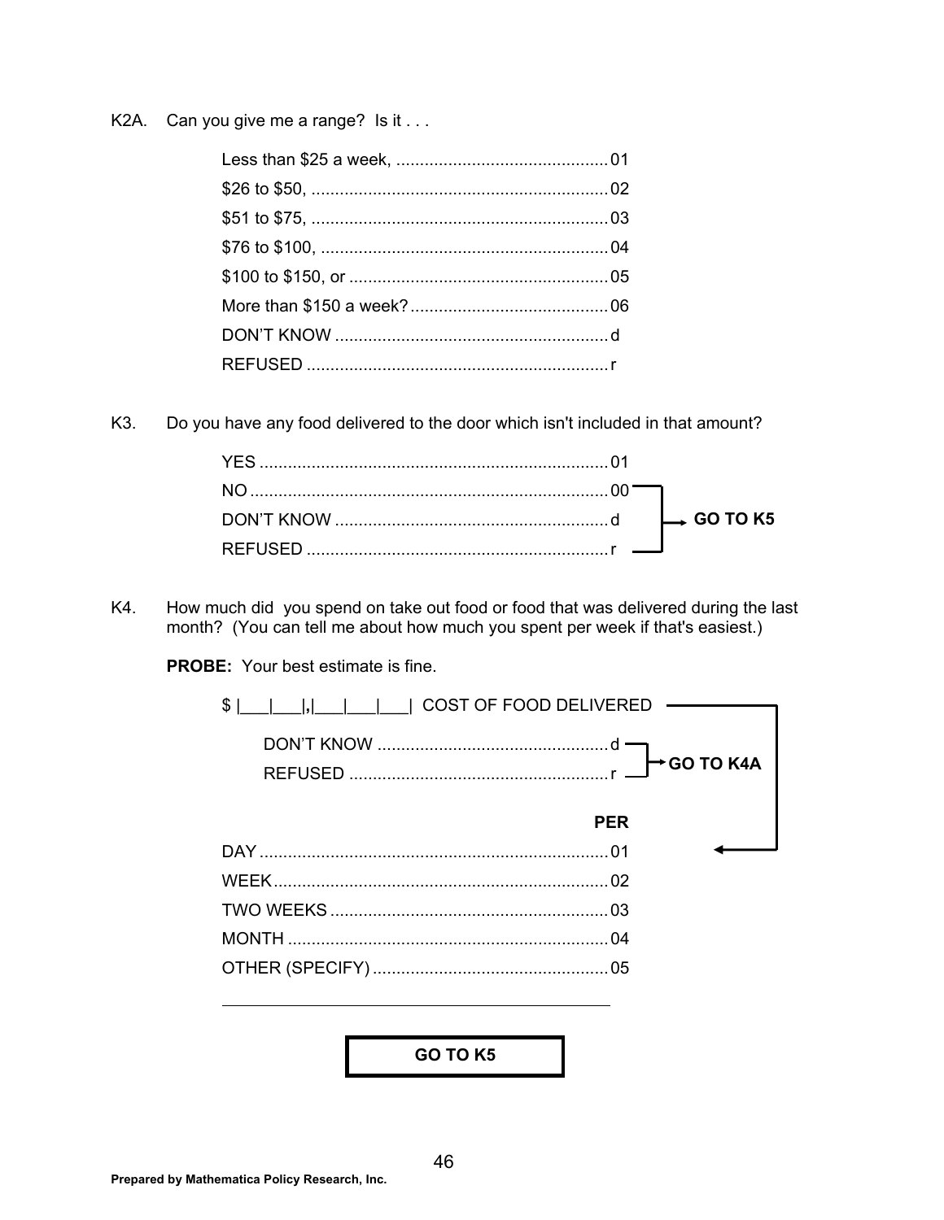K2A. Can you give me a range? Is it . . .

| | |
|---|---|
| Less than $25 a week, | 01 |
| $26 to $50, | 02 |
| $51 to $75, | 03 |
| $76 to $100, | 04 |
| $100 to $150, or | 05 |
| More than $150 a week? | 06 |
| DON'T KNOW | d |
| REFUSED | r |

K3. Do you have any food delivered to the door which isn't included in that amount?

| | | |
|---|---|---|
| YES | 01 | |
| NO | 00 | **GO TO K5** |
| DON'T KNOW | d | **GO TO K5** |
| REFUSED | r | **GO TO K5** |

K4. How much did you spend on take out food or food that was delivered during the last month? (You can tell me about how much you spent per week if that's easiest.)

**PROBE:** Your best estimate is fine.

$ |___|___|,|___|___|___| COST OF FOOD DELIVERED

| | | |
|---|---|---|
| DON'T KNOW | d | **GO TO K4A** |
| REFUSED | r | **GO TO K4A** |

**PER**

| | |
|---|---|
| DAY | 01 |
| WEEK | 02 |
| TWO WEEKS | 03 |
| MONTH | 04 |
| OTHER (SPECIFY) | 05 |

______________________________________________

**GO TO K5**

Prepared by Mathematica Policy Research, Inc.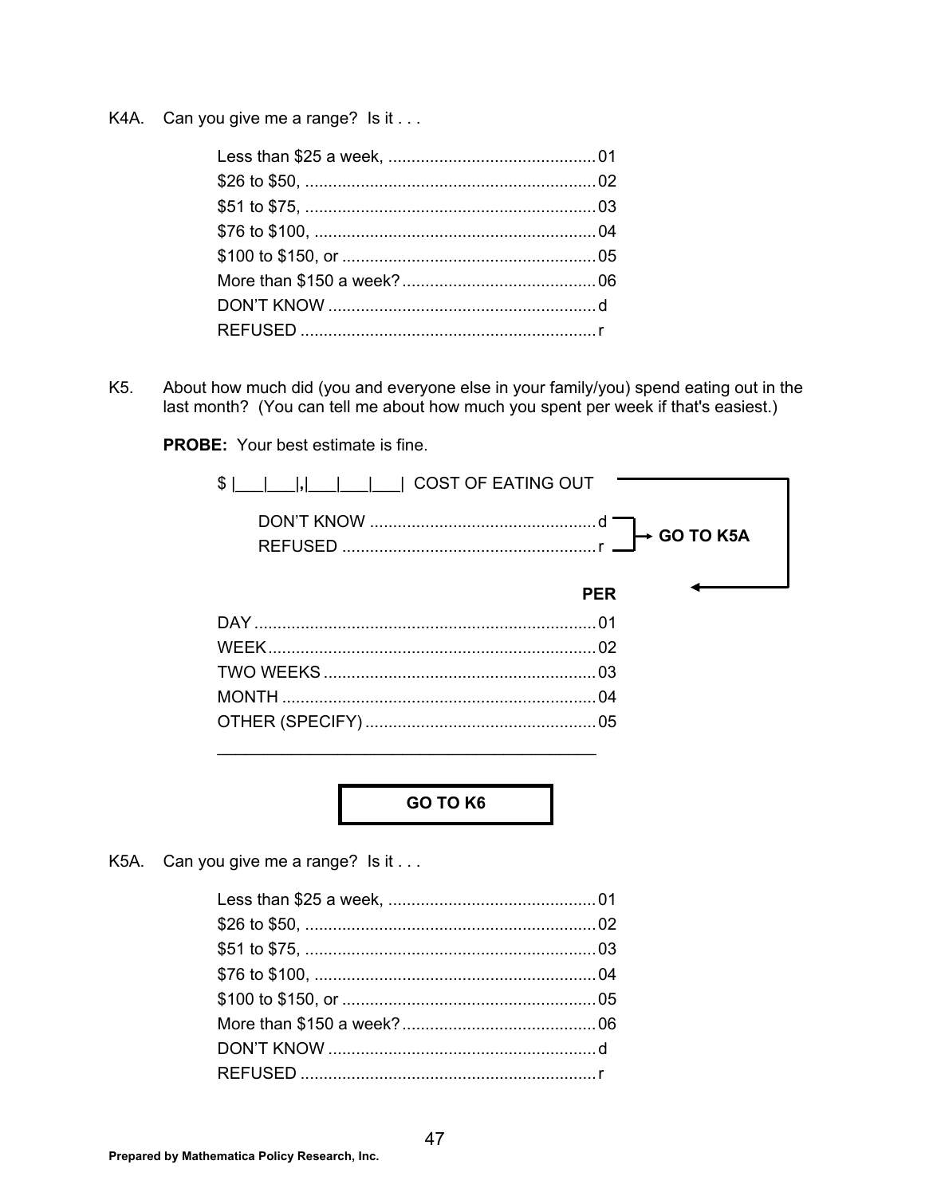K4A. Can you give me a range? Is it . . .

- Less than $25 a week, ............................................. 01
- $26 to $50, ............................................................... 02
- $51 to $75, ............................................................... 03
- $76 to $100, ............................................................. 04
- $100 to $150, or ....................................................... 05
- More than $150 a week? .......................................... 06
- DON'T KNOW .......................................................... d
- REFUSED ................................................................ r

K5. About how much did (you and everyone else in your family/you) spend eating out in the last month? (You can tell me about how much you spent per week if that's easiest.)

**PROBE:** Your best estimate is fine.

$ |___|___|,|___|___|___| COST OF EATING OUT

- DON'T KNOW ................................................. d → **GO TO K5A**
- REFUSED ....................................................... r → **GO TO K5A**

**PER**

- DAY .......................................................................... 01
- WEEK ....................................................................... 02
- TWO WEEKS ........................................................... 03
- MONTH .................................................................... 04
- OTHER (SPECIFY) .................................................. 05

_____________________________________________

**GO TO K6**

K5A. Can you give me a range? Is it . . .

- Less than $25 a week, ............................................. 01
- $26 to $50, ............................................................... 02
- $51 to $75, ............................................................... 03
- $76 to $100, ............................................................. 04
- $100 to $150, or ....................................................... 05
- More than $150 a week? .......................................... 06
- DON'T KNOW .......................................................... d
- REFUSED ................................................................ r

Prepared by Mathematica Policy Research, Inc.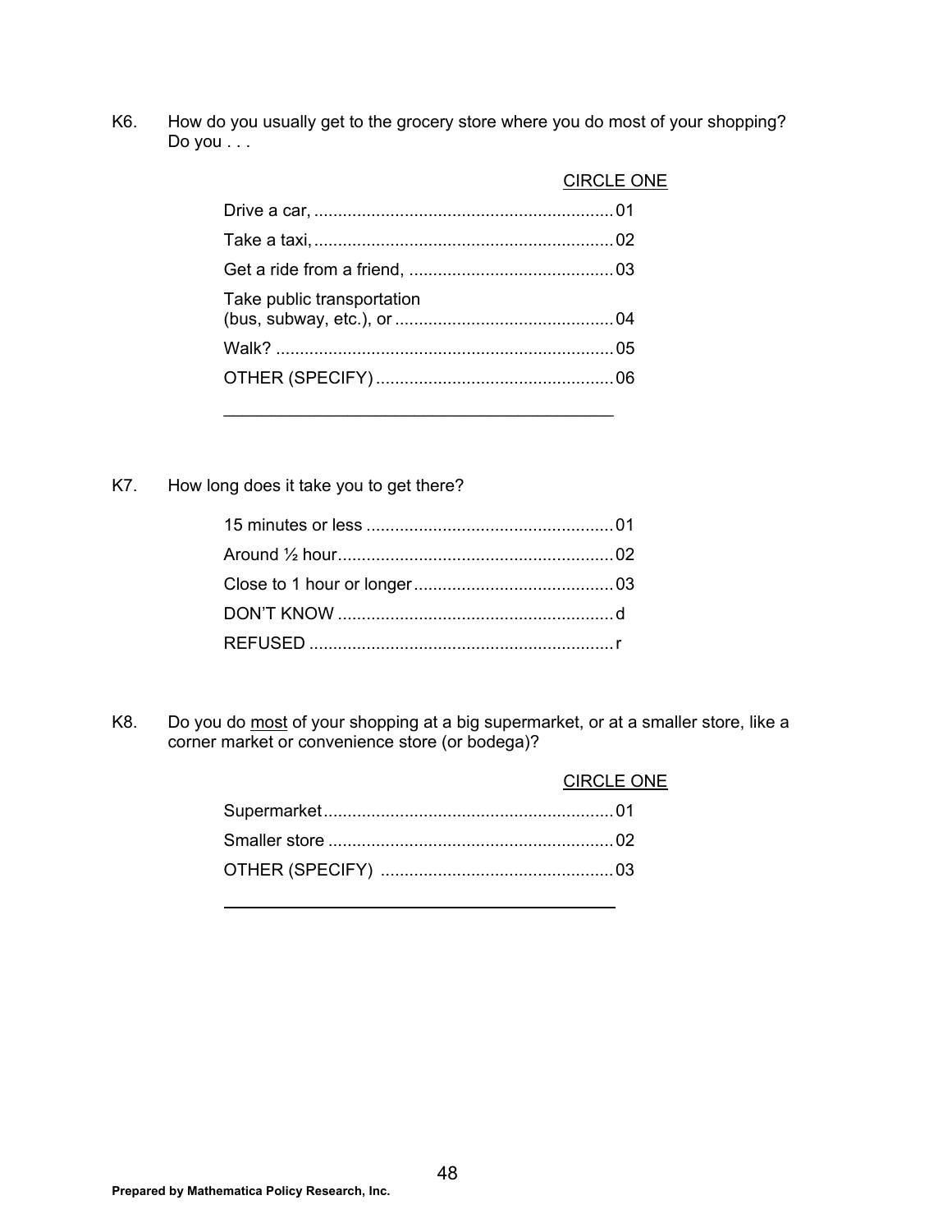K6. How do you usually get to the grocery store where you do most of your shopping? Do you . . .

CIRCLE ONE

| | |
|---|---|
| Drive a car, | 01 |
| Take a taxi, | 02 |
| Get a ride from a friend, | 03 |
| Take public transportation (bus, subway, etc.), or | 04 |
| Walk? | 05 |
| OTHER (SPECIFY) | 06 |

_______________________________________

K7. How long does it take you to get there?

| | |
|---|---|
| 15 minutes or less | 01 |
| Around ½ hour | 02 |
| Close to 1 hour or longer | 03 |
| DON'T KNOW | d |
| REFUSED | r |

K8. Do you do <u>most</u> of your shopping at a big supermarket, or at a smaller store, like a corner market or convenience store (or bodega)?

CIRCLE ONE

| | |
|---|---|
| Supermarket | 01 |
| Smaller store | 02 |
| OTHER (SPECIFY) | 03 |

_______________________________________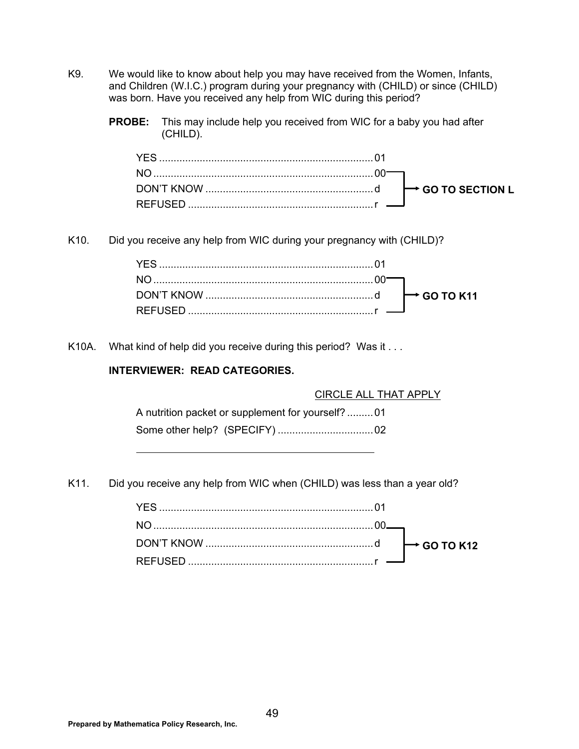K9. We would like to know about help you may have received from the Women, Infants, and Children (W.I.C.) program during your pregnancy with (CHILD) or since (CHILD) was born. Have you received any help from WIC during this period?

**PROBE:** This may include help you received from WIC for a baby you had after (CHILD).

| | | |
|---|---|---|
| YES | 01 | |
| NO | 00 | **GO TO SECTION L** |
| DON'T KNOW | d | **GO TO SECTION L** |
| REFUSED | r | **GO TO SECTION L** |

K10. Did you receive any help from WIC during your pregnancy with (CHILD)?

| | | |
|---|---|---|
| YES | 01 | |
| NO | 00 | **GO TO K11** |
| DON'T KNOW | d | **GO TO K11** |
| REFUSED | r | **GO TO K11** |

K10A. What kind of help did you receive during this period? Was it . . .

**INTERVIEWER: READ CATEGORIES.**

CIRCLE ALL THAT APPLY

| | |
|---|---|
| A nutrition packet or supplement for yourself? | 01 |
| Some other help? (SPECIFY) | 02 |

______________________________________________

K11. Did you receive any help from WIC when (CHILD) was less than a year old?

| | | |
|---|---|---|
| YES | 01 | |
| NO | 00 | **GO TO K12** |
| DON'T KNOW | d | **GO TO K12** |
| REFUSED | r | **GO TO K12** |

Prepared by Mathematica Policy Research, Inc.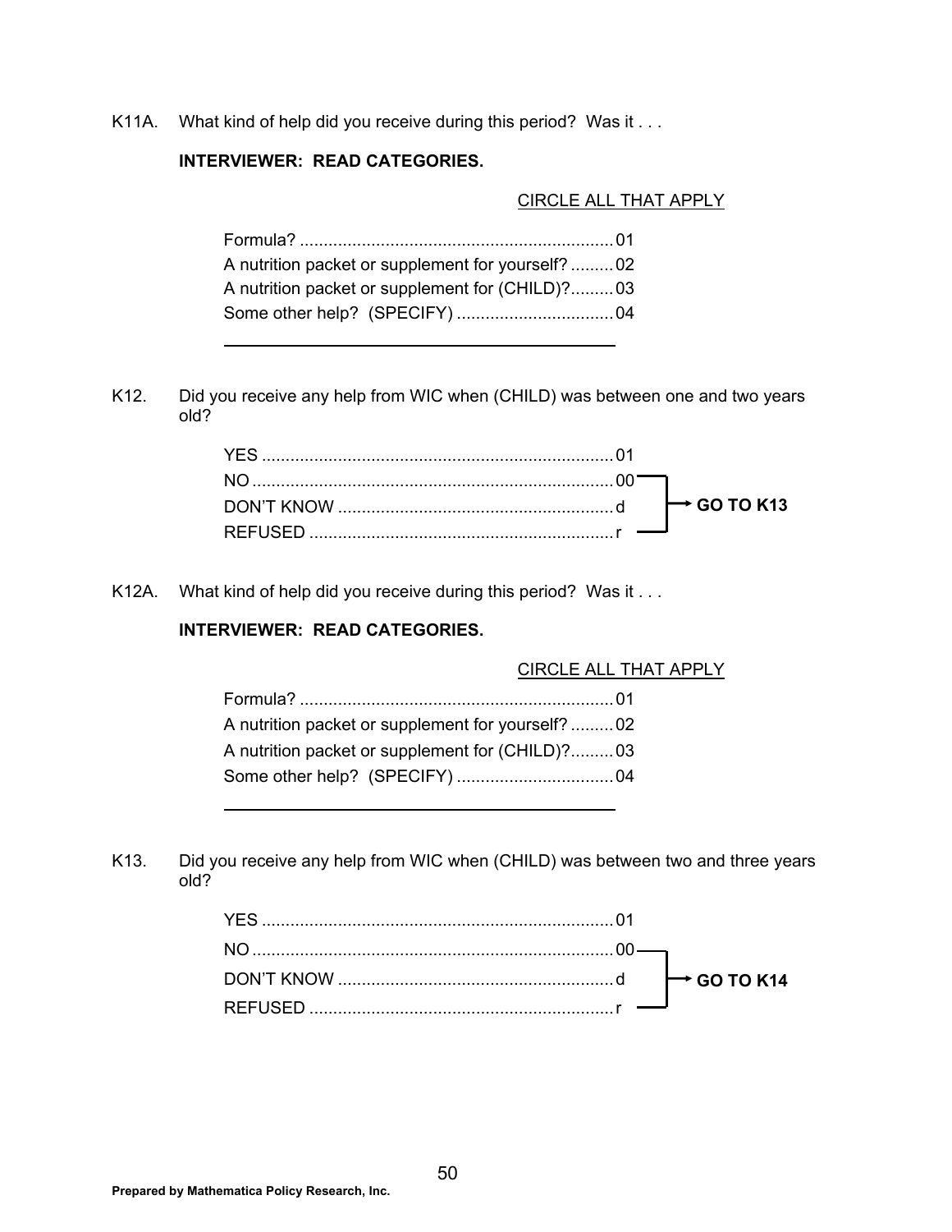K11A. What kind of help did you receive during this period? Was it . . .

**INTERVIEWER: READ CATEGORIES.**

CIRCLE ALL THAT APPLY

Formula? .................................................................. 01
A nutrition packet or supplement for yourself? ......... 02
A nutrition packet or supplement for (CHILD)?......... 03
Some other help? (SPECIFY) ................................. 04

\_\_\_\_\_\_\_\_\_\_\_\_\_\_\_\_\_\_\_\_\_\_\_\_\_\_\_\_\_\_\_\_\_\_\_\_\_\_\_\_\_\_

K12. Did you receive any help from WIC when (CHILD) was between one and two years old?

YES .......................................................................... 01
NO ............................................................................ 00 → **GO TO K13**
DON'T KNOW .......................................................... d → **GO TO K13**
REFUSED ................................................................ r → **GO TO K13**

K12A. What kind of help did you receive during this period? Was it . . .

**INTERVIEWER: READ CATEGORIES.**

CIRCLE ALL THAT APPLY

Formula? .................................................................. 01
A nutrition packet or supplement for yourself? ......... 02
A nutrition packet or supplement for (CHILD)?......... 03
Some other help? (SPECIFY) ................................. 04

\_\_\_\_\_\_\_\_\_\_\_\_\_\_\_\_\_\_\_\_\_\_\_\_\_\_\_\_\_\_\_\_\_\_\_\_\_\_\_\_\_\_

K13. Did you receive any help from WIC when (CHILD) was between two and three years old?

YES .......................................................................... 01
NO ............................................................................ 00 → **GO TO K14**
DON'T KNOW .......................................................... d → **GO TO K14**
REFUSED ................................................................ r → **GO TO K14**

Prepared by Mathematica Policy Research, Inc.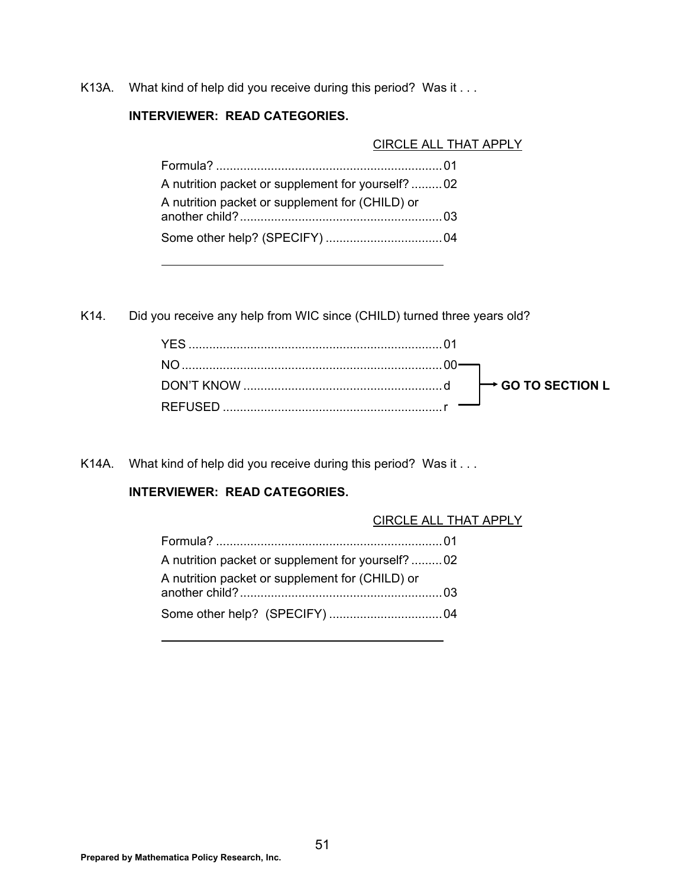K13A. What kind of help did you receive during this period? Was it . . .

**INTERVIEWER: READ CATEGORIES.**

CIRCLE ALL THAT APPLY

| | |
|---|---|
| Formula? | 01 |
| A nutrition packet or supplement for yourself? | 02 |
| A nutrition packet or supplement for (CHILD) or another child? | 03 |
| Some other help? (SPECIFY) | 04 |

______________________________________________

K14. Did you receive any help from WIC since (CHILD) turned three years old?

| | | |
|---|---|---|
| YES | 01 | |
| NO | 00 | → **GO TO SECTION L** |
| DON'T KNOW | d | → **GO TO SECTION L** |
| REFUSED | r | → **GO TO SECTION L** |

K14A. What kind of help did you receive during this period? Was it . . .

**INTERVIEWER: READ CATEGORIES.**

CIRCLE ALL THAT APPLY

| | |
|---|---|
| Formula? | 01 |
| A nutrition packet or supplement for yourself? | 02 |
| A nutrition packet or supplement for (CHILD) or another child? | 03 |
| Some other help? (SPECIFY) | 04 |

______________________________________________

**Prepared by Mathematica Policy Research, Inc.**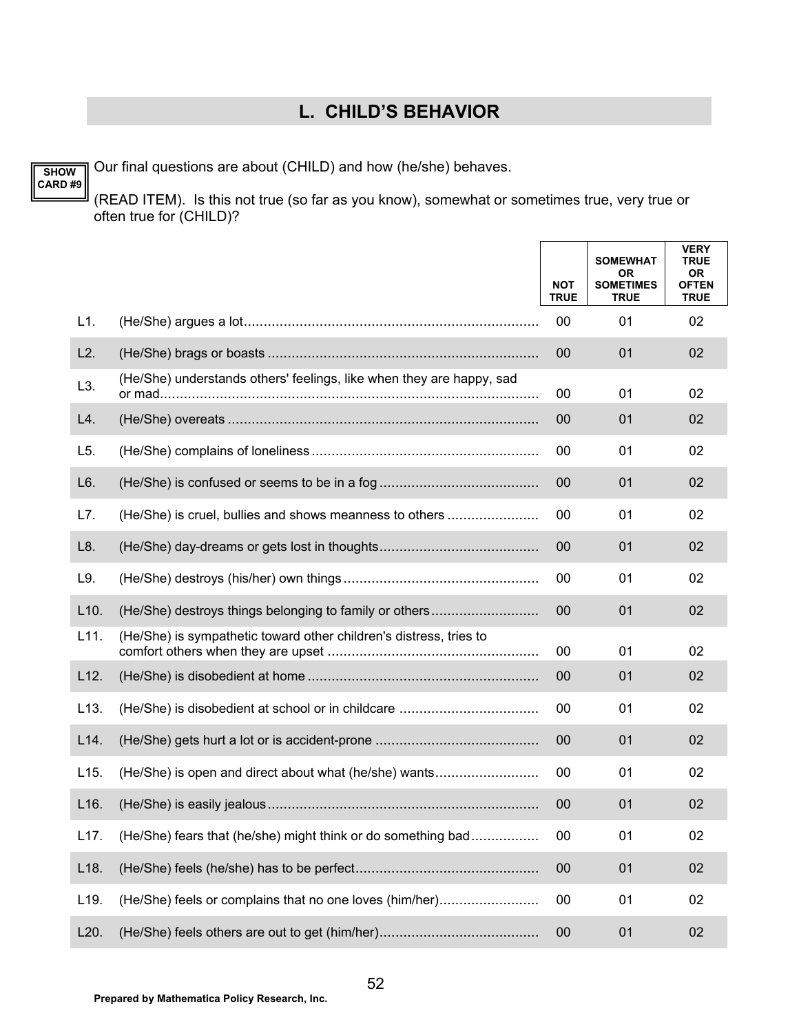## L. CHILD'S BEHAVIOR

SHOW CARD #9

Our final questions are about (CHILD) and how (he/she) behaves.

(READ ITEM). Is this not true (so far as you know), somewhat or sometimes true, very true or often true for (CHILD)?

| | | NOT TRUE | SOMEWHAT OR SOMETIMES TRUE | VERY TRUE OR OFTEN TRUE |
|---|---|---|---|---|
| L1. | (He/She) argues a lot | 00 | 01 | 02 |
| L2. | (He/She) brags or boasts | 00 | 01 | 02 |
| L3. | (He/She) understands others' feelings, like when they are happy, sad or mad | 00 | 01 | 02 |
| L4. | (He/She) overeats | 00 | 01 | 02 |
| L5. | (He/She) complains of loneliness | 00 | 01 | 02 |
| L6. | (He/She) is confused or seems to be in a fog | 00 | 01 | 02 |
| L7. | (He/She) is cruel, bullies and shows meanness to others | 00 | 01 | 02 |
| L8. | (He/She) day-dreams or gets lost in thoughts | 00 | 01 | 02 |
| L9. | (He/She) destroys (his/her) own things | 00 | 01 | 02 |
| L10. | (He/She) destroys things belonging to family or others | 00 | 01 | 02 |
| L11. | (He/She) is sympathetic toward other children's distress, tries to comfort others when they are upset | 00 | 01 | 02 |
| L12. | (He/She) is disobedient at home | 00 | 01 | 02 |
| L13. | (He/She) is disobedient at school or in childcare | 00 | 01 | 02 |
| L14. | (He/She) gets hurt a lot or is accident-prone | 00 | 01 | 02 |
| L15. | (He/She) is open and direct about what (he/she) wants | 00 | 01 | 02 |
| L16. | (He/She) is easily jealous | 00 | 01 | 02 |
| L17. | (He/She) fears that (he/she) might think or do something bad | 00 | 01 | 02 |
| L18. | (He/She) feels (he/she) has to be perfect | 00 | 01 | 02 |
| L19. | (He/She) feels or complains that no one loves (him/her) | 00 | 01 | 02 |
| L20. | (He/She) feels others are out to get (him/her) | 00 | 01 | 02 |

Prepared by Mathematica Policy Research, Inc.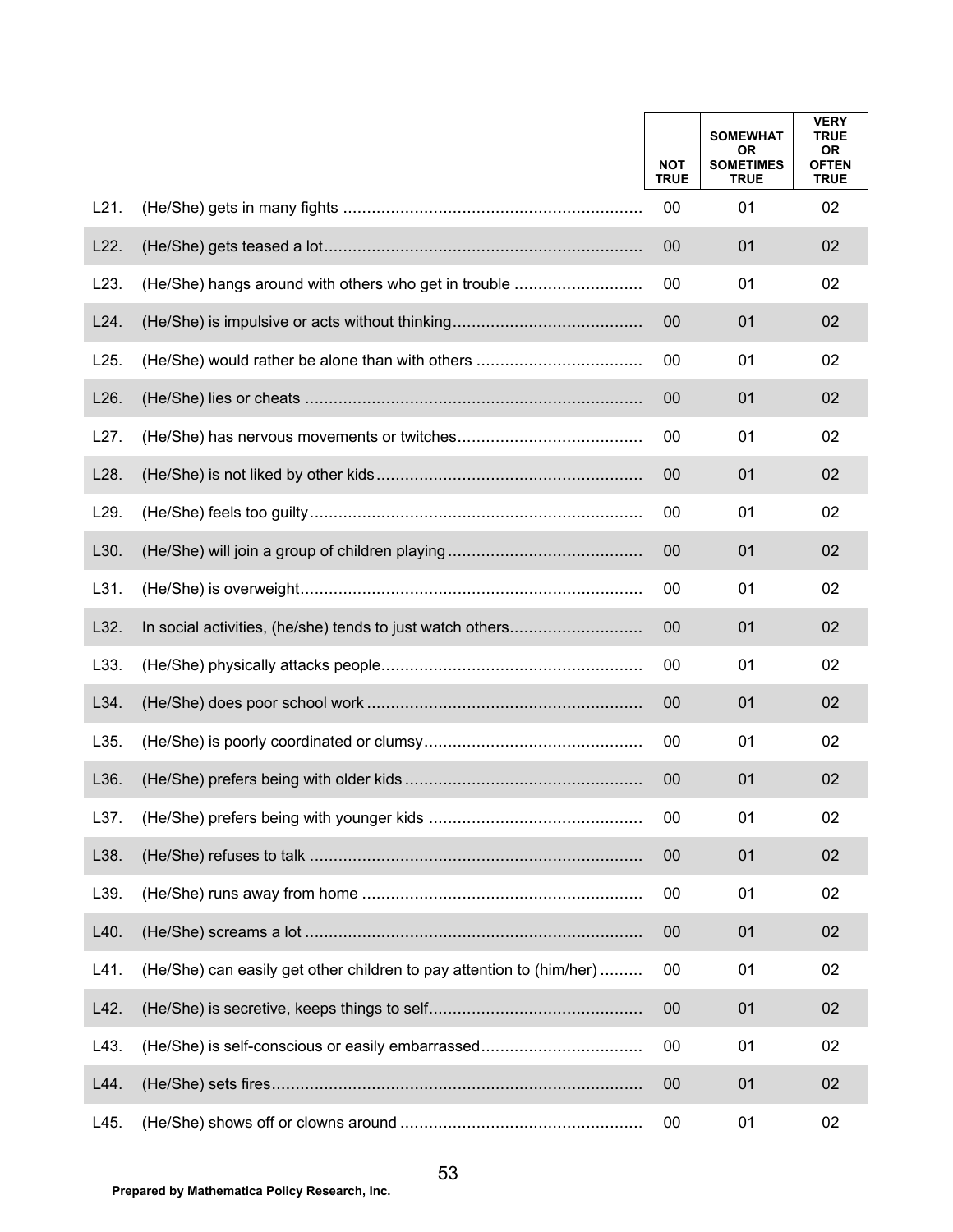| | | NOT TRUE | SOMEWHAT OR SOMETIMES TRUE | VERY TRUE OR OFTEN TRUE |
|---|---|---|---|---|
| L21. | (He/She) gets in many fights | 00 | 01 | 02 |
| L22. | (He/She) gets teased a lot | 00 | 01 | 02 |
| L23. | (He/She) hangs around with others who get in trouble | 00 | 01 | 02 |
| L24. | (He/She) is impulsive or acts without thinking | 00 | 01 | 02 |
| L25. | (He/She) would rather be alone than with others | 00 | 01 | 02 |
| L26. | (He/She) lies or cheats | 00 | 01 | 02 |
| L27. | (He/She) has nervous movements or twitches | 00 | 01 | 02 |
| L28. | (He/She) is not liked by other kids | 00 | 01 | 02 |
| L29. | (He/She) feels too guilty | 00 | 01 | 02 |
| L30. | (He/She) will join a group of children playing | 00 | 01 | 02 |
| L31. | (He/She) is overweight | 00 | 01 | 02 |
| L32. | In social activities, (he/she) tends to just watch others | 00 | 01 | 02 |
| L33. | (He/She) physically attacks people | 00 | 01 | 02 |
| L34. | (He/She) does poor school work | 00 | 01 | 02 |
| L35. | (He/She) is poorly coordinated or clumsy | 00 | 01 | 02 |
| L36. | (He/She) prefers being with older kids | 00 | 01 | 02 |
| L37. | (He/She) prefers being with younger kids | 00 | 01 | 02 |
| L38. | (He/She) refuses to talk | 00 | 01 | 02 |
| L39. | (He/She) runs away from home | 00 | 01 | 02 |
| L40. | (He/She) screams a lot | 00 | 01 | 02 |
| L41. | (He/She) can easily get other children to pay attention to (him/her) | 00 | 01 | 02 |
| L42. | (He/She) is secretive, keeps things to self | 00 | 01 | 02 |
| L43. | (He/She) is self-conscious or easily embarrassed | 00 | 01 | 02 |
| L44. | (He/She) sets fires | 00 | 01 | 02 |
| L45. | (He/She) shows off or clowns around | 00 | 01 | 02 |

**Prepared by Mathematica Policy Research, Inc.**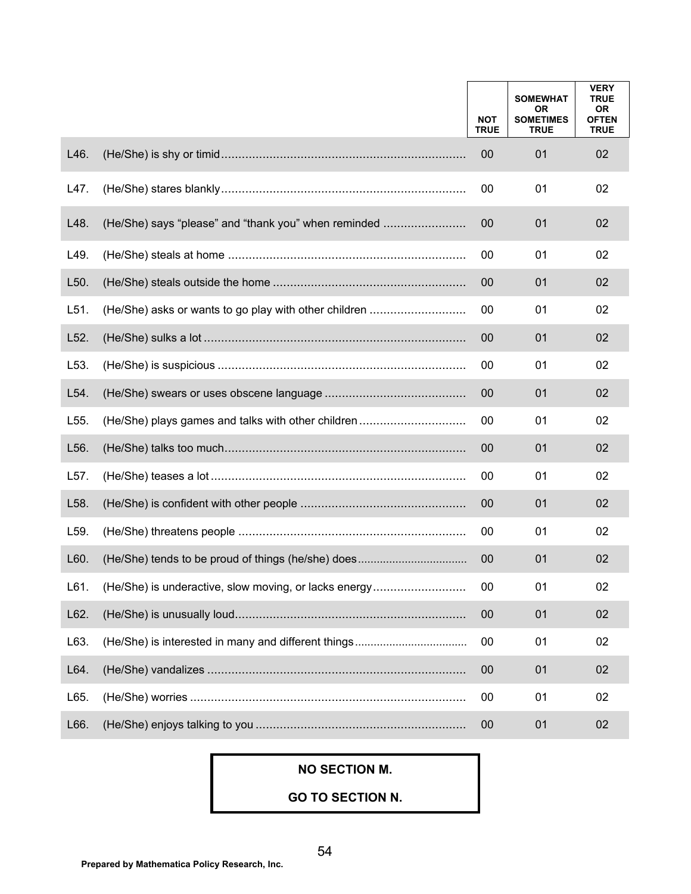| | | NOT TRUE | SOMEWHAT OR SOMETIMES TRUE | VERY TRUE OR OFTEN TRUE |
|---|---|---|---|---|
| L46. | (He/She) is shy or timid | 00 | 01 | 02 |
| L47. | (He/She) stares blankly | 00 | 01 | 02 |
| L48. | (He/She) says "please" and "thank you" when reminded | 00 | 01 | 02 |
| L49. | (He/She) steals at home | 00 | 01 | 02 |
| L50. | (He/She) steals outside the home | 00 | 01 | 02 |
| L51. | (He/She) asks or wants to go play with other children | 00 | 01 | 02 |
| L52. | (He/She) sulks a lot | 00 | 01 | 02 |
| L53. | (He/She) is suspicious | 00 | 01 | 02 |
| L54. | (He/She) swears or uses obscene language | 00 | 01 | 02 |
| L55. | (He/She) plays games and talks with other children | 00 | 01 | 02 |
| L56. | (He/She) talks too much | 00 | 01 | 02 |
| L57. | (He/She) teases a lot | 00 | 01 | 02 |
| L58. | (He/She) is confident with other people | 00 | 01 | 02 |
| L59. | (He/She) threatens people | 00 | 01 | 02 |
| L60. | (He/She) tends to be proud of things (he/she) does | 00 | 01 | 02 |
| L61. | (He/She) is underactive, slow moving, or lacks energy | 00 | 01 | 02 |
| L62. | (He/She) is unusually loud | 00 | 01 | 02 |
| L63. | (He/She) is interested in many and different things | 00 | 01 | 02 |
| L64. | (He/She) vandalizes | 00 | 01 | 02 |
| L65. | (He/She) worries | 00 | 01 | 02 |
| L66. | (He/She) enjoys talking to you | 00 | 01 | 02 |

**NO SECTION M.**

**GO TO SECTION N.**

**Prepared by Mathematica Policy Research, Inc.**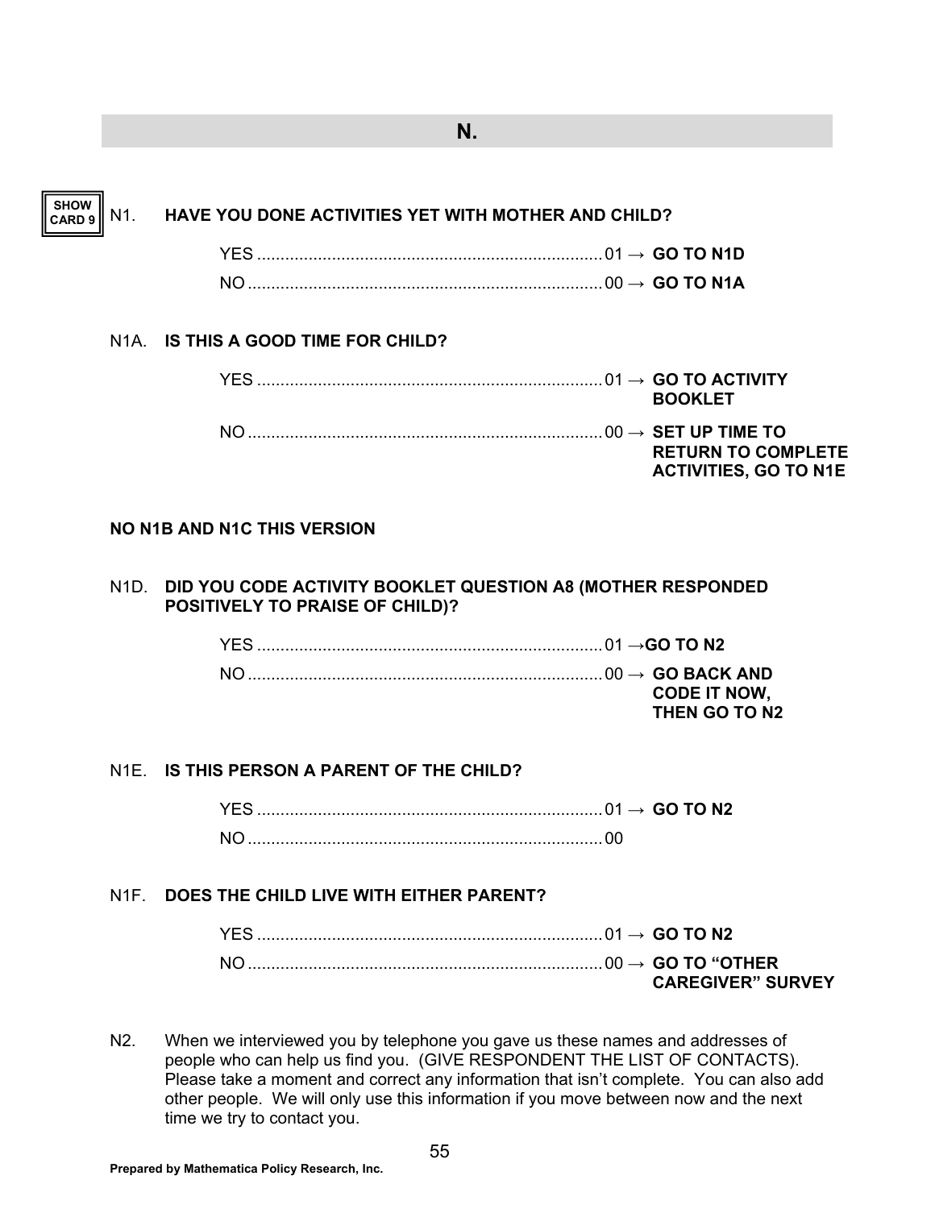## N.

**SHOW CARD 9**

N1. **HAVE YOU DONE ACTIVITIES YET WITH MOTHER AND CHILD?**

- YES .......... 01 → **GO TO N1D**
- NO .......... 00 → **GO TO N1A**

N1A. **IS THIS A GOOD TIME FOR CHILD?**

- YES .......... 01 → **GO TO ACTIVITY BOOKLET**
- NO .......... 00 → **SET UP TIME TO RETURN TO COMPLETE ACTIVITIES, GO TO N1E**

**NO N1B AND N1C THIS VERSION**

N1D. **DID YOU CODE ACTIVITY BOOKLET QUESTION A8 (MOTHER RESPONDED POSITIVELY TO PRAISE OF CHILD)?**

- YES .......... 01 → **GO TO N2**
- NO .......... 00 → **GO BACK AND CODE IT NOW, THEN GO TO N2**

N1E. **IS THIS PERSON A PARENT OF THE CHILD?**

- YES .......... 01 → **GO TO N2**
- NO .......... 00

N1F. **DOES THE CHILD LIVE WITH EITHER PARENT?**

- YES .......... 01 → **GO TO N2**
- NO .......... 00 → **GO TO "OTHER CAREGIVER" SURVEY**

N2. When we interviewed you by telephone you gave us these names and addresses of people who can help us find you. (GIVE RESPONDENT THE LIST OF CONTACTS). Please take a moment and correct any information that isn't complete. You can also add other people. We will only use this information if you move between now and the next time we try to contact you.

**Prepared by Mathematica Policy Research, Inc.**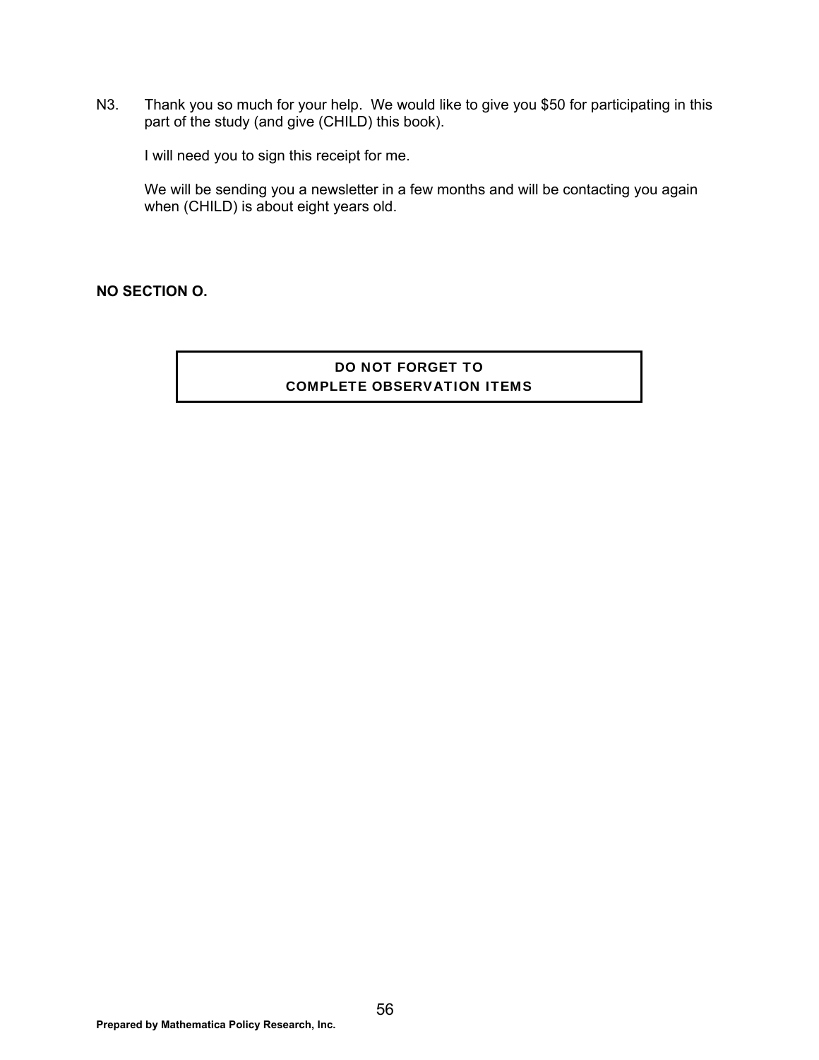N3. Thank you so much for your help. We would like to give you $50 for participating in this part of the study (and give (CHILD) this book).

I will need you to sign this receipt for me.

We will be sending you a newsletter in a few months and will be contacting you again when (CHILD) is about eight years old.

**NO SECTION O.**

| **DO NOT FORGET TO COMPLETE OBSERVATION ITEMS** |
|---|

**Prepared by Mathematica Policy Research, Inc.**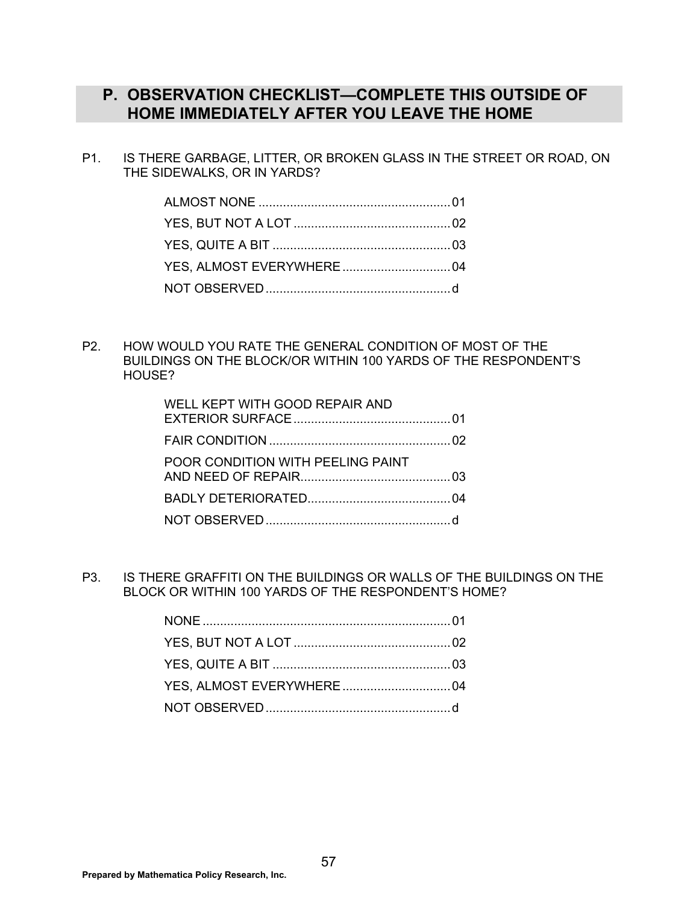## P. OBSERVATION CHECKLIST—COMPLETE THIS OUTSIDE OF HOME IMMEDIATELY AFTER YOU LEAVE THE HOME

P1. IS THERE GARBAGE, LITTER, OR BROKEN GLASS IN THE STREET OR ROAD, ON THE SIDEWALKS, OR IN YARDS?

- ALMOST NONE ....................................................... 01
- YES, BUT NOT A LOT ............................................. 02
- YES, QUITE A BIT ................................................... 03
- YES, ALMOST EVERYWHERE ............................... 04
- NOT OBSERVED ..................................................... d

P2. HOW WOULD YOU RATE THE GENERAL CONDITION OF MOST OF THE BUILDINGS ON THE BLOCK/OR WITHIN 100 YARDS OF THE RESPONDENT'S HOUSE?

- WELL KEPT WITH GOOD REPAIR AND EXTERIOR SURFACE ............................................. 01
- FAIR CONDITION .................................................... 02
- POOR CONDITION WITH PEELING PAINT AND NEED OF REPAIR ........................................... 03
- BADLY DETERIORATED ......................................... 04
- NOT OBSERVED ..................................................... d

P3. IS THERE GRAFFITI ON THE BUILDINGS OR WALLS OF THE BUILDINGS ON THE BLOCK OR WITHIN 100 YARDS OF THE RESPONDENT'S HOME?

- NONE ....................................................................... 01
- YES, BUT NOT A LOT ............................................. 02
- YES, QUITE A BIT ................................................... 03
- YES, ALMOST EVERYWHERE ............................... 04
- NOT OBSERVED ..................................................... d

**Prepared by Mathematica Policy Research, Inc.**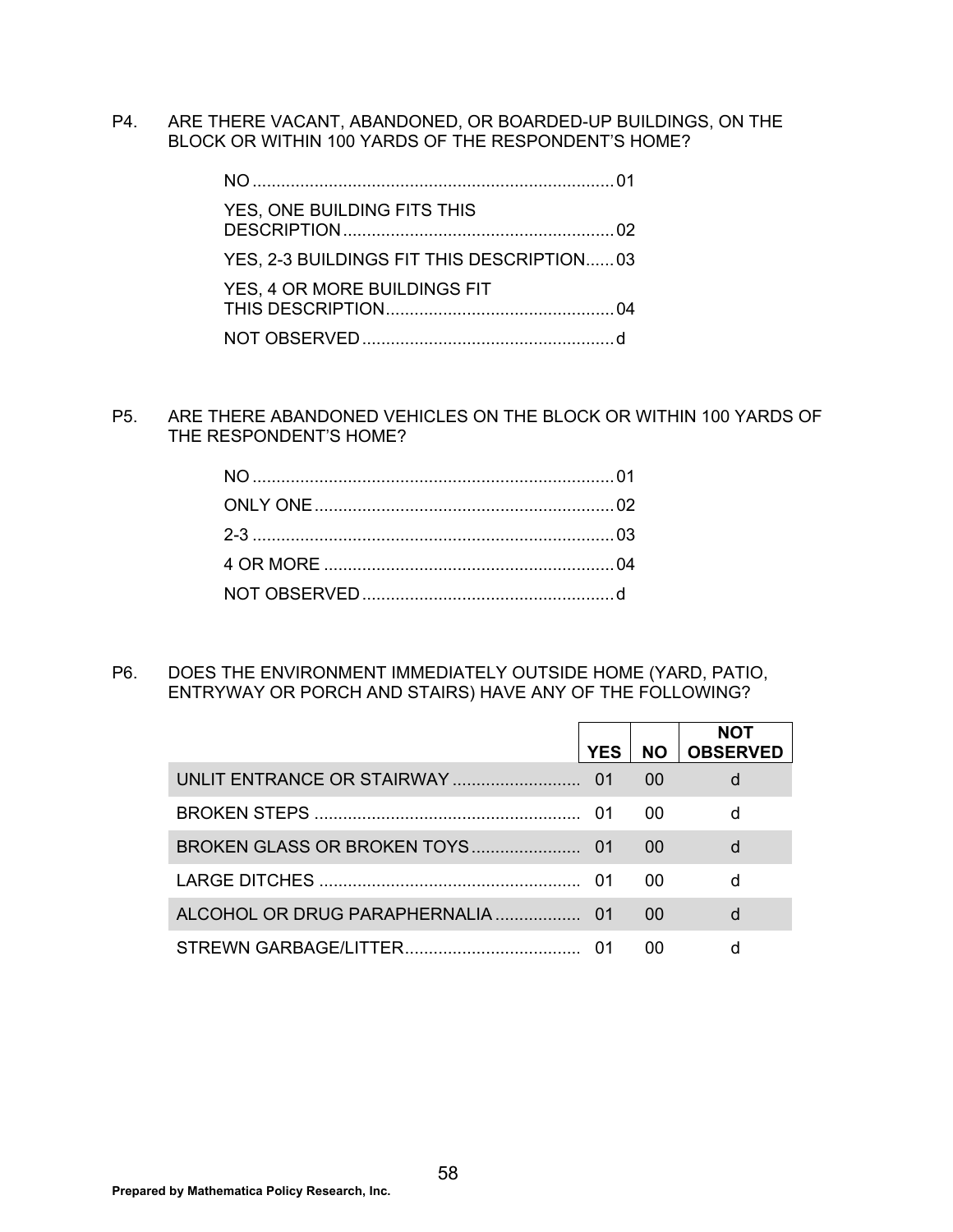P4. ARE THERE VACANT, ABANDONED, OR BOARDED-UP BUILDINGS, ON THE BLOCK OR WITHIN 100 YARDS OF THE RESPONDENT'S HOME?

- NO ........................................................................... 01
- YES, ONE BUILDING FITS THIS DESCRIPTION ......................................................... 02
- YES, 2-3 BUILDINGS FIT THIS DESCRIPTION ...... 03
- YES, 4 OR MORE BUILDINGS FIT THIS DESCRIPTION ................................................ 04
- NOT OBSERVED ..................................................... d

P5. ARE THERE ABANDONED VEHICLES ON THE BLOCK OR WITHIN 100 YARDS OF THE RESPONDENT'S HOME?

- NO ........................................................................... 01
- ONLY ONE ............................................................... 02
- 2-3 ........................................................................... 03
- 4 OR MORE ............................................................. 04
- NOT OBSERVED ..................................................... d

P6. DOES THE ENVIRONMENT IMMEDIATELY OUTSIDE HOME (YARD, PATIO, ENTRYWAY OR PORCH AND STAIRS) HAVE ANY OF THE FOLLOWING?

| | YES | NO | NOT OBSERVED |
|---|---|---|---|
| UNLIT ENTRANCE OR STAIRWAY | 01 | 00 | d |
| BROKEN STEPS | 01 | 00 | d |
| BROKEN GLASS OR BROKEN TOYS | 01 | 00 | d |
| LARGE DITCHES | 01 | 00 | d |
| ALCOHOL OR DRUG PARAPHERNALIA | 01 | 00 | d |
| STREWN GARBAGE/LITTER | 01 | 00 | d |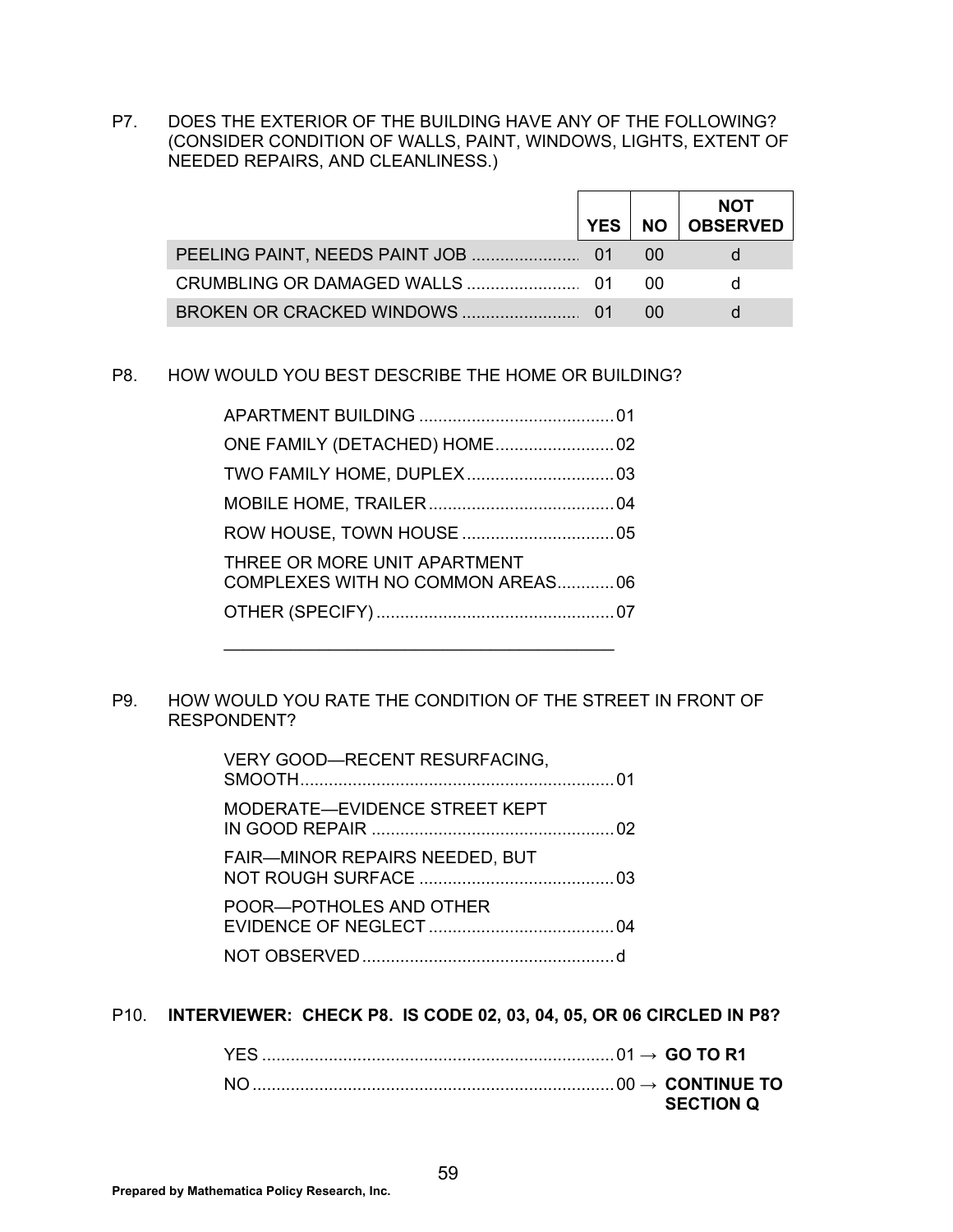P7. DOES THE EXTERIOR OF THE BUILDING HAVE ANY OF THE FOLLOWING? (CONSIDER CONDITION OF WALLS, PAINT, WINDOWS, LIGHTS, EXTENT OF NEEDED REPAIRS, AND CLEANLINESS.)

| | YES | NO | NOT OBSERVED |
|---|---|---|---|
| PEELING PAINT, NEEDS PAINT JOB | 01 | 00 | d |
| CRUMBLING OR DAMAGED WALLS | 01 | 00 | d |
| BROKEN OR CRACKED WINDOWS | 01 | 00 | d |

P8. HOW WOULD YOU BEST DESCRIBE THE HOME OR BUILDING?

- APARTMENT BUILDING .......... 01
- ONE FAMILY (DETACHED) HOME .......... 02
- TWO FAMILY HOME, DUPLEX .......... 03
- MOBILE HOME, TRAILER .......... 04
- ROW HOUSE, TOWN HOUSE .......... 05
- THREE OR MORE UNIT APARTMENT COMPLEXES WITH NO COMMON AREAS .......... 06
- OTHER (SPECIFY) .......... 07

______________________________________

P9. HOW WOULD YOU RATE THE CONDITION OF THE STREET IN FRONT OF RESPONDENT?

- VERY GOOD—RECENT RESURFACING, SMOOTH .......... 01
- MODERATE—EVIDENCE STREET KEPT IN GOOD REPAIR .......... 02
- FAIR—MINOR REPAIRS NEEDED, BUT NOT ROUGH SURFACE .......... 03
- POOR—POTHOLES AND OTHER EVIDENCE OF NEGLECT .......... 04
- NOT OBSERVED .......... d

P10. **INTERVIEWER: CHECK P8. IS CODE 02, 03, 04, 05, OR 06 CIRCLED IN P8?**

- YES .......... 01 → **GO TO R1**
- NO .......... 00 → **CONTINUE TO SECTION Q**

**Prepared by Mathematica Policy Research, Inc.**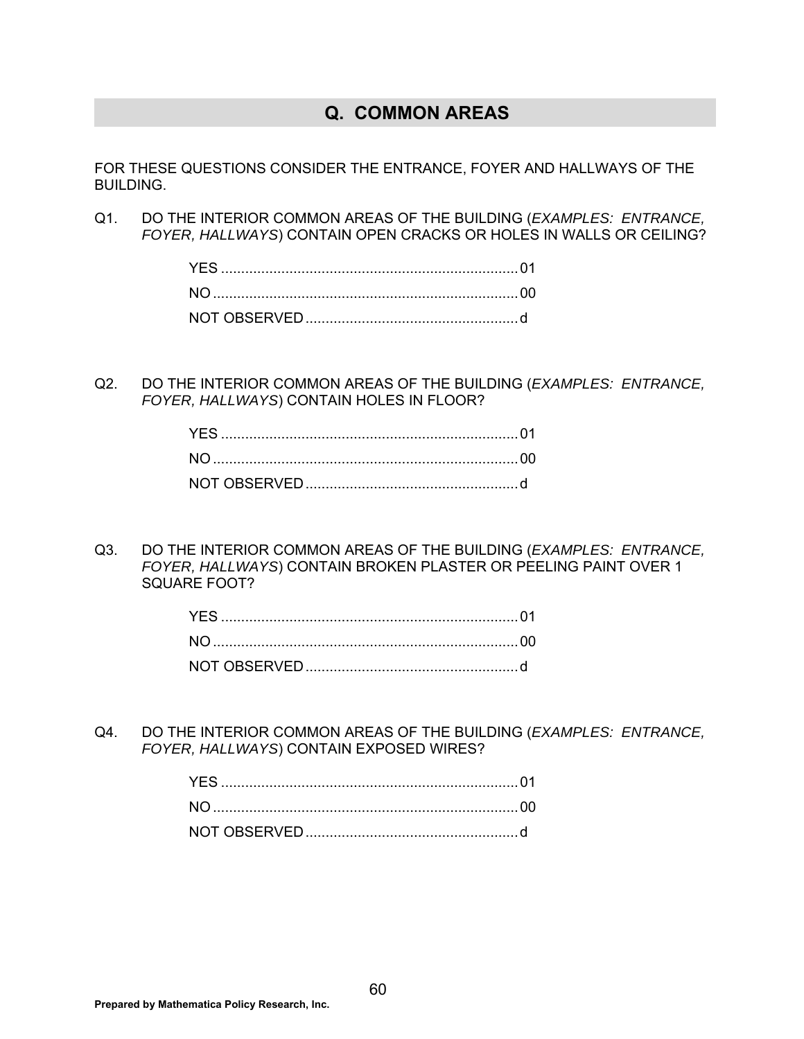## Q. COMMON AREAS

FOR THESE QUESTIONS CONSIDER THE ENTRANCE, FOYER AND HALLWAYS OF THE BUILDING.

Q1. DO THE INTERIOR COMMON AREAS OF THE BUILDING (*EXAMPLES: ENTRANCE, FOYER, HALLWAYS*) CONTAIN OPEN CRACKS OR HOLES IN WALLS OR CEILING?

- YES .......... 01
- NO .......... 00
- NOT OBSERVED .......... d

Q2. DO THE INTERIOR COMMON AREAS OF THE BUILDING (*EXAMPLES: ENTRANCE, FOYER, HALLWAYS*) CONTAIN HOLES IN FLOOR?

- YES .......... 01
- NO .......... 00
- NOT OBSERVED .......... d

Q3. DO THE INTERIOR COMMON AREAS OF THE BUILDING (*EXAMPLES: ENTRANCE, FOYER, HALLWAYS*) CONTAIN BROKEN PLASTER OR PEELING PAINT OVER 1 SQUARE FOOT?

- YES .......... 01
- NO .......... 00
- NOT OBSERVED .......... d

Q4. DO THE INTERIOR COMMON AREAS OF THE BUILDING (*EXAMPLES: ENTRANCE, FOYER, HALLWAYS*) CONTAIN EXPOSED WIRES?

- YES .......... 01
- NO .......... 00
- NOT OBSERVED .......... d

**Prepared by Mathematica Policy Research, Inc.**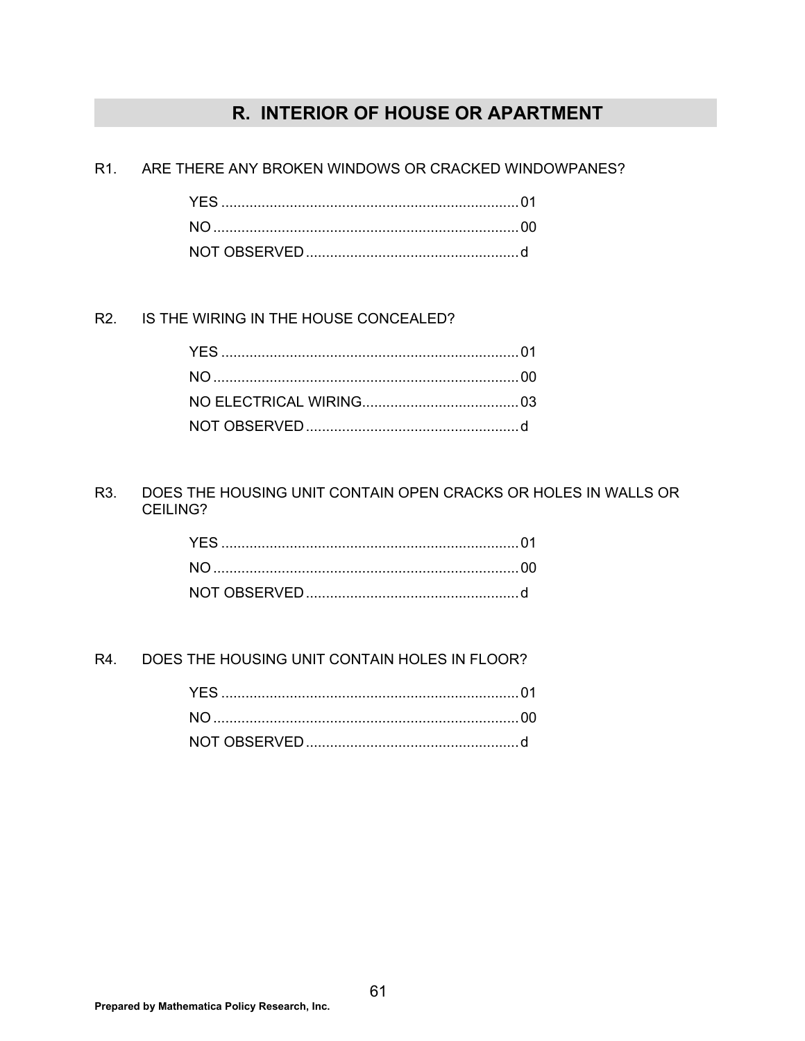## R. INTERIOR OF HOUSE OR APARTMENT

R1. ARE THERE ANY BROKEN WINDOWS OR CRACKED WINDOWPANES?

- YES ........................................................................ 01
- NO .......................................................................... 00
- NOT OBSERVED .................................................... d

R2. IS THE WIRING IN THE HOUSE CONCEALED?

- YES ........................................................................ 01
- NO .......................................................................... 00
- NO ELECTRICAL WIRING...................................... 03
- NOT OBSERVED .................................................... d

R3. DOES THE HOUSING UNIT CONTAIN OPEN CRACKS OR HOLES IN WALLS OR CEILING?

- YES ........................................................................ 01
- NO .......................................................................... 00
- NOT OBSERVED .................................................... d

R4. DOES THE HOUSING UNIT CONTAIN HOLES IN FLOOR?

- YES ........................................................................ 01
- NO .......................................................................... 00
- NOT OBSERVED .................................................... d

**Prepared by Mathematica Policy Research, Inc.**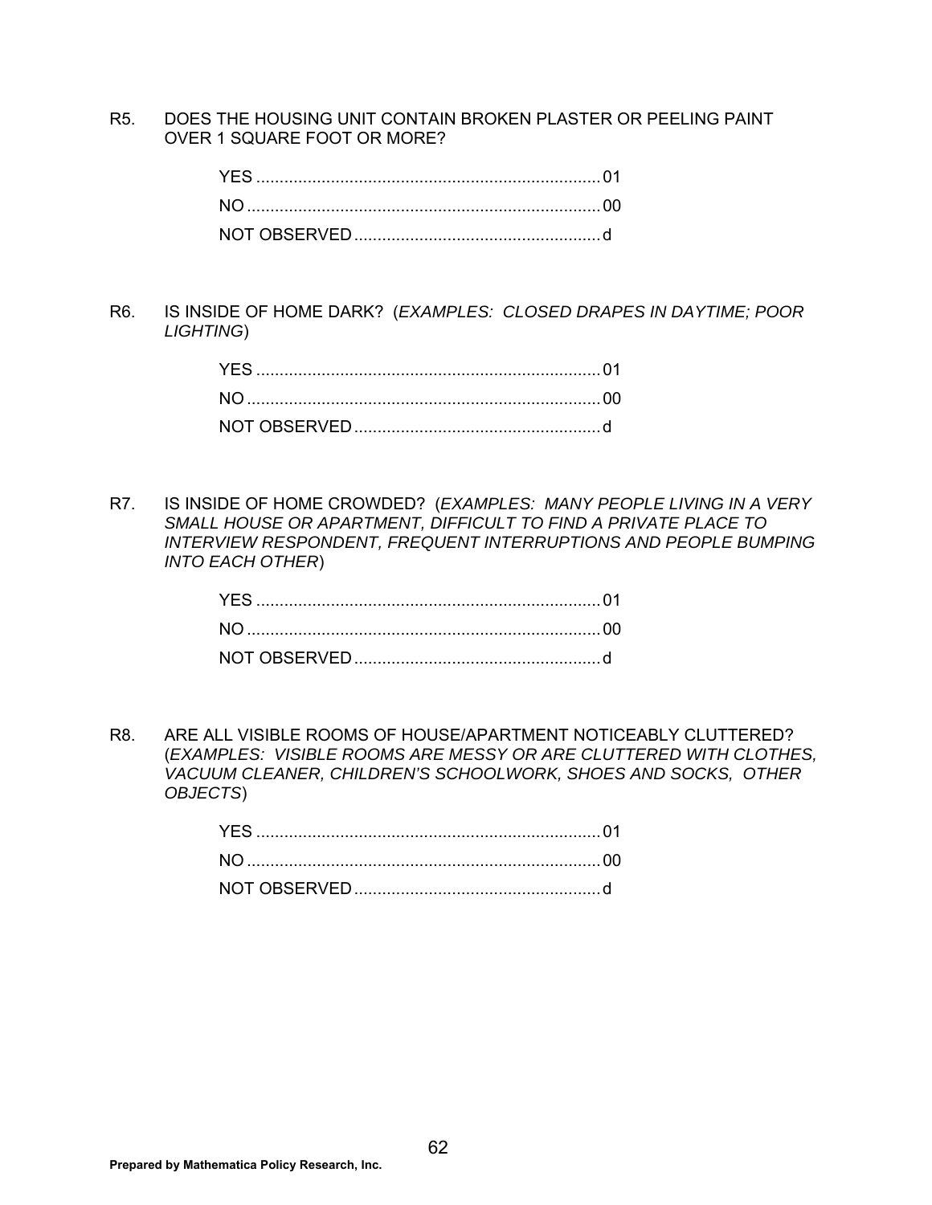R5. DOES THE HOUSING UNIT CONTAIN BROKEN PLASTER OR PEELING PAINT OVER 1 SQUARE FOOT OR MORE?

| | |
|---|---|
| YES | 01 |
| NO | 00 |
| NOT OBSERVED | d |

R6. IS INSIDE OF HOME DARK? (*EXAMPLES: CLOSED DRAPES IN DAYTIME; POOR LIGHTING*)

| | |
|---|---|
| YES | 01 |
| NO | 00 |
| NOT OBSERVED | d |

R7. IS INSIDE OF HOME CROWDED? (*EXAMPLES: MANY PEOPLE LIVING IN A VERY SMALL HOUSE OR APARTMENT, DIFFICULT TO FIND A PRIVATE PLACE TO INTERVIEW RESPONDENT, FREQUENT INTERRUPTIONS AND PEOPLE BUMPING INTO EACH OTHER*)

| | |
|---|---|
| YES | 01 |
| NO | 00 |
| NOT OBSERVED | d |

R8. ARE ALL VISIBLE ROOMS OF HOUSE/APARTMENT NOTICEABLY CLUTTERED? (*EXAMPLES: VISIBLE ROOMS ARE MESSY OR ARE CLUTTERED WITH CLOTHES, VACUUM CLEANER, CHILDREN'S SCHOOLWORK, SHOES AND SOCKS, OTHER OBJECTS*)

| | |
|---|---|
| YES | 01 |
| NO | 00 |
| NOT OBSERVED | d |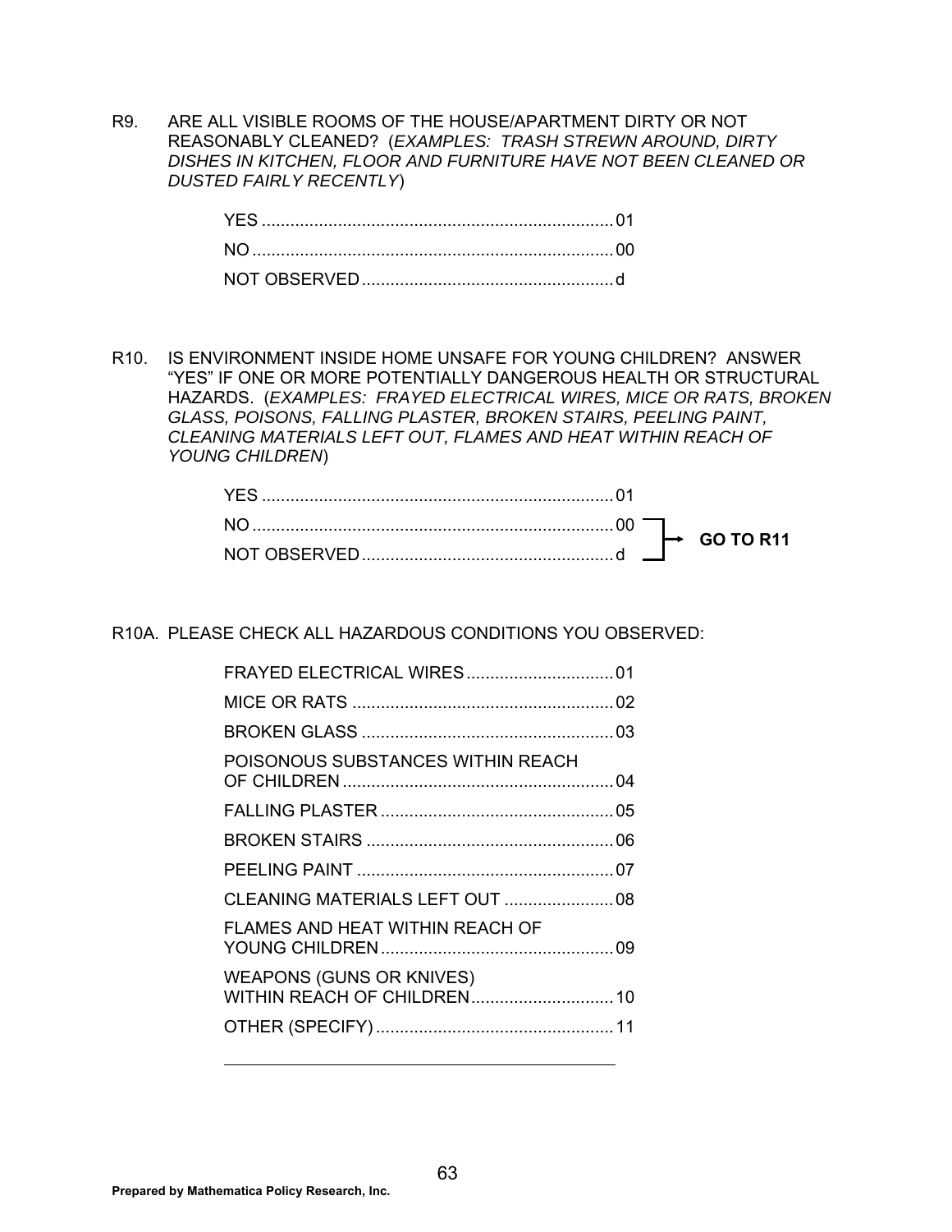R9. ARE ALL VISIBLE ROOMS OF THE HOUSE/APARTMENT DIRTY OR NOT REASONABLY CLEANED? (*EXAMPLES: TRASH STREWN AROUND, DIRTY DISHES IN KITCHEN, FLOOR AND FURNITURE HAVE NOT BEEN CLEANED OR DUSTED FAIRLY RECENTLY*)

- YES ........................................................................ 01
- NO .......................................................................... 00
- NOT OBSERVED .................................................... d

R10. IS ENVIRONMENT INSIDE HOME UNSAFE FOR YOUNG CHILDREN? ANSWER "YES" IF ONE OR MORE POTENTIALLY DANGEROUS HEALTH OR STRUCTURAL HAZARDS. (*EXAMPLES: FRAYED ELECTRICAL WIRES, MICE OR RATS, BROKEN GLASS, POISONS, FALLING PLASTER, BROKEN STAIRS, PEELING PAINT, CLEANING MATERIALS LEFT OUT, FLAMES AND HEAT WITHIN REACH OF YOUNG CHILDREN*)

- YES ........................................................................ 01
- NO .......................................................................... 00 → **GO TO R11**
- NOT OBSERVED .................................................... d → **GO TO R11**

R10A. PLEASE CHECK ALL HAZARDOUS CONDITIONS YOU OBSERVED:

- FRAYED ELECTRICAL WIRES .............................. 01
- MICE OR RATS ...................................................... 02
- BROKEN GLASS .................................................... 03
- POISONOUS SUBSTANCES WITHIN REACH OF CHILDREN ........................................................ 04
- FALLING PLASTER ................................................ 05
- BROKEN STAIRS ................................................... 06
- PEELING PAINT ..................................................... 07
- CLEANING MATERIALS LEFT OUT ...................... 08
- FLAMES AND HEAT WITHIN REACH OF YOUNG CHILDREN ................................................ 09
- WEAPONS (GUNS OR KNIVES) WITHIN REACH OF CHILDREN............................. 10
- OTHER (SPECIFY) ................................................. 11

\_\_\_\_\_\_\_\_\_\_\_\_\_\_\_\_\_\_\_\_\_\_\_\_\_\_\_\_\_\_\_\_\_\_\_\_\_\_\_\_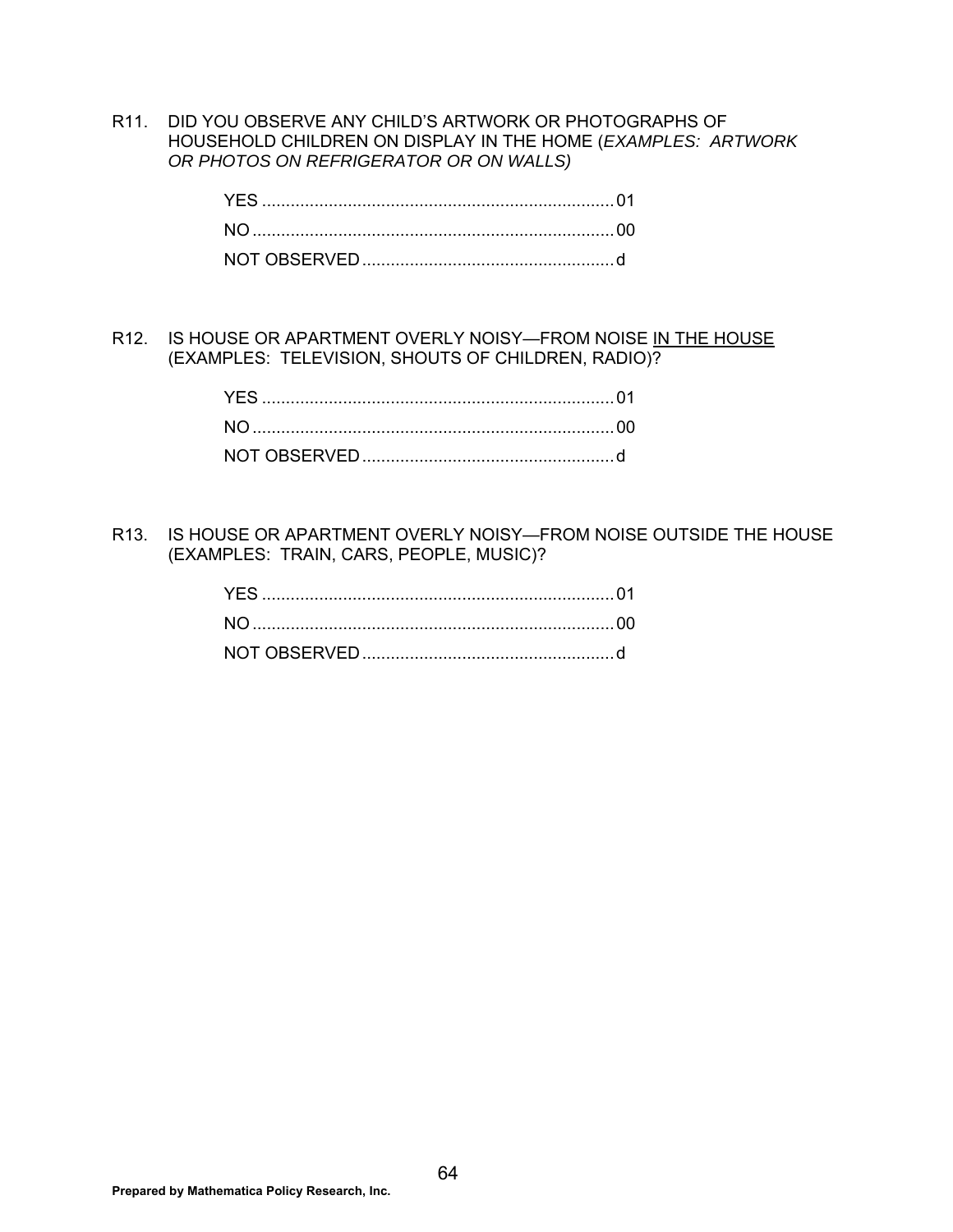R11. DID YOU OBSERVE ANY CHILD'S ARTWORK OR PHOTOGRAPHS OF HOUSEHOLD CHILDREN ON DISPLAY IN THE HOME (*EXAMPLES: ARTWORK OR PHOTOS ON REFRIGERATOR OR ON WALLS)*

- YES .......................................................................... 01
- NO ........................................................................... 00
- NOT OBSERVED ..................................................... d

R12. IS HOUSE OR APARTMENT OVERLY NOISY—FROM NOISE <u>IN THE HOUSE</u> (EXAMPLES: TELEVISION, SHOUTS OF CHILDREN, RADIO)?

- YES .......................................................................... 01
- NO ........................................................................... 00
- NOT OBSERVED ..................................................... d

R13. IS HOUSE OR APARTMENT OVERLY NOISY—FROM NOISE OUTSIDE THE HOUSE (EXAMPLES: TRAIN, CARS, PEOPLE, MUSIC)?

- YES .......................................................................... 01
- NO ........................................................................... 00
- NOT OBSERVED ..................................................... d

**Prepared by Mathematica Policy Research, Inc.**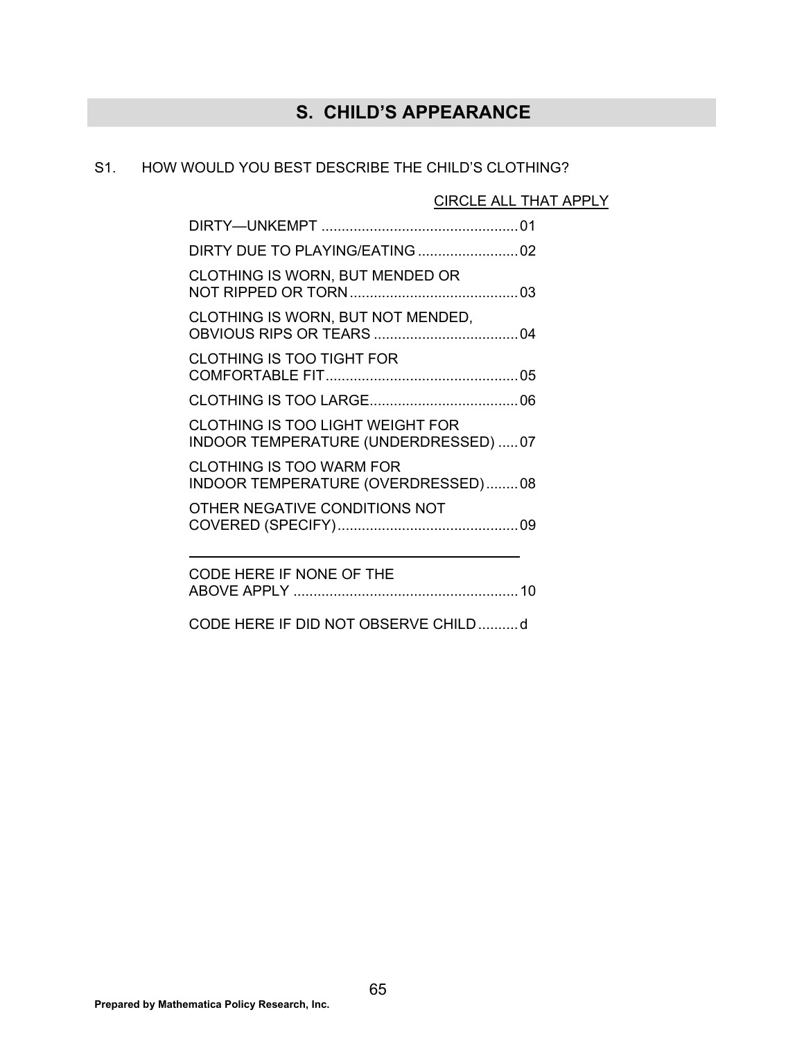## S. CHILD'S APPEARANCE

S1. HOW WOULD YOU BEST DESCRIBE THE CHILD'S CLOTHING?

CIRCLE ALL THAT APPLY

- DIRTY—UNKEMPT .......... 01
- DIRTY DUE TO PLAYING/EATING .......... 02
- CLOTHING IS WORN, BUT MENDED OR NOT RIPPED OR TORN .......... 03
- CLOTHING IS WORN, BUT NOT MENDED, OBVIOUS RIPS OR TEARS .......... 04
- CLOTHING IS TOO TIGHT FOR COMFORTABLE FIT .......... 05
- CLOTHING IS TOO LARGE .......... 06
- CLOTHING IS TOO LIGHT WEIGHT FOR INDOOR TEMPERATURE (UNDERDRESSED) .......... 07
- CLOTHING IS TOO WARM FOR INDOOR TEMPERATURE (OVERDRESSED) .......... 08
- OTHER NEGATIVE CONDITIONS NOT COVERED (SPECIFY) .......... 09

  ______________________________________

- CODE HERE IF NONE OF THE ABOVE APPLY .......... 10
- CODE HERE IF DID NOT OBSERVE CHILD .......... d

Prepared by Mathematica Policy Research, Inc.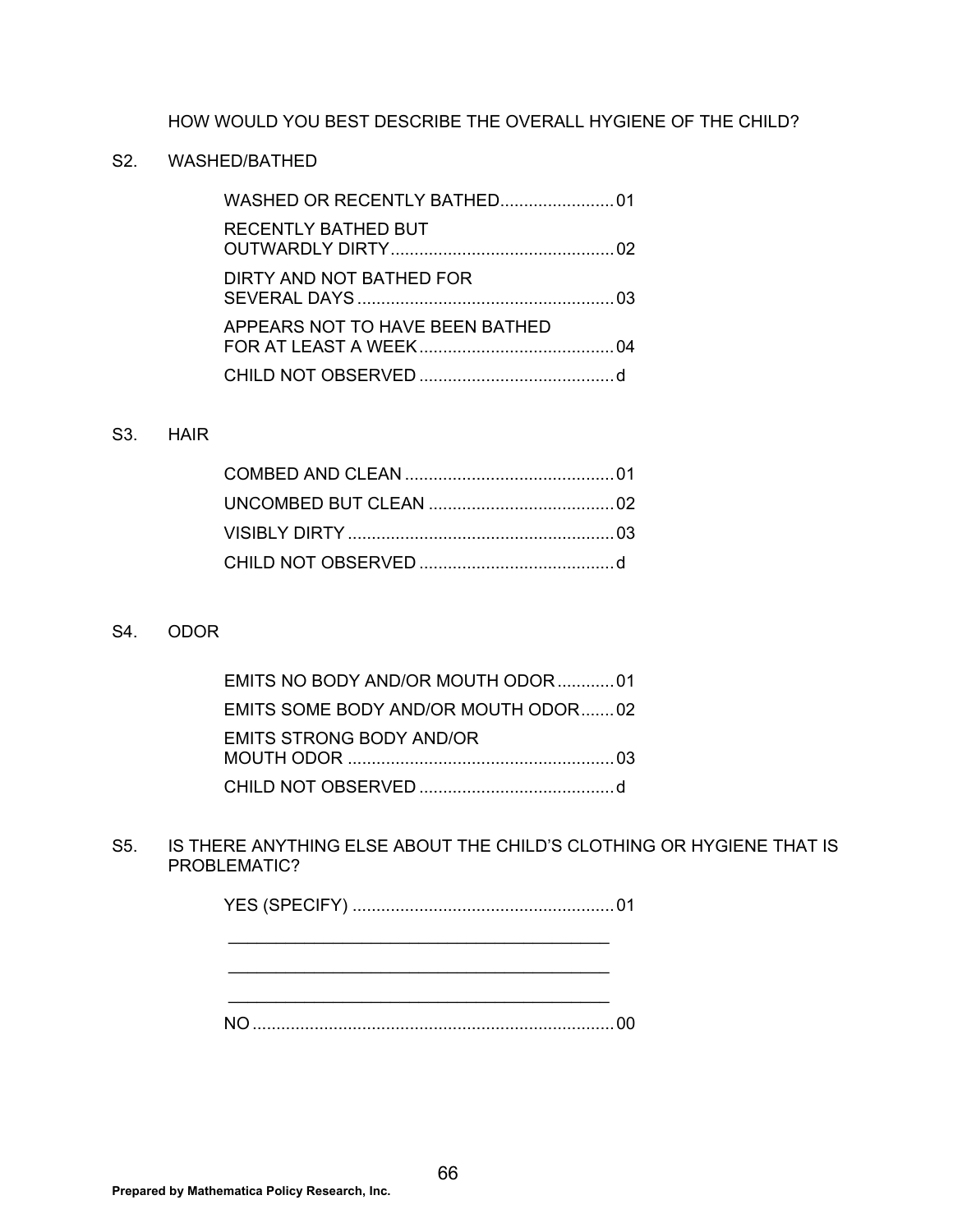HOW WOULD YOU BEST DESCRIBE THE OVERALL HYGIENE OF THE CHILD?

S2. WASHED/BATHED

- WASHED OR RECENTLY BATHED........................01
- RECENTLY BATHED BUT OUTWARDLY DIRTY...............................................02
- DIRTY AND NOT BATHED FOR SEVERAL DAYS......................................................03
- APPEARS NOT TO HAVE BEEN BATHED FOR AT LEAST A WEEK.........................................04
- CHILD NOT OBSERVED.........................................d

S3. HAIR

- COMBED AND CLEAN............................................01
- UNCOMBED BUT CLEAN.......................................02
- VISIBLY DIRTY........................................................03
- CHILD NOT OBSERVED.........................................d

S4. ODOR

- EMITS NO BODY AND/OR MOUTH ODOR............01
- EMITS SOME BODY AND/OR MOUTH ODOR.......02
- EMITS STRONG BODY AND/OR MOUTH ODOR........................................................03
- CHILD NOT OBSERVED.........................................d

S5. IS THERE ANYTHING ELSE ABOUT THE CHILD'S CLOTHING OR HYGIENE THAT IS PROBLEMATIC?

- YES (SPECIFY).......................................................01

  ________________________________________

  ________________________________________

  ________________________________________
- NO............................................................................00

**Prepared by Mathematica Policy Research, Inc.**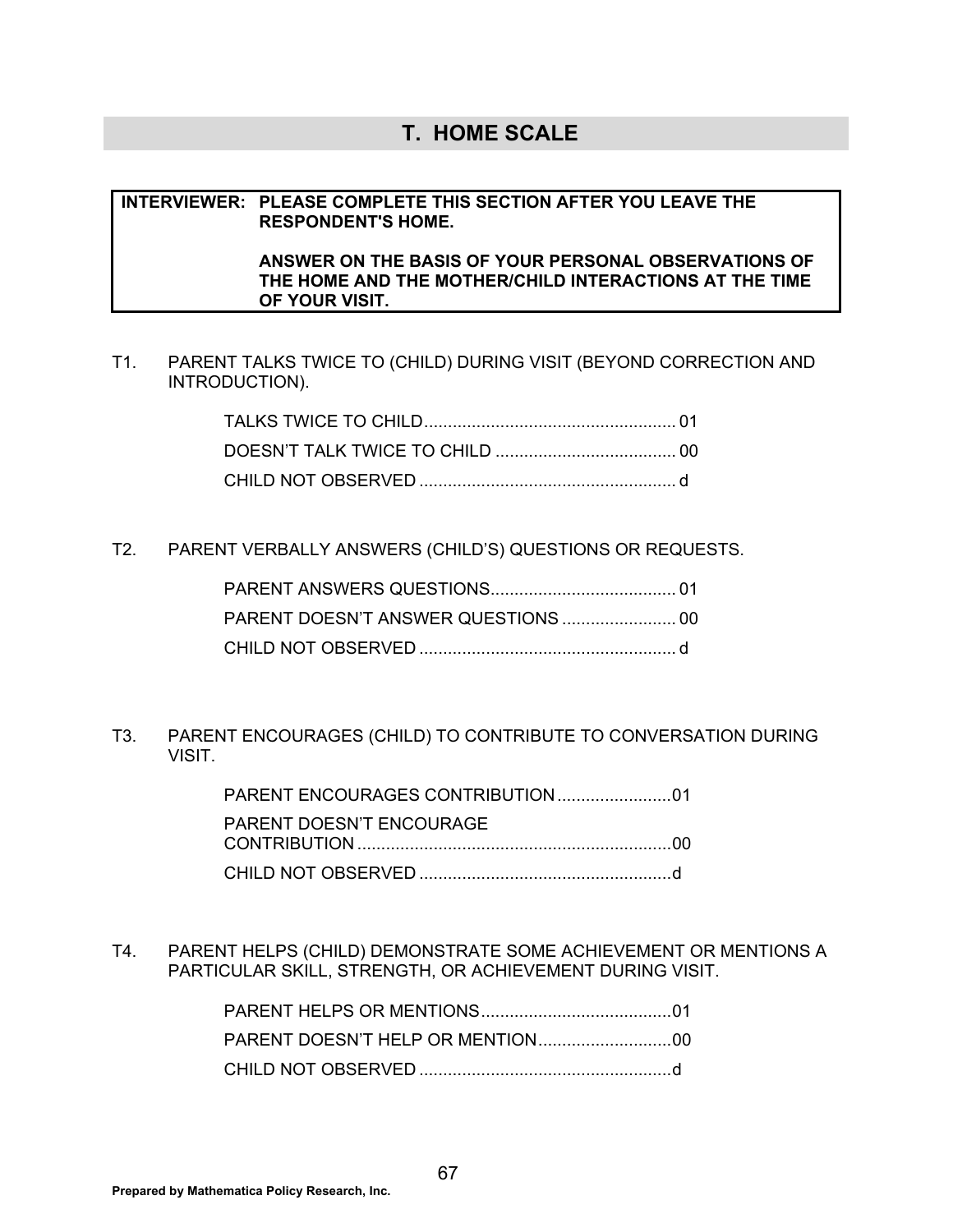## T. HOME SCALE

**INTERVIEWER: PLEASE COMPLETE THIS SECTION AFTER YOU LEAVE THE RESPONDENT'S HOME.**

**ANSWER ON THE BASIS OF YOUR PERSONAL OBSERVATIONS OF THE HOME AND THE MOTHER/CHILD INTERACTIONS AT THE TIME OF YOUR VISIT.**

T1. PARENT TALKS TWICE TO (CHILD) DURING VISIT (BEYOND CORRECTION AND INTRODUCTION).

- TALKS TWICE TO CHILD ..................................................... 01
- DOESN'T TALK TWICE TO CHILD ...................................... 00
- CHILD NOT OBSERVED ...................................................... d

T2. PARENT VERBALLY ANSWERS (CHILD'S) QUESTIONS OR REQUESTS.

- PARENT ANSWERS QUESTIONS....................................... 01
- PARENT DOESN'T ANSWER QUESTIONS ........................ 00
- CHILD NOT OBSERVED ...................................................... d

T3. PARENT ENCOURAGES (CHILD) TO CONTRIBUTE TO CONVERSATION DURING VISIT.

- PARENT ENCOURAGES CONTRIBUTION ........................01
- PARENT DOESN'T ENCOURAGE CONTRIBUTION ..................................................................00
- CHILD NOT OBSERVED .....................................................d

T4. PARENT HELPS (CHILD) DEMONSTRATE SOME ACHIEVEMENT OR MENTIONS A PARTICULAR SKILL, STRENGTH, OR ACHIEVEMENT DURING VISIT.

- PARENT HELPS OR MENTIONS........................................01
- PARENT DOESN'T HELP OR MENTION............................00
- CHILD NOT OBSERVED .....................................................d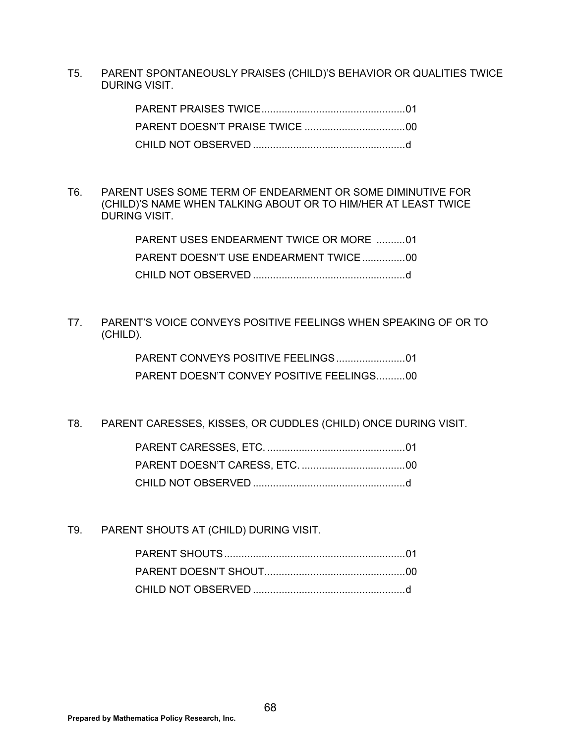T5. PARENT SPONTANEOUSLY PRAISES (CHILD)'S BEHAVIOR OR QUALITIES TWICE DURING VISIT.

PARENT PRAISES TWICE..................................................01
PARENT DOESN'T PRAISE TWICE ...................................00
CHILD NOT OBSERVED .....................................................d

T6. PARENT USES SOME TERM OF ENDEARMENT OR SOME DIMINUTIVE FOR (CHILD)'S NAME WHEN TALKING ABOUT OR TO HIM/HER AT LEAST TWICE DURING VISIT.

PARENT USES ENDEARMENT TWICE OR MORE ..........01
PARENT DOESN'T USE ENDEARMENT TWICE...............00
CHILD NOT OBSERVED .....................................................d

T7. PARENT'S VOICE CONVEYS POSITIVE FEELINGS WHEN SPEAKING OF OR TO (CHILD).

PARENT CONVEYS POSITIVE FEELINGS........................01
PARENT DOESN'T CONVEY POSITIVE FEELINGS..........00

T8. PARENT CARESSES, KISSES, OR CUDDLES (CHILD) ONCE DURING VISIT.

PARENT CARESSES, ETC. ................................................01
PARENT DOESN'T CARESS, ETC. ....................................00
CHILD NOT OBSERVED .....................................................d

T9. PARENT SHOUTS AT (CHILD) DURING VISIT.

PARENT SHOUTS ...............................................................01
PARENT DOESN'T SHOUT.................................................00
CHILD NOT OBSERVED .....................................................d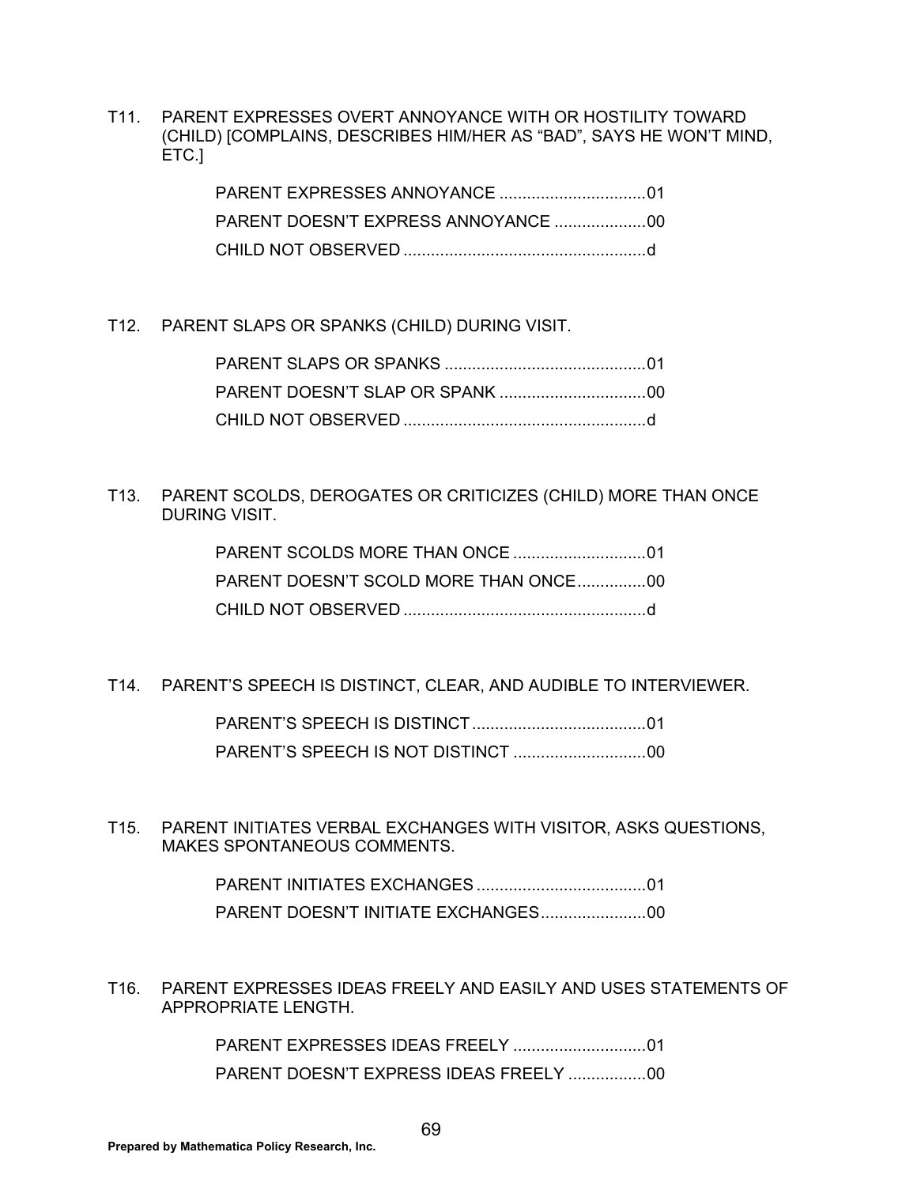T11. PARENT EXPRESSES OVERT ANNOYANCE WITH OR HOSTILITY TOWARD (CHILD) [COMPLAINS, DESCRIBES HIM/HER AS "BAD", SAYS HE WON'T MIND, ETC.]

PARENT EXPRESSES ANNOYANCE ................................01
PARENT DOESN'T EXPRESS ANNOYANCE ....................00
CHILD NOT OBSERVED .....................................................d

T12. PARENT SLAPS OR SPANKS (CHILD) DURING VISIT.

PARENT SLAPS OR SPANKS ............................................01
PARENT DOESN'T SLAP OR SPANK ................................00
CHILD NOT OBSERVED .....................................................d

T13. PARENT SCOLDS, DEROGATES OR CRITICIZES (CHILD) MORE THAN ONCE DURING VISIT.

PARENT SCOLDS MORE THAN ONCE .............................01
PARENT DOESN'T SCOLD MORE THAN ONCE...............00
CHILD NOT OBSERVED .....................................................d

T14. PARENT'S SPEECH IS DISTINCT, CLEAR, AND AUDIBLE TO INTERVIEWER.

PARENT'S SPEECH IS DISTINCT......................................01
PARENT'S SPEECH IS NOT DISTINCT .............................00

T15. PARENT INITIATES VERBAL EXCHANGES WITH VISITOR, ASKS QUESTIONS, MAKES SPONTANEOUS COMMENTS.

PARENT INITIATES EXCHANGES .....................................01
PARENT DOESN'T INITIATE EXCHANGES.......................00

T16. PARENT EXPRESSES IDEAS FREELY AND EASILY AND USES STATEMENTS OF APPROPRIATE LENGTH.

PARENT EXPRESSES IDEAS FREELY .............................01
PARENT DOESN'T EXPRESS IDEAS FREELY .................00

**Prepared by Mathematica Policy Research, Inc.**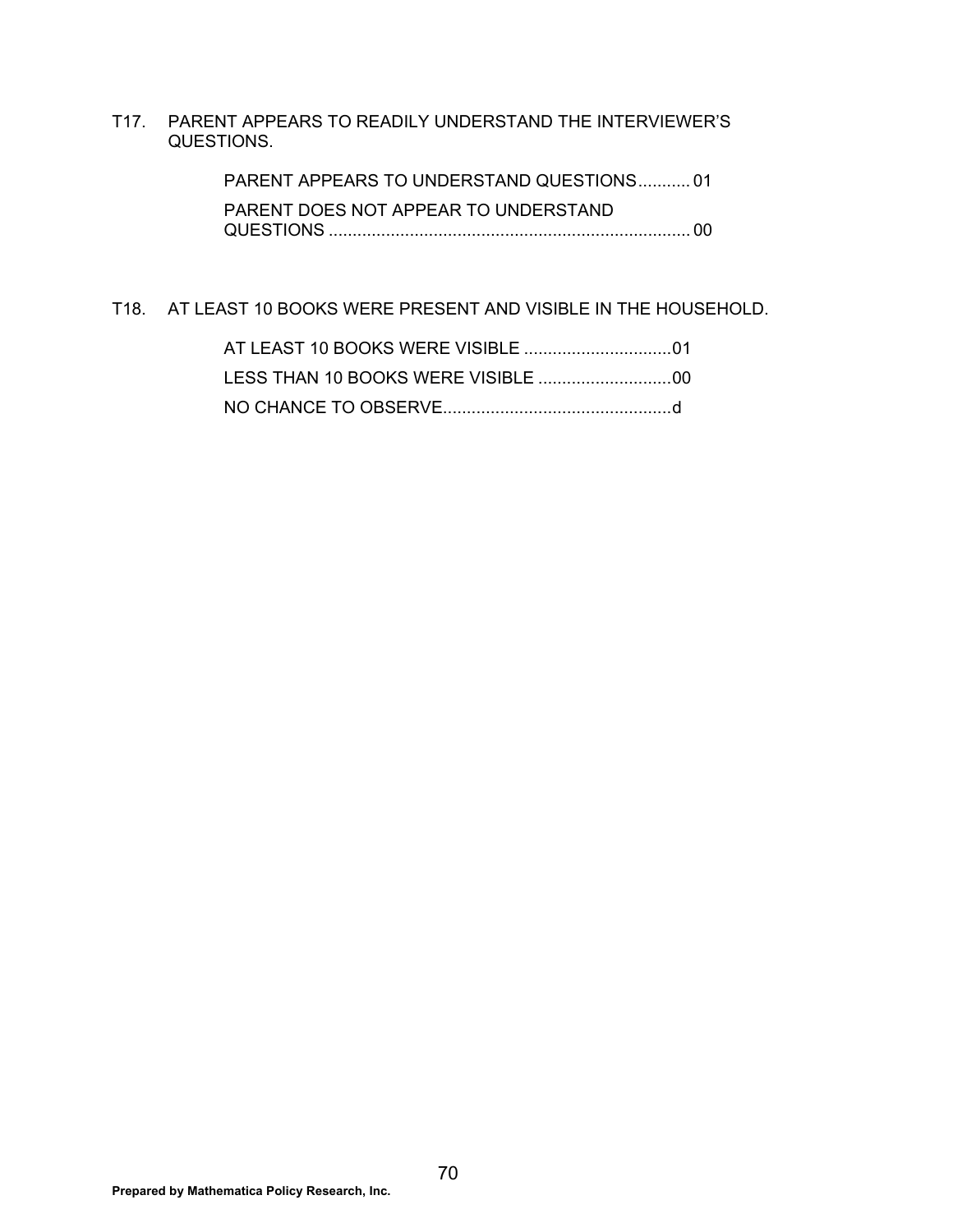T17. PARENT APPEARS TO READILY UNDERSTAND THE INTERVIEWER'S QUESTIONS.

PARENT APPEARS TO UNDERSTAND QUESTIONS........... 01

PARENT DOES NOT APPEAR TO UNDERSTAND QUESTIONS ........................................................................... 00

T18. AT LEAST 10 BOOKS WERE PRESENT AND VISIBLE IN THE HOUSEHOLD.

AT LEAST 10 BOOKS WERE VISIBLE ...............................01

LESS THAN 10 BOOKS WERE VISIBLE ............................00

NO CHANCE TO OBSERVE................................................d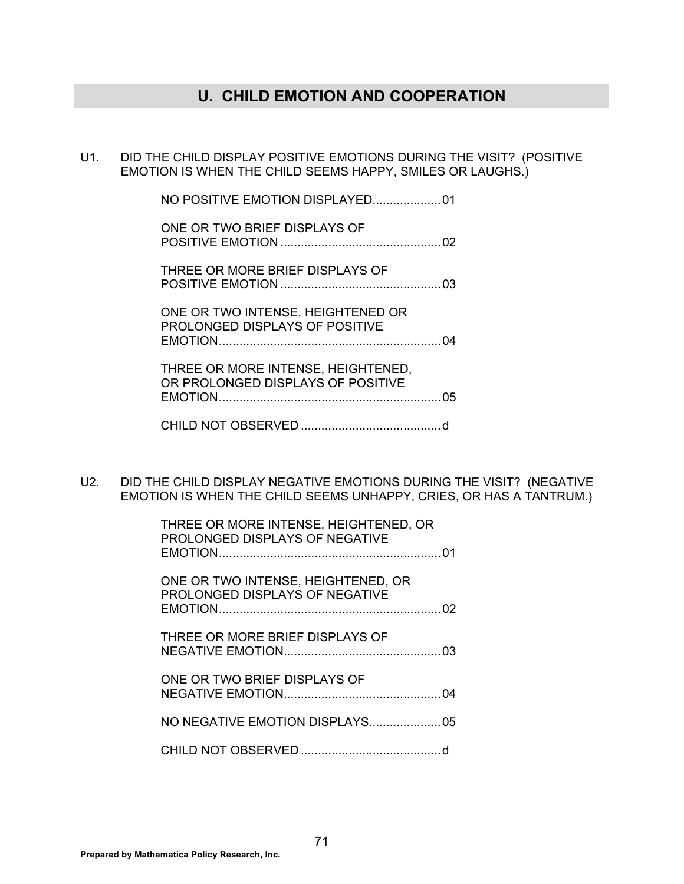## U. CHILD EMOTION AND COOPERATION

U1. DID THE CHILD DISPLAY POSITIVE EMOTIONS DURING THE VISIT? (POSITIVE EMOTION IS WHEN THE CHILD SEEMS HAPPY, SMILES OR LAUGHS.)

NO POSITIVE EMOTION DISPLAYED.................... 01

ONE OR TWO BRIEF DISPLAYS OF POSITIVE EMOTION ............................................... 02

THREE OR MORE BRIEF DISPLAYS OF POSITIVE EMOTION ............................................... 03

ONE OR TWO INTENSE, HEIGHTENED OR PROLONGED DISPLAYS OF POSITIVE EMOTION................................................................. 04

THREE OR MORE INTENSE, HEIGHTENED, OR PROLONGED DISPLAYS OF POSITIVE EMOTION................................................................. 05

CHILD NOT OBSERVED ......................................... d

U2. DID THE CHILD DISPLAY NEGATIVE EMOTIONS DURING THE VISIT? (NEGATIVE EMOTION IS WHEN THE CHILD SEEMS UNHAPPY, CRIES, OR HAS A TANTRUM.)

THREE OR MORE INTENSE, HEIGHTENED, OR PROLONGED DISPLAYS OF NEGATIVE EMOTION................................................................. 01

ONE OR TWO INTENSE, HEIGHTENED, OR PROLONGED DISPLAYS OF NEGATIVE EMOTION................................................................. 02

THREE OR MORE BRIEF DISPLAYS OF NEGATIVE EMOTION.............................................. 03

ONE OR TWO BRIEF DISPLAYS OF NEGATIVE EMOTION.............................................. 04

NO NEGATIVE EMOTION DISPLAYS..................... 05

CHILD NOT OBSERVED ......................................... d

**Prepared by Mathematica Policy Research, Inc.**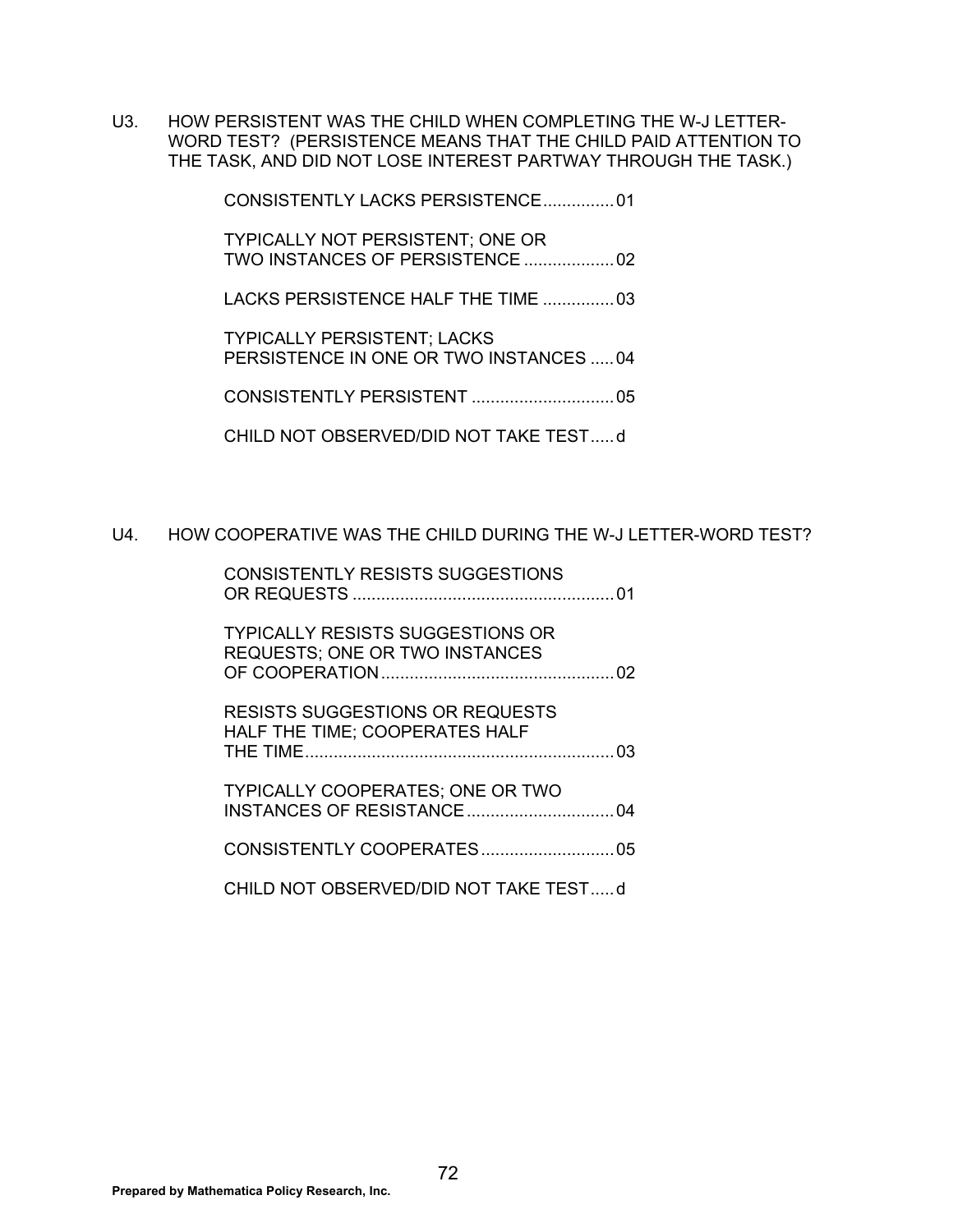U3. HOW PERSISTENT WAS THE CHILD WHEN COMPLETING THE W-J LETTER-WORD TEST? (PERSISTENCE MEANS THAT THE CHILD PAID ATTENTION TO THE TASK, AND DID NOT LOSE INTEREST PARTWAY THROUGH THE TASK.)

- CONSISTENTLY LACKS PERSISTENCE ............... 01
- TYPICALLY NOT PERSISTENT; ONE OR TWO INSTANCES OF PERSISTENCE ................... 02
- LACKS PERSISTENCE HALF THE TIME ............... 03
- TYPICALLY PERSISTENT; LACKS PERSISTENCE IN ONE OR TWO INSTANCES ..... 04
- CONSISTENTLY PERSISTENT .............................. 05
- CHILD NOT OBSERVED/DID NOT TAKE TEST..... d

U4. HOW COOPERATIVE WAS THE CHILD DURING THE W-J LETTER-WORD TEST?

- CONSISTENTLY RESISTS SUGGESTIONS OR REQUESTS ....................................................... 01
- TYPICALLY RESISTS SUGGESTIONS OR REQUESTS; ONE OR TWO INSTANCES OF COOPERATION ................................................. 02
- RESISTS SUGGESTIONS OR REQUESTS HALF THE TIME; COOPERATES HALF THE TIME ................................................................. 03
- TYPICALLY COOPERATES; ONE OR TWO INSTANCES OF RESISTANCE ............................... 04
- CONSISTENTLY COOPERATES ............................ 05
- CHILD NOT OBSERVED/DID NOT TAKE TEST..... d

**Prepared by Mathematica Policy Research, Inc.**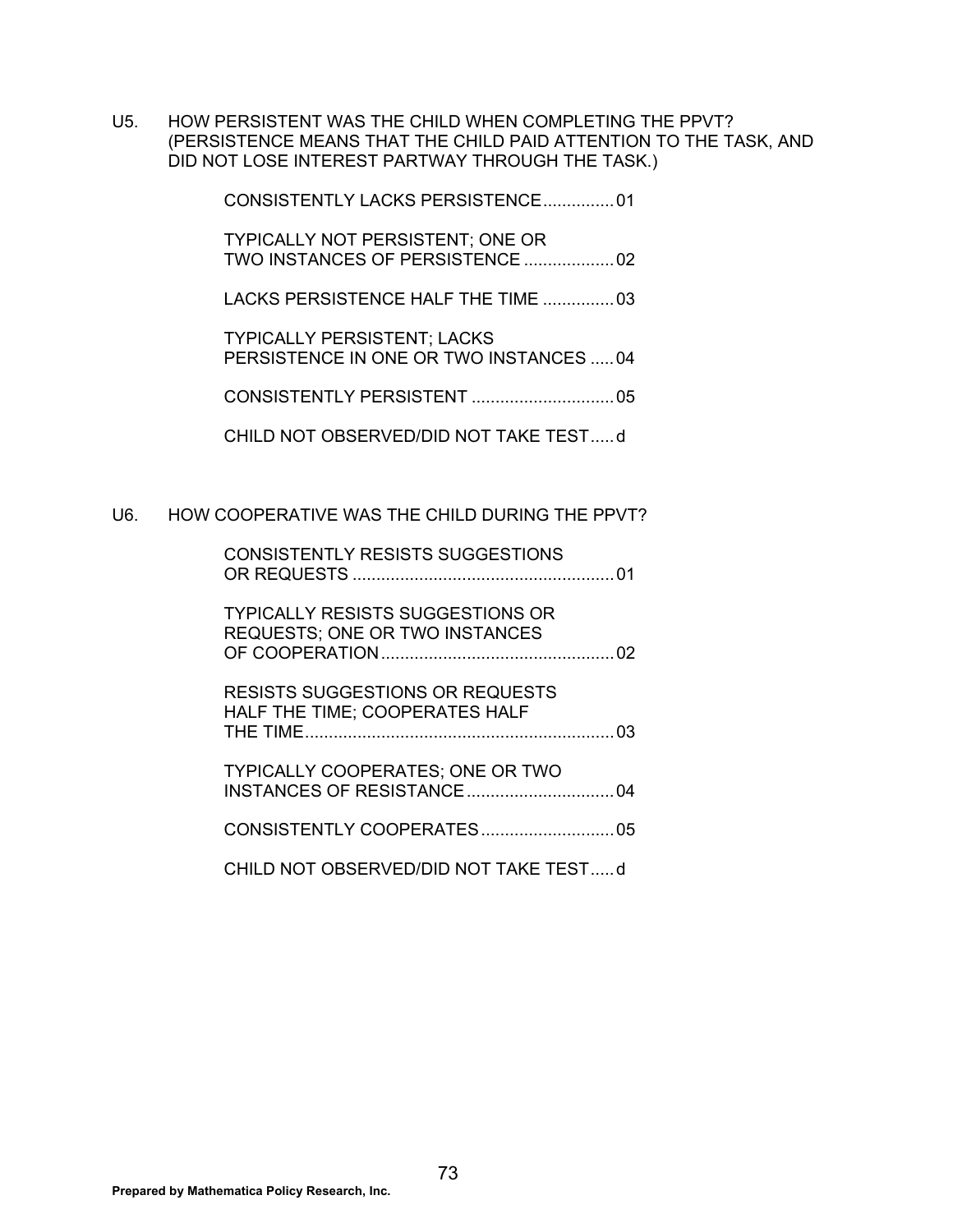U5. HOW PERSISTENT WAS THE CHILD WHEN COMPLETING THE PPVT? (PERSISTENCE MEANS THAT THE CHILD PAID ATTENTION TO THE TASK, AND DID NOT LOSE INTEREST PARTWAY THROUGH THE TASK.)

- CONSISTENTLY LACKS PERSISTENCE ............... 01
- TYPICALLY NOT PERSISTENT; ONE OR TWO INSTANCES OF PERSISTENCE ................... 02
- LACKS PERSISTENCE HALF THE TIME ............... 03
- TYPICALLY PERSISTENT; LACKS PERSISTENCE IN ONE OR TWO INSTANCES ..... 04
- CONSISTENTLY PERSISTENT .............................. 05
- CHILD NOT OBSERVED/DID NOT TAKE TEST..... d

U6. HOW COOPERATIVE WAS THE CHILD DURING THE PPVT?

- CONSISTENTLY RESISTS SUGGESTIONS OR REQUESTS ...................................................... 01
- TYPICALLY RESISTS SUGGESTIONS OR REQUESTS; ONE OR TWO INSTANCES OF COOPERATION................................................ 02
- RESISTS SUGGESTIONS OR REQUESTS HALF THE TIME; COOPERATES HALF THE TIME................................................................ 03
- TYPICALLY COOPERATES; ONE OR TWO INSTANCES OF RESISTANCE ............................... 04
- CONSISTENTLY COOPERATES............................ 05
- CHILD NOT OBSERVED/DID NOT TAKE TEST..... d

**Prepared by Mathematica Policy Research, Inc.**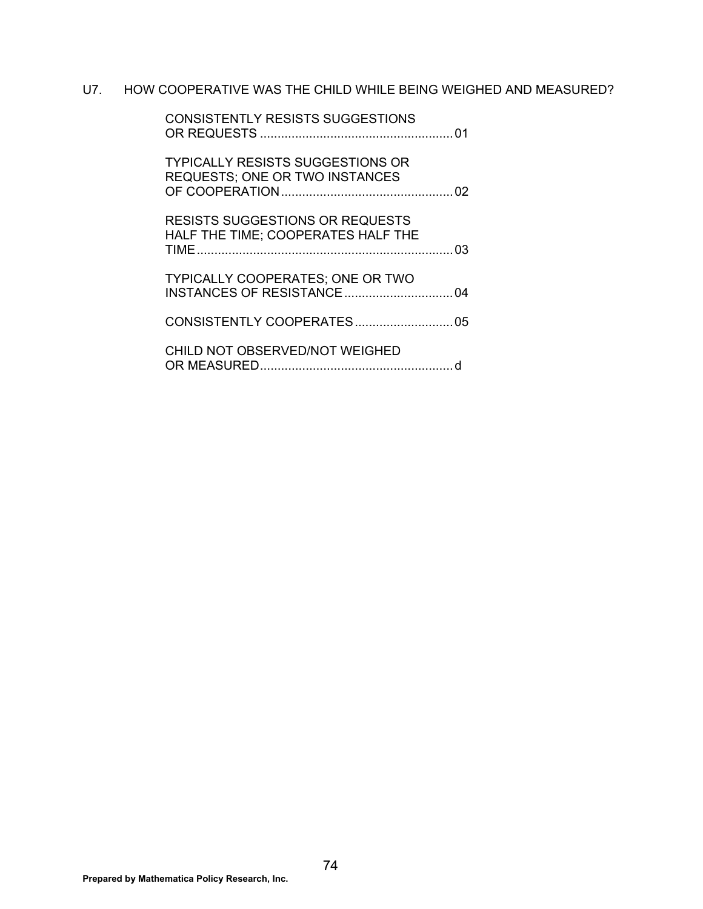U7. HOW COOPERATIVE WAS THE CHILD WHILE BEING WEIGHED AND MEASURED?

CONSISTENTLY RESISTS SUGGESTIONS OR REQUESTS .......................................................01

TYPICALLY RESISTS SUGGESTIONS OR REQUESTS; ONE OR TWO INSTANCES OF COOPERATION.................................................02

RESISTS SUGGESTIONS OR REQUESTS HALF THE TIME; COOPERATES HALF THE TIME.........................................................................03

TYPICALLY COOPERATES; ONE OR TWO INSTANCES OF RESISTANCE...............................04

CONSISTENTLY COOPERATES............................05

CHILD NOT OBSERVED/NOT WEIGHED OR MEASURED.......................................................d

**Prepared by Mathematica Policy Research, Inc.**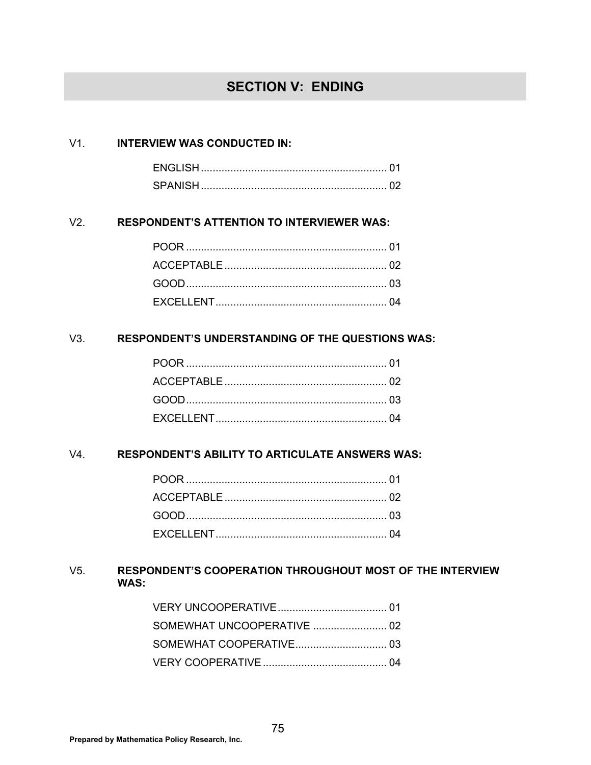## SECTION V: ENDING

V1. **INTERVIEW WAS CONDUCTED IN:**

ENGLISH ............................................................... 01
SPANISH ............................................................... 02

V2. **RESPONDENT'S ATTENTION TO INTERVIEWER WAS:**

POOR ..................................................................... 01
ACCEPTABLE ....................................................... 02
GOOD..................................................................... 03
EXCELLENT.......................................................... 04

V3. **RESPONDENT'S UNDERSTANDING OF THE QUESTIONS WAS:**

POOR ..................................................................... 01
ACCEPTABLE ....................................................... 02
GOOD..................................................................... 03
EXCELLENT.......................................................... 04

V4. **RESPONDENT'S ABILITY TO ARTICULATE ANSWERS WAS:**

POOR ..................................................................... 01
ACCEPTABLE ....................................................... 02
GOOD..................................................................... 03
EXCELLENT.......................................................... 04

V5. **RESPONDENT'S COOPERATION THROUGHOUT MOST OF THE INTERVIEW WAS:**

VERY UNCOOPERATIVE..................................... 01
SOMEWHAT UNCOOPERATIVE ......................... 02
SOMEWHAT COOPERATIVE............................... 03
VERY COOPERATIVE .......................................... 04

**Prepared by Mathematica Policy Research, Inc.**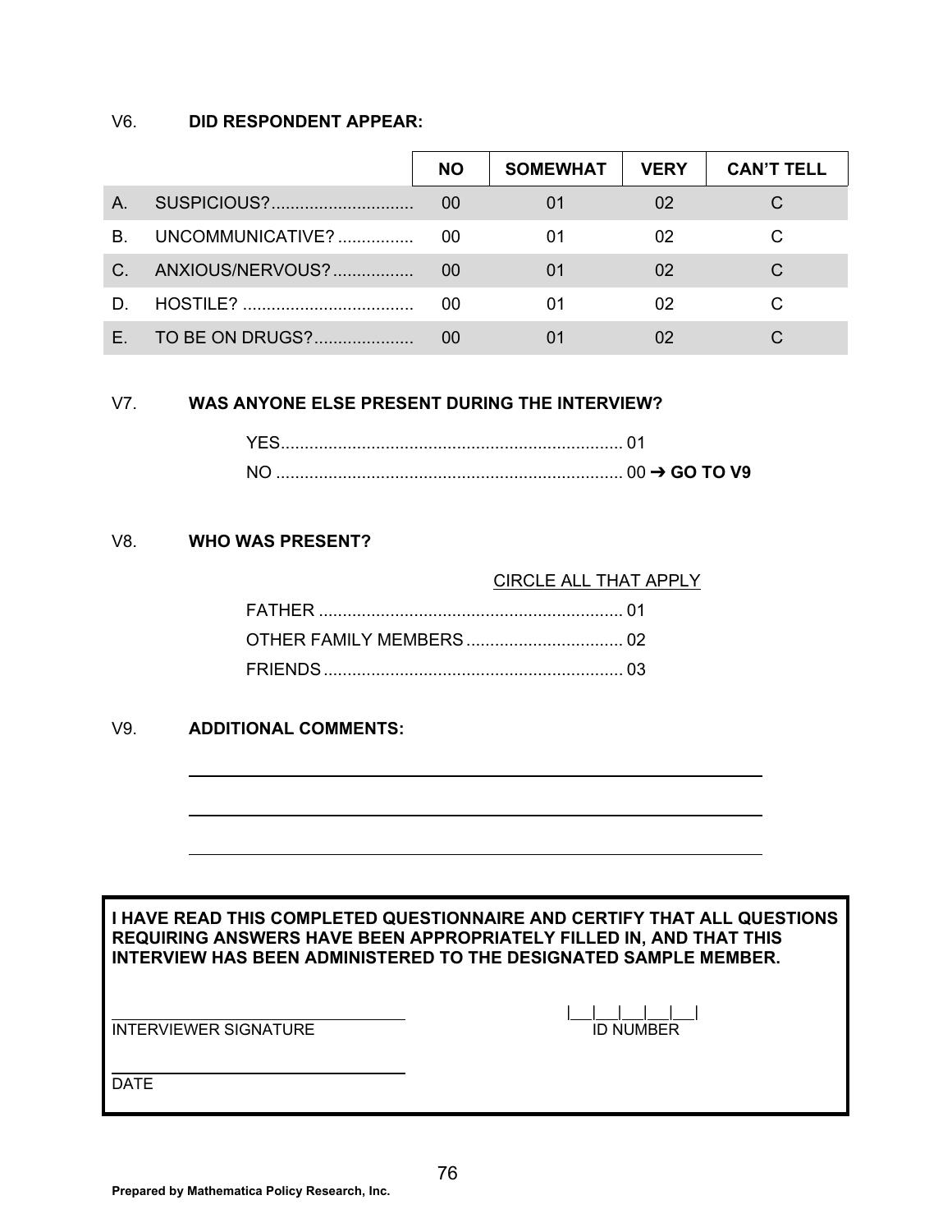V6. **DID RESPONDENT APPEAR:**

| | | NO | SOMEWHAT | VERY | CAN'T TELL |
|---|---|---|---|---|---|
| A. | SUSPICIOUS?............................. | 00 | 01 | 02 | C |
| B. | UNCOMMUNICATIVE? ................ | 00 | 01 | 02 | C |
| C. | ANXIOUS/NERVOUS? ................ | 00 | 01 | 02 | C |
| D. | HOSTILE? .................................... | 00 | 01 | 02 | C |
| E. | TO BE ON DRUGS?.................... | 00 | 01 | 02 | C |

V7. **WAS ANYONE ELSE PRESENT DURING THE INTERVIEW?**

YES........................................................................ 01
NO ......................................................................... 00 ➔ **GO TO V9**

V8. **WHO WAS PRESENT?**

CIRCLE ALL THAT APPLY

FATHER ................................................................ 01
OTHER FAMILY MEMBERS ................................. 02
FRIENDS ............................................................... 03

V9. **ADDITIONAL COMMENTS:**

______________________________________________________________

______________________________________________________________

______________________________________________________________

**I HAVE READ THIS COMPLETED QUESTIONNAIRE AND CERTIFY THAT ALL QUESTIONS REQUIRING ANSWERS HAVE BEEN APPROPRIATELY FILLED IN, AND THAT THIS INTERVIEW HAS BEEN ADMINISTERED TO THE DESIGNATED SAMPLE MEMBER.**

______________________________
INTERVIEWER SIGNATURE

|___|___|___|___|___|
ID NUMBER

______________________________
DATE

**Prepared by Mathematica Policy Research, Inc.**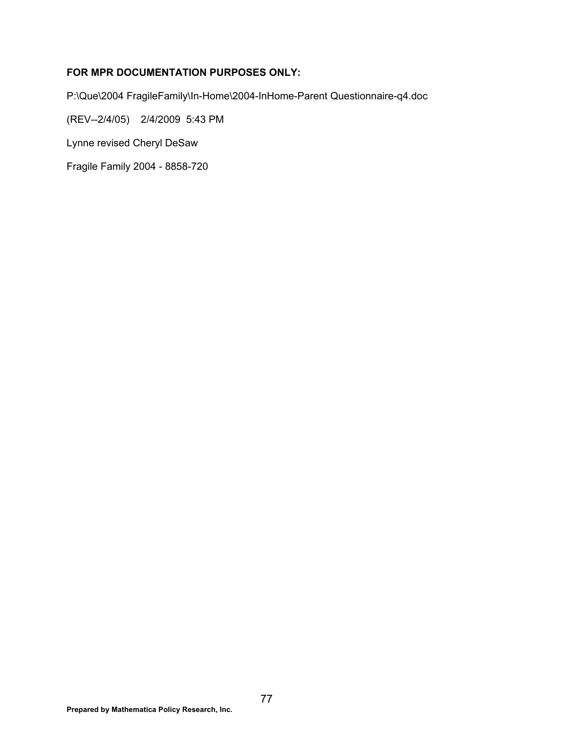**FOR MPR DOCUMENTATION PURPOSES ONLY:**

P:\Que\2004 FragileFamily\In-Home\2004-InHome-Parent Questionnaire-q4.doc

(REV--2/4/05)    2/4/2009  5:43 PM

Lynne revised Cheryl DeSaw

Fragile Family 2004 - 8858-720